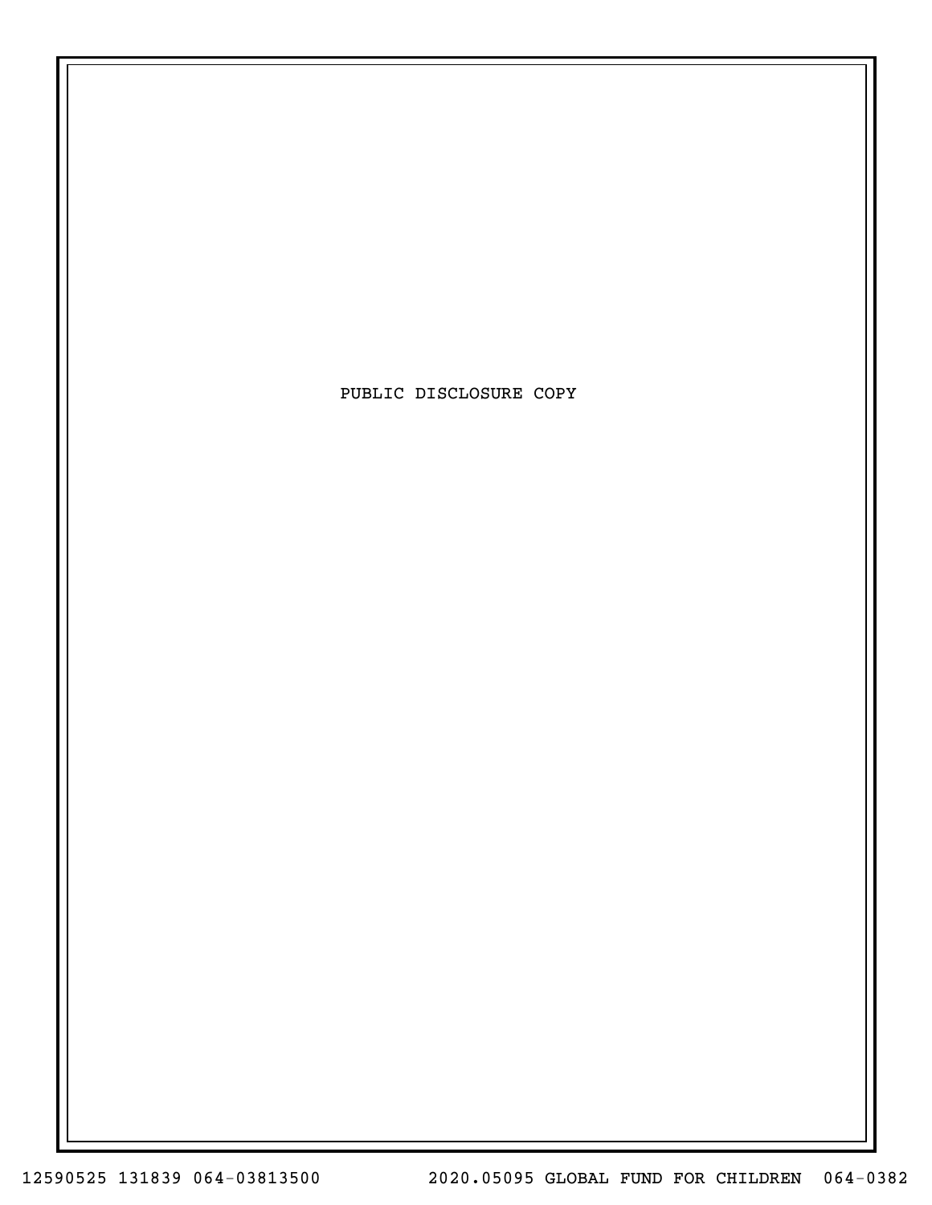PUBLIC DISCLOSURE COPY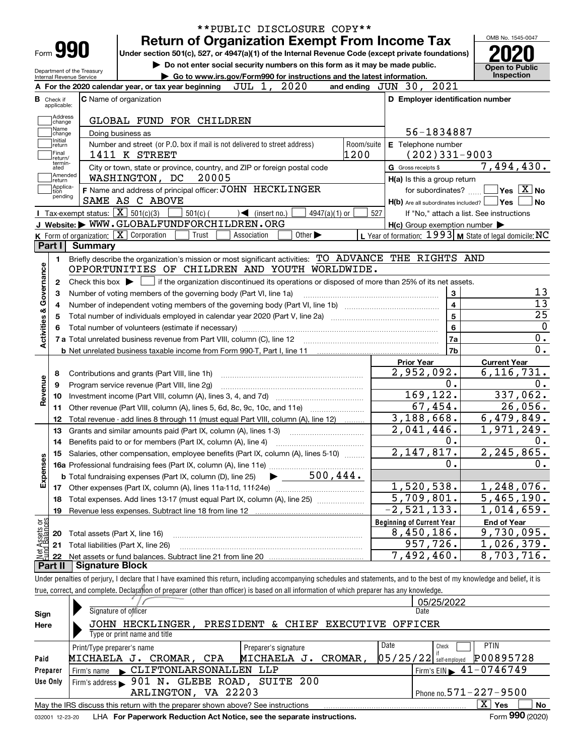**PUBLIC DISCLOSURE COPY**

Form **990**

Department of the Treasury
Internal Revenue Service

# Return of Organization Exempt From Income Tax

**Under section 501(c), 527, or 4947(a)(1) of the Internal Revenue Code (except private foundations)**

▶ **Do not enter social security numbers on this form as it may be made public.**

▶ **Go to www.irs.gov/Form990 for instructions and the latest information.**

OMB No. 1545-0047

**2020**

**Open to Public Inspection**

**A** For the 2020 calendar year, or tax year beginning JUL 1, 2020 and ending JUN 30, 2021

**B** Check if applicable: Address change, Name change, Initial return, Final return/terminated, Amended return, Application pending

**C** Name of organization: GLOBAL FUND FOR CHILDREN

Doing business as

Number and street (or P.O. box if mail is not delivered to street address): 1411 K STREET — Room/suite: 1200

City or town, state or province, country, and ZIP or foreign postal code: WASHINGTON, DC 20005

**F** Name and address of principal officer: JOHN HECKLINGER, SAME AS C ABOVE

**D** Employer identification number: 56-1834887

**E** Telephone number: (202)331-9003

**G** Gross receipts $ 7,494,430.

**H(a)** Is this a group return for subordinates? Yes [ ] No [X]

**H(b)** Are all subordinates included? Yes [ ] No [ ]
If "No," attach a list. See instructions

**H(c)** Group exemption number ▶

**I** Tax-exempt status: [X] 501(c)(3) [ ] 501(c) ( ) ◀ (insert no.) [ ] 4947(a)(1) or [ ] 527

**J** Website: ▶ WWW.GLOBALFUNDFORCHILDREN.ORG

**K** Form of organization: [X] Corporation [ ] Trust [ ] Association [ ] Other ▶

**L** Year of formation: 1993 **M** State of legal domicile: NC

## Part I Summary

**Activities & Governance**

1. Briefly describe the organization's mission or most significant activities: TO ADVANCE THE RIGHTS AND OPPORTUNITIES OF CHILDREN AND YOUTH WORLDWIDE.
2. Check this box ▶ [ ] if the organization discontinued its operations or disposed of more than 25% of its net assets.

| | | | |
|---|---|---|---|
| 3 | Number of voting members of the governing body (Part VI, line 1a) | 3 | 13 |
| 4 | Number of independent voting members of the governing body (Part VI, line 1b) | 4 | 13 |
| 5 | Total number of individuals employed in calendar year 2020 (Part V, line 2a) | 5 | 25 |
| 6 | Total number of volunteers (estimate if necessary) | 6 | 0 |
| 7a | Total unrelated business revenue from Part VIII, column (C), line 12 | 7a | 0. |
| b | Net unrelated business taxable income from Form 990-T, Part I, line 11 | 7b | 0. |

| | | Prior Year | Current Year |
|---|---|---|---|
| **Revenue** | | | |
| 8 | Contributions and grants (Part VIII, line 1h) | 2,952,092. | 6,116,731. |
| 9 | Program service revenue (Part VIII, line 2g) | 0. | 0. |
| 10 | Investment income (Part VIII, column (A), lines 3, 4, and 7d) | 169,122. | 337,062. |
| 11 | Other revenue (Part VIII, column (A), lines 5, 6d, 8c, 9c, 10c, and 11e) | 67,454. | 26,056. |
| 12 | Total revenue - add lines 8 through 11 (must equal Part VIII, column (A), line 12) | 3,188,668. | 6,479,849. |
| **Expenses** | | | |
| 13 | Grants and similar amounts paid (Part IX, column (A), lines 1-3) | 2,041,446. | 1,971,249. |
| 14 | Benefits paid to or for members (Part IX, column (A), line 4) | 0. | 0. |
| 15 | Salaries, other compensation, employee benefits (Part IX, column (A), lines 5-10) | 2,147,817. | 2,245,865. |
| 16a | Professional fundraising fees (Part IX, column (A), line 11e) | 0. | 0. |
| b | Total fundraising expenses (Part IX, column (D), line 25) ▶ 500,444. | | |
| 17 | Other expenses (Part IX, column (A), lines 11a-11d, 11f-24e) | 1,520,538. | 1,248,076. |
| 18 | Total expenses. Add lines 13-17 (must equal Part IX, column (A), line 25) | 5,709,801. | 5,465,190. |
| 19 | Revenue less expenses. Subtract line 18 from line 12 | -2,521,133. | 1,014,659. |

| | **Net Assets or Fund Balances** | Beginning of Current Year | End of Year |
|---|---|---|---|
| 20 | Total assets (Part X, line 16) | 8,450,186. | 9,730,095. |
| 21 | Total liabilities (Part X, line 26) | 957,726. | 1,026,379. |
| 22 | Net assets or fund balances. Subtract line 21 from line 20 | 7,492,460. | 8,703,716. |

## Part II Signature Block

Under penalties of perjury, I declare that I have examined this return, including accompanying schedules and statements, and to the best of my knowledge and belief, it is true, correct, and complete. Declaration of preparer (other than officer) is based on all information of which preparer has any knowledge.

**Sign Here**

Signature of officer — Date: 05/25/2022

JOHN HECKLINGER, PRESIDENT & CHIEF EXECUTIVE OFFICER
Type or print name and title

**Paid Preparer Use Only**

| Print/Type preparer's name | Preparer's signature | Date | Check if self-employed | PTIN |
|---|---|---|---|---|
| MICHAELA J. CROMAR, CPA | MICHAELA J. CROMAR, | 05/25/22 | [ ] | P00895728 |

Firm's name ▶ CLIFTONLARSONALLEN LLP — Firm's EIN ▶ 41-0746749

Firm's address ▶ 901 N. GLEBE ROAD, SUITE 200, ARLINGTON, VA 22203 — Phone no. 571-227-9500

May the IRS discuss this return with the preparer shown above? See instructions [X] Yes [ ] No

032001 12-23-20 LHA **For Paperwork Reduction Act Notice, see the separate instructions.** Form **990** (2020)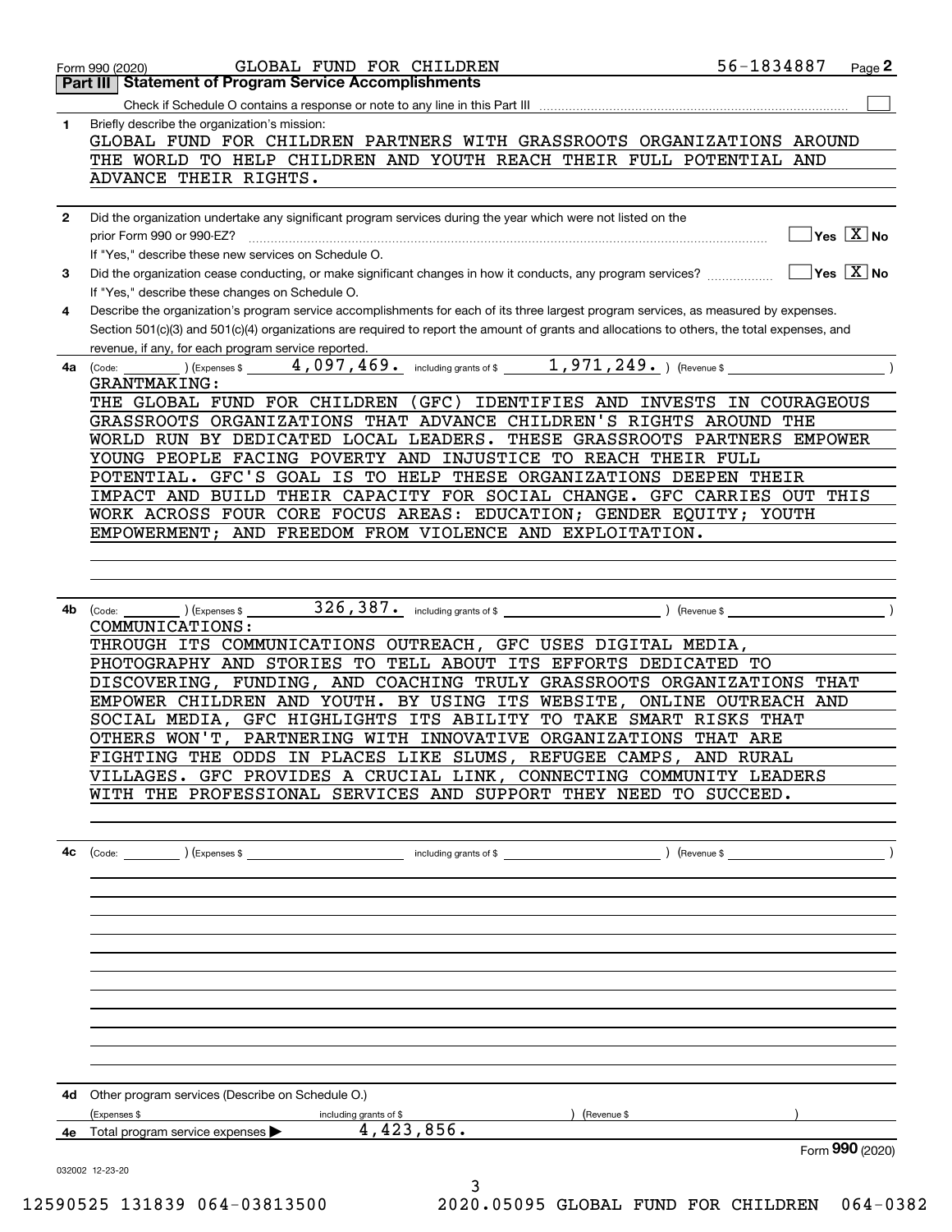Form 990 (2020) GLOBAL FUND FOR CHILDREN 56-1834887 Page 2

## Part III Statement of Program Service Accomplishments

Check if Schedule O contains a response or note to any line in this Part III ☐

**1** Briefly describe the organization's mission:

GLOBAL FUND FOR CHILDREN PARTNERS WITH GRASSROOTS ORGANIZATIONS AROUND THE WORLD TO HELP CHILDREN AND YOUTH REACH THEIR FULL POTENTIAL AND ADVANCE THEIR RIGHTS.

**2** Did the organization undertake any significant program services during the year which were not listed on the prior Form 990 or 990-EZ? ☐ Yes ☒ No

If "Yes," describe these new services on Schedule O.

**3** Did the organization cease conducting, or make significant changes in how it conducts, any program services? ☐ Yes ☒ No

If "Yes," describe these changes on Schedule O.

**4** Describe the organization's program service accomplishments for each of its three largest program services, as measured by expenses. Section 501(c)(3) and 501(c)(4) organizations are required to report the amount of grants and allocations to others, the total expenses, and revenue, if any, for each program service reported.

**4a** (Code: ) (Expenses $ 4,097,469. including grants of $ 1,971,249. ) (Revenue $ )

GRANTMAKING:

THE GLOBAL FUND FOR CHILDREN (GFC) IDENTIFIES AND INVESTS IN COURAGEOUS GRASSROOTS ORGANIZATIONS THAT ADVANCE CHILDREN'S RIGHTS AROUND THE WORLD RUN BY DEDICATED LOCAL LEADERS. THESE GRASSROOTS PARTNERS EMPOWER YOUNG PEOPLE FACING POVERTY AND INJUSTICE TO REACH THEIR FULL POTENTIAL. GFC'S GOAL IS TO HELP THESE ORGANIZATIONS DEEPEN THEIR IMPACT AND BUILD THEIR CAPACITY FOR SOCIAL CHANGE. GFC CARRIES OUT THIS WORK ACROSS FOUR CORE FOCUS AREAS: EDUCATION; GENDER EQUITY; YOUTH EMPOWERMENT; AND FREEDOM FROM VIOLENCE AND EXPLOITATION.

**4b** (Code: ) (Expenses $ 326,387. including grants of $ ) (Revenue $ )

COMMUNICATIONS:

THROUGH ITS COMMUNICATIONS OUTREACH, GFC USES DIGITAL MEDIA, PHOTOGRAPHY AND STORIES TO TELL ABOUT ITS EFFORTS DEDICATED TO DISCOVERING, FUNDING, AND COACHING TRULY GRASSROOTS ORGANIZATIONS THAT EMPOWER CHILDREN AND YOUTH. BY USING ITS WEBSITE, ONLINE OUTREACH AND SOCIAL MEDIA, GFC HIGHLIGHTS ITS ABILITY TO TAKE SMART RISKS THAT OTHERS WON'T, PARTNERING WITH INNOVATIVE ORGANIZATIONS THAT ARE FIGHTING THE ODDS IN PLACES LIKE SLUMS, REFUGEE CAMPS, AND RURAL VILLAGES. GFC PROVIDES A CRUCIAL LINK, CONNECTING COMMUNITY LEADERS WITH THE PROFESSIONAL SERVICES AND SUPPORT THEY NEED TO SUCCEED.

**4c** (Code: ) (Expenses $ including grants of $ ) (Revenue $ )

**4d** Other program services (Describe on Schedule O.)

(Expenses $ including grants of $ ) (Revenue $ )

**4e** Total program service expenses ▶ 4,423,856.

Form **990** (2020)

032002 12-23-20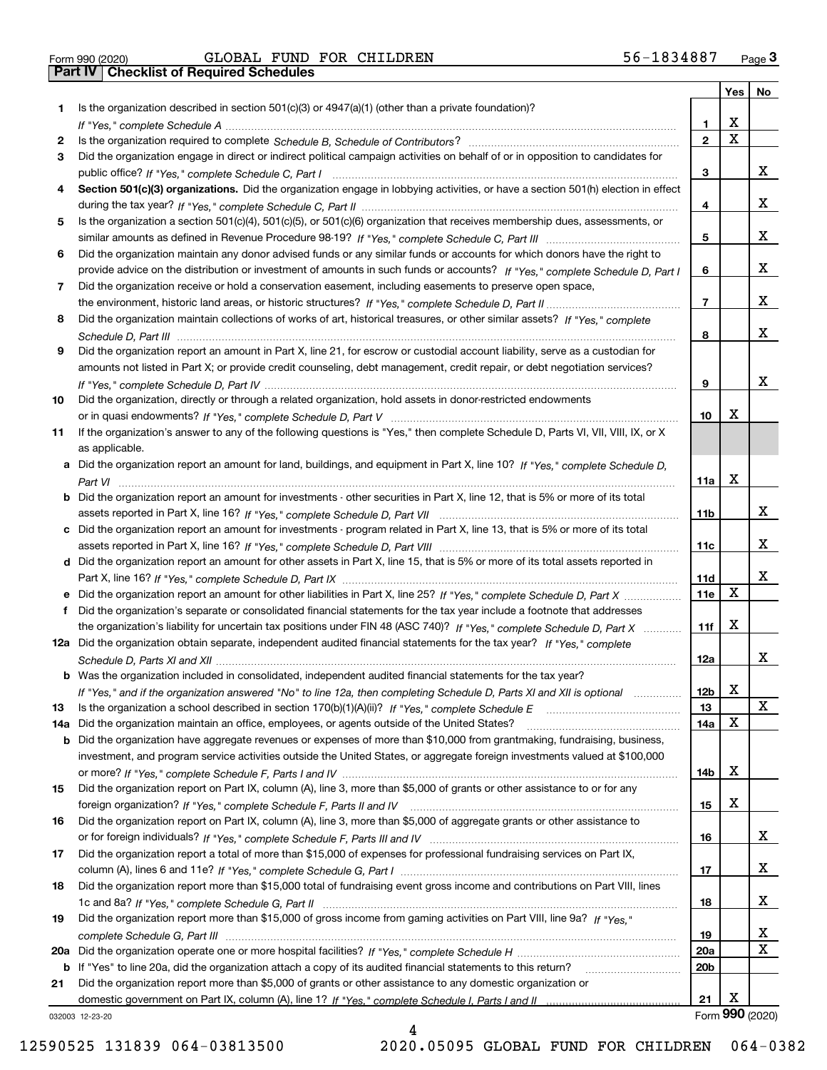Form 990 (2020) GLOBAL FUND FOR CHILDREN 56-1834887 Page 3

## Part IV Checklist of Required Schedules

| | | | Yes | No |
|---|---|---|---|---|
| 1 | Is the organization described in section 501(c)(3) or 4947(a)(1) (other than a private foundation)? *If "Yes," complete Schedule A* | 1 | X | |
| 2 | Is the organization required to complete *Schedule B, Schedule of Contributors*? | 2 | X | |
| 3 | Did the organization engage in direct or indirect political campaign activities on behalf of or in opposition to candidates for public office? *If "Yes," complete Schedule C, Part I* | 3 | | X |
| 4 | **Section 501(c)(3) organizations.** Did the organization engage in lobbying activities, or have a section 501(h) election in effect during the tax year? *If "Yes," complete Schedule C, Part II* | 4 | | X |
| 5 | Is the organization a section 501(c)(4), 501(c)(5), or 501(c)(6) organization that receives membership dues, assessments, or similar amounts as defined in Revenue Procedure 98-19? *If "Yes," complete Schedule C, Part III* | 5 | | X |
| 6 | Did the organization maintain any donor advised funds or any similar funds or accounts for which donors have the right to provide advice on the distribution or investment of amounts in such funds or accounts? *If "Yes," complete Schedule D, Part I* | 6 | | X |
| 7 | Did the organization receive or hold a conservation easement, including easements to preserve open space, the environment, historic land areas, or historic structures? *If "Yes," complete Schedule D, Part II* | 7 | | X |
| 8 | Did the organization maintain collections of works of art, historical treasures, or other similar assets? *If "Yes," complete Schedule D, Part III* | 8 | | X |
| 9 | Did the organization report an amount in Part X, line 21, for escrow or custodial account liability, serve as a custodian for amounts not listed in Part X; or provide credit counseling, debt management, credit repair, or debt negotiation services? *If "Yes," complete Schedule D, Part IV* | 9 | | X |
| 10 | Did the organization, directly or through a related organization, hold assets in donor-restricted endowments or in quasi endowments? *If "Yes," complete Schedule D, Part V* | 10 | X | |
| 11 | If the organization's answer to any of the following questions is "Yes," then complete Schedule D, Parts VI, VII, VIII, IX, or X as applicable. | | | |
| a | Did the organization report an amount for land, buildings, and equipment in Part X, line 10? *If "Yes," complete Schedule D, Part VI* | 11a | X | |
| b | Did the organization report an amount for investments - other securities in Part X, line 12, that is 5% or more of its total assets reported in Part X, line 16? *If "Yes," complete Schedule D, Part VII* | 11b | | X |
| c | Did the organization report an amount for investments - program related in Part X, line 13, that is 5% or more of its total assets reported in Part X, line 16? *If "Yes," complete Schedule D, Part VIII* | 11c | | X |
| d | Did the organization report an amount for other assets in Part X, line 15, that is 5% or more of its total assets reported in Part X, line 16? *If "Yes," complete Schedule D, Part IX* | 11d | | X |
| e | Did the organization report an amount for other liabilities in Part X, line 25? *If "Yes," complete Schedule D, Part X* | 11e | X | |
| f | Did the organization's separate or consolidated financial statements for the tax year include a footnote that addresses the organization's liability for uncertain tax positions under FIN 48 (ASC 740)? *If "Yes," complete Schedule D, Part X* | 11f | X | |
| 12a | Did the organization obtain separate, independent audited financial statements for the tax year? *If "Yes," complete Schedule D, Parts XI and XII* | 12a | | X |
| b | Was the organization included in consolidated, independent audited financial statements for the tax year? *If "Yes," and if the organization answered "No" to line 12a, then completing Schedule D, Parts XI and XII is optional* | 12b | X | |
| 13 | Is the organization a school described in section 170(b)(1)(A)(ii)? *If "Yes," complete Schedule E* | 13 | | X |
| 14a | Did the organization maintain an office, employees, or agents outside of the United States? | 14a | X | |
| b | Did the organization have aggregate revenues or expenses of more than $10,000 from grantmaking, fundraising, business, investment, and program service activities outside the United States, or aggregate foreign investments valued at $100,000 or more? *If "Yes," complete Schedule F, Parts I and IV* | 14b | X | |
| 15 | Did the organization report on Part IX, column (A), line 3, more than $5,000 of grants or other assistance to or for any foreign organization? *If "Yes," complete Schedule F, Parts II and IV* | 15 | X | |
| 16 | Did the organization report on Part IX, column (A), line 3, more than $5,000 of aggregate grants or other assistance to or for foreign individuals? *If "Yes," complete Schedule F, Parts III and IV* | 16 | | X |
| 17 | Did the organization report a total of more than $15,000 of expenses for professional fundraising services on Part IX, column (A), lines 6 and 11e? *If "Yes," complete Schedule G, Part I* | 17 | | X |
| 18 | Did the organization report more than $15,000 total of fundraising event gross income and contributions on Part VIII, lines 1c and 8a? *If "Yes," complete Schedule G, Part II* | 18 | | X |
| 19 | Did the organization report more than $15,000 of gross income from gaming activities on Part VIII, line 9a? *If "Yes," complete Schedule G, Part III* | 19 | | X |
| 20a | Did the organization operate one or more hospital facilities? *If "Yes," complete Schedule H* | 20a | | X |
| b | If "Yes" to line 20a, did the organization attach a copy of its audited financial statements to this return? | 20b | | |
| 21 | Did the organization report more than $5,000 of grants or other assistance to any domestic organization or domestic government on Part IX, column (A), line 1? *If "Yes," complete Schedule I, Parts I and II* | 21 | X | |

032003 12-23-20 Form 990 (2020)

12590525 131839 064-03813500 2020.05095 GLOBAL FUND FOR CHILDREN 064-0382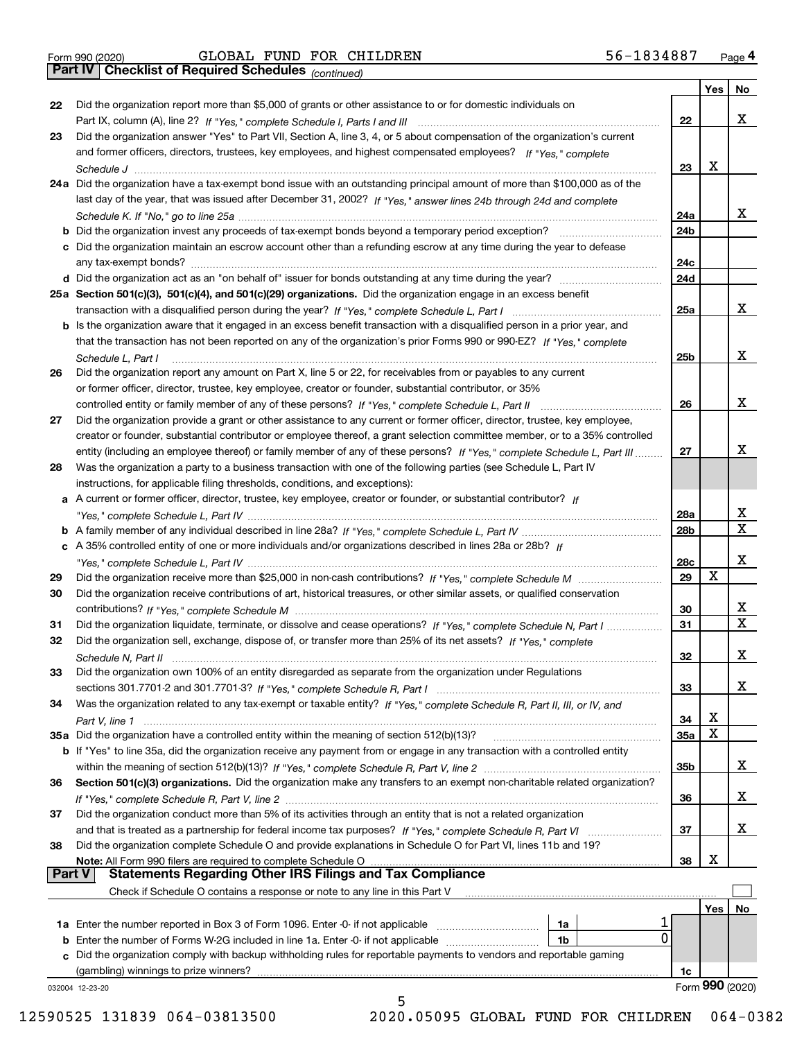Form 990 (2020) GLOBAL FUND FOR CHILDREN 56-1834887 Page 4

**Part IV Checklist of Required Schedules** *(continued)*

| | | | Yes | No |
|---|---|---|---|---|
| 22 | Did the organization report more than $5,000 of grants or other assistance to or for domestic individuals on Part IX, column (A), line 2? *If "Yes," complete Schedule I, Parts I and III* | 22 | | X |
| 23 | Did the organization answer "Yes" to Part VII, Section A, line 3, 4, or 5 about compensation of the organization's current and former officers, directors, trustees, key employees, and highest compensated employees? *If "Yes," complete Schedule J* | 23 | X | |
| 24a | Did the organization have a tax-exempt bond issue with an outstanding principal amount of more than $100,000 as of the last day of the year, that was issued after December 31, 2002? *If "Yes," answer lines 24b through 24d and complete Schedule K. If "No," go to line 25a* | 24a | | X |
| b | Did the organization invest any proceeds of tax-exempt bonds beyond a temporary period exception? | 24b | | |
| c | Did the organization maintain an escrow account other than a refunding escrow at any time during the year to defease any tax-exempt bonds? | 24c | | |
| d | Did the organization act as an "on behalf of" issuer for bonds outstanding at any time during the year? | 24d | | |
| 25a | **Section 501(c)(3), 501(c)(4), and 501(c)(29) organizations.** Did the organization engage in an excess benefit transaction with a disqualified person during the year? *If "Yes," complete Schedule L, Part I* | 25a | | X |
| b | Is the organization aware that it engaged in an excess benefit transaction with a disqualified person in a prior year, and that the transaction has not been reported on any of the organization's prior Forms 990 or 990-EZ? *If "Yes," complete Schedule L, Part I* | 25b | | X |
| 26 | Did the organization report any amount on Part X, line 5 or 22, for receivables from or payables to any current or former officer, director, trustee, key employee, creator or founder, substantial contributor, or 35% controlled entity or family member of any of these persons? *If "Yes," complete Schedule L, Part II* | 26 | | X |
| 27 | Did the organization provide a grant or other assistance to any current or former officer, director, trustee, key employee, creator or founder, substantial contributor or employee thereof, a grant selection committee member, or to a 35% controlled entity (including an employee thereof) or family member of any of these persons? *If "Yes," complete Schedule L, Part III* | 27 | | X |
| 28 | Was the organization a party to a business transaction with one of the following parties (see Schedule L, Part IV instructions, for applicable filing thresholds, conditions, and exceptions): | | | |
| a | A current or former officer, director, trustee, key employee, creator or founder, or substantial contributor? *If "Yes," complete Schedule L, Part IV* | 28a | | X |
| b | A family member of any individual described in line 28a? *If "Yes," complete Schedule L, Part IV* | 28b | | X |
| c | A 35% controlled entity of one or more individuals and/or organizations described in lines 28a or 28b? *If "Yes," complete Schedule L, Part IV* | 28c | | X |
| 29 | Did the organization receive more than $25,000 in non-cash contributions? *If "Yes," complete Schedule M* | 29 | X | |
| 30 | Did the organization receive contributions of art, historical treasures, or other similar assets, or qualified conservation contributions? *If "Yes," complete Schedule M* | 30 | | X |
| 31 | Did the organization liquidate, terminate, or dissolve and cease operations? *If "Yes," complete Schedule N, Part I* | 31 | | X |
| 32 | Did the organization sell, exchange, dispose of, or transfer more than 25% of its net assets? *If "Yes," complete Schedule N, Part II* | 32 | | X |
| 33 | Did the organization own 100% of an entity disregarded as separate from the organization under Regulations sections 301.7701-2 and 301.7701-3? *If "Yes," complete Schedule R, Part I* | 33 | | X |
| 34 | Was the organization related to any tax-exempt or taxable entity? *If "Yes," complete Schedule R, Part II, III, or IV, and Part V, line 1* | 34 | X | |
| 35a | Did the organization have a controlled entity within the meaning of section 512(b)(13)? | 35a | X | |
| b | If "Yes" to line 35a, did the organization receive any payment from or engage in any transaction with a controlled entity within the meaning of section 512(b)(13)? *If "Yes," complete Schedule R, Part V, line 2* | 35b | | X |
| 36 | **Section 501(c)(3) organizations.** Did the organization make any transfers to an exempt non-charitable related organization? *If "Yes," complete Schedule R, Part V, line 2* | 36 | | X |
| 37 | Did the organization conduct more than 5% of its activities through an entity that is not a related organization and that is treated as a partnership for federal income tax purposes? *If "Yes," complete Schedule R, Part VI* | 37 | | X |
| 38 | Did the organization complete Schedule O and provide explanations in Schedule O for Part VI, lines 11b and 19? **Note:** All Form 990 filers are required to complete Schedule O | 38 | X | |

**Part V Statements Regarding Other IRS Filings and Tax Compliance**

Check if Schedule O contains a response or note to any line in this Part V ☐

| | | | | | Yes | No |
|---|---|---|---|---|---|---|
| 1a | Enter the number reported in Box 3 of Form 1096. Enter -0- if not applicable | 1a | 1 | | | |
| b | Enter the number of Forms W-2G included in line 1a. Enter -0- if not applicable | 1b | 0 | | | |
| c | Did the organization comply with backup withholding rules for reportable payments to vendors and reportable gaming (gambling) winnings to prize winners? | | | 1c | | |

032004 12-23-20 Form **990** (2020)

12590525 131839 064-03813500 2020.05095 GLOBAL FUND FOR CHILDREN 064-0382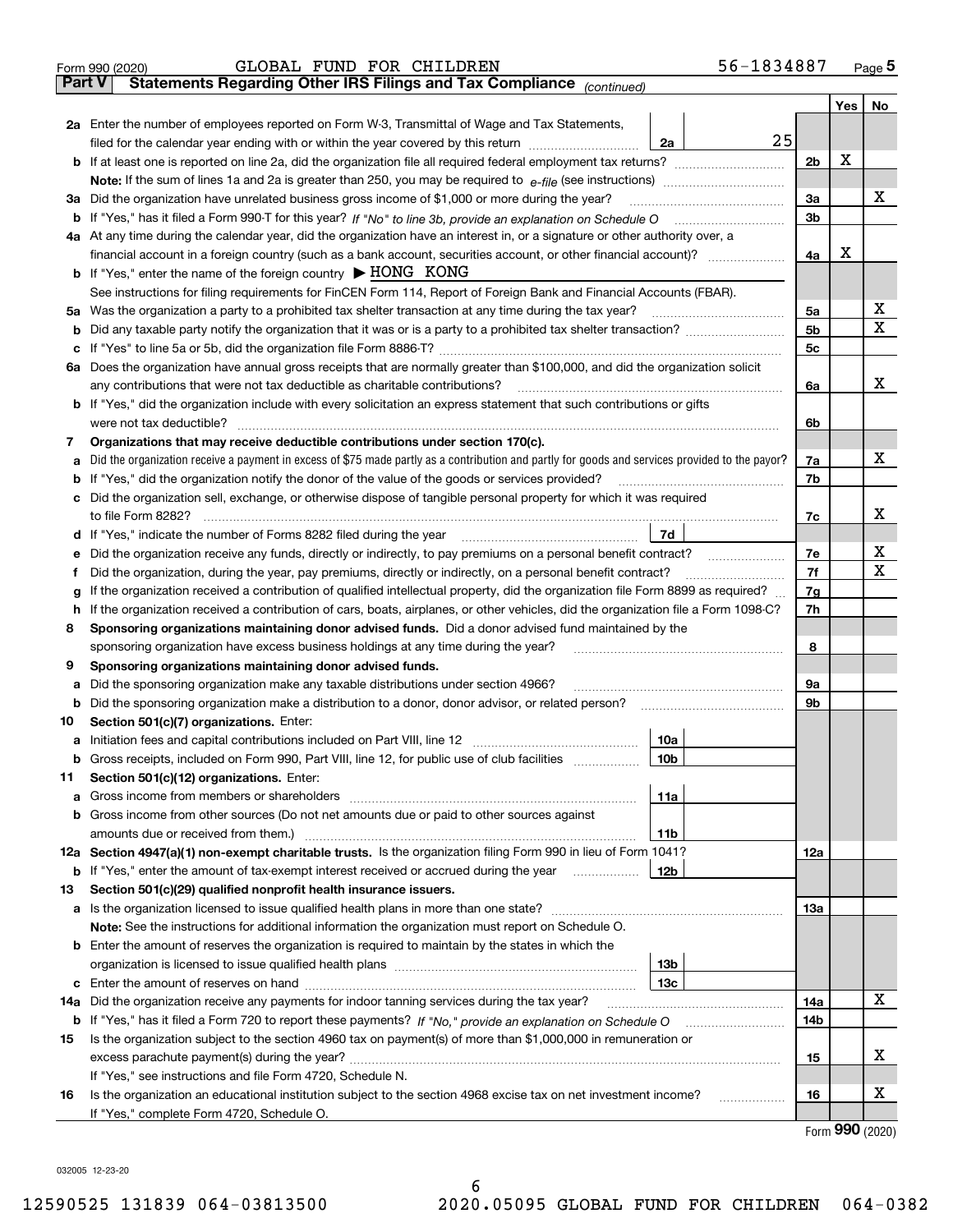Form 990 (2020) GLOBAL FUND FOR CHILDREN 56-1834887 Page 5

**Part V Statements Regarding Other IRS Filings and Tax Compliance** *(continued)*

| | | | | Yes | No |
|---|---|---|---|---|---|
| **2a** | Enter the number of employees reported on Form W-3, Transmittal of Wage and Tax Statements, filed for the calendar year ending with or within the year covered by this return | 2a | 25 | | |
| **b** | If at least one is reported on line 2a, did the organization file all required federal employment tax returns? | | 2b | X | |
| | **Note:** If the sum of lines 1a and 2a is greater than 250, you may be required to *e-file* (see instructions) | | | | |
| **3a** | Did the organization have unrelated business gross income of $1,000 or more during the year? | | 3a | | X |
| **b** | If "Yes," has it filed a Form 990-T for this year? *If "No" to line 3b, provide an explanation on Schedule O* | | 3b | | |
| **4a** | At any time during the calendar year, did the organization have an interest in, or a signature or other authority over, a financial account in a foreign country (such as a bank account, securities account, or other financial account)? | | 4a | X | |
| **b** | If "Yes," enter the name of the foreign country ▶ HONG KONG | | | | |
| | See instructions for filing requirements for FinCEN Form 114, Report of Foreign Bank and Financial Accounts (FBAR). | | | | |
| **5a** | Was the organization a party to a prohibited tax shelter transaction at any time during the tax year? | | 5a | | X |
| **b** | Did any taxable party notify the organization that it was or is a party to a prohibited tax shelter transaction? | | 5b | | X |
| **c** | If "Yes" to line 5a or 5b, did the organization file Form 8886-T? | | 5c | | |
| **6a** | Does the organization have annual gross receipts that are normally greater than $100,000, and did the organization solicit any contributions that were not tax deductible as charitable contributions? | | 6a | | X |
| **b** | If "Yes," did the organization include with every solicitation an express statement that such contributions or gifts were not tax deductible? | | 6b | | |
| **7** | **Organizations that may receive deductible contributions under section 170(c).** | | | | |
| **a** | Did the organization receive a payment in excess of $75 made partly as a contribution and partly for goods and services provided to the payor? | | 7a | | X |
| **b** | If "Yes," did the organization notify the donor of the value of the goods or services provided? | | 7b | | |
| **c** | Did the organization sell, exchange, or otherwise dispose of tangible personal property for which it was required to file Form 8282? | | 7c | | X |
| **d** | If "Yes," indicate the number of Forms 8282 filed during the year | 7d | | | |
| **e** | Did the organization receive any funds, directly or indirectly, to pay premiums on a personal benefit contract? | | 7e | | X |
| **f** | Did the organization, during the year, pay premiums, directly or indirectly, on a personal benefit contract? | | 7f | | X |
| **g** | If the organization received a contribution of qualified intellectual property, did the organization file Form 8899 as required? | | 7g | | |
| **h** | If the organization received a contribution of cars, boats, airplanes, or other vehicles, did the organization file a Form 1098-C? | | 7h | | |
| **8** | **Sponsoring organizations maintaining donor advised funds.** Did a donor advised fund maintained by the sponsoring organization have excess business holdings at any time during the year? | | 8 | | |
| **9** | **Sponsoring organizations maintaining donor advised funds.** | | | | |
| **a** | Did the sponsoring organization make any taxable distributions under section 4966? | | 9a | | |
| **b** | Did the sponsoring organization make a distribution to a donor, donor advisor, or related person? | | 9b | | |
| **10** | **Section 501(c)(7) organizations.** Enter: | | | | |
| **a** | Initiation fees and capital contributions included on Part VIII, line 12 | 10a | | | |
| **b** | Gross receipts, included on Form 990, Part VIII, line 12, for public use of club facilities | 10b | | | |
| **11** | **Section 501(c)(12) organizations.** Enter: | | | | |
| **a** | Gross income from members or shareholders | 11a | | | |
| **b** | Gross income from other sources (Do not net amounts due or paid to other sources against amounts due or received from them.) | 11b | | | |
| **12a** | **Section 4947(a)(1) non-exempt charitable trusts.** Is the organization filing Form 990 in lieu of Form 1041? | | 12a | | |
| **b** | If "Yes," enter the amount of tax-exempt interest received or accrued during the year | 12b | | | |
| **13** | **Section 501(c)(29) qualified nonprofit health insurance issuers.** | | | | |
| **a** | Is the organization licensed to issue qualified health plans in more than one state? | | 13a | | |
| | **Note:** See the instructions for additional information the organization must report on Schedule O. | | | | |
| **b** | Enter the amount of reserves the organization is required to maintain by the states in which the organization is licensed to issue qualified health plans | 13b | | | |
| **c** | Enter the amount of reserves on hand | 13c | | | |
| **14a** | Did the organization receive any payments for indoor tanning services during the tax year? | | 14a | | X |
| **b** | If "Yes," has it filed a Form 720 to report these payments? *If "No," provide an explanation on Schedule O* | | 14b | | |
| **15** | Is the organization subject to the section 4960 tax on payment(s) of more than $1,000,000 in remuneration or excess parachute payment(s) during the year? | | 15 | | X |
| | If "Yes," see instructions and file Form 4720, Schedule N. | | | | |
| **16** | Is the organization an educational institution subject to the section 4968 excise tax on net investment income? | | 16 | | X |
| | If "Yes," complete Form 4720, Schedule O. | | | | |

Form **990** (2020)

032005 12-23-20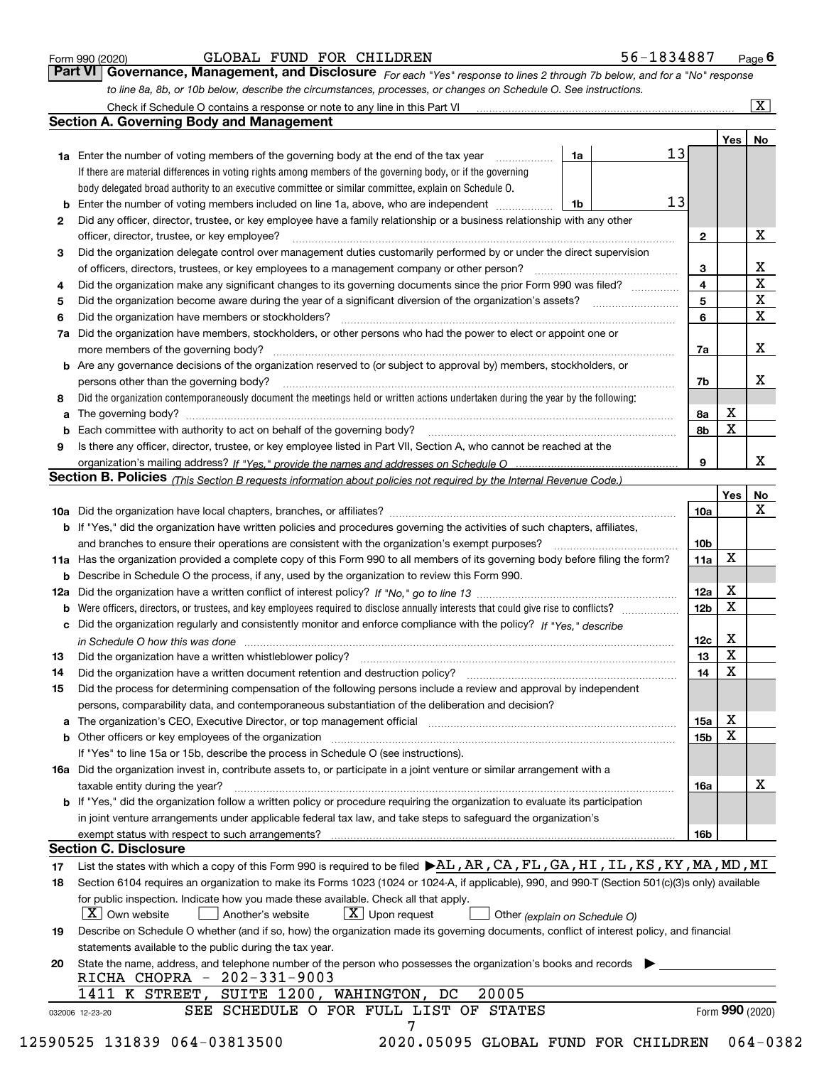Form 990 (2020) GLOBAL FUND FOR CHILDREN 56-1834887 Page 6

**Part VI Governance, Management, and Disclosure** *For each "Yes" response to lines 2 through 7b below, and for a "No" response to line 8a, 8b, or 10b below, describe the circumstances, processes, or changes on Schedule O. See instructions.*

Check if Schedule O contains a response or note to any line in this Part VI [X]

## Section A. Governing Body and Management

| | | | | Yes | No |
|---|---|---|---|---|---|
| **1a** | Enter the number of voting members of the governing body at the end of the tax year | 1a | 13 | | |
| | If there are material differences in voting rights among members of the governing body, or if the governing body delegated broad authority to an executive committee or similar committee, explain on Schedule O. | | | | |
| **b** | Enter the number of voting members included on line 1a, above, who are independent | 1b | 13 | | |
| **2** | Did any officer, director, trustee, or key employee have a family relationship or a business relationship with any other officer, director, trustee, or key employee? | 2 | | | X |
| **3** | Did the organization delegate control over management duties customarily performed by or under the direct supervision of officers, directors, trustees, or key employees to a management company or other person? | 3 | | | X |
| **4** | Did the organization make any significant changes to its governing documents since the prior Form 990 was filed? | 4 | | | X |
| **5** | Did the organization become aware during the year of a significant diversion of the organization's assets? | 5 | | | X |
| **6** | Did the organization have members or stockholders? | 6 | | | X |
| **7a** | Did the organization have members, stockholders, or other persons who had the power to elect or appoint one or more members of the governing body? | 7a | | | X |
| **b** | Are any governance decisions of the organization reserved to (or subject to approval by) members, stockholders, or persons other than the governing body? | 7b | | | X |
| **8** | Did the organization contemporaneously document the meetings held or written actions undertaken during the year by the following: | | | | |
| **a** | The governing body? | 8a | | X | |
| **b** | Each committee with authority to act on behalf of the governing body? | 8b | | X | |
| **9** | Is there any officer, director, trustee, or key employee listed in Part VII, Section A, who cannot be reached at the organization's mailing address? *If "Yes," provide the names and addresses on Schedule O* | 9 | | | X |

## Section B. Policies *(This Section B requests information about policies not required by the Internal Revenue Code.)*

| | | | Yes | No |
|---|---|---|---|---|
| **10a** | Did the organization have local chapters, branches, or affiliates? | 10a | | X |
| **b** | If "Yes," did the organization have written policies and procedures governing the activities of such chapters, affiliates, and branches to ensure their operations are consistent with the organization's exempt purposes? | 10b | | |
| **11a** | Has the organization provided a complete copy of this Form 990 to all members of its governing body before filing the form? | 11a | X | |
| **b** | Describe in Schedule O the process, if any, used by the organization to review this Form 990. | | | |
| **12a** | Did the organization have a written conflict of interest policy? *If "No," go to line 13* | 12a | X | |
| **b** | Were officers, directors, or trustees, and key employees required to disclose annually interests that could give rise to conflicts? | 12b | X | |
| **c** | Did the organization regularly and consistently monitor and enforce compliance with the policy? *If "Yes," describe in Schedule O how this was done* | 12c | X | |
| **13** | Did the organization have a written whistleblower policy? | 13 | X | |
| **14** | Did the organization have a written document retention and destruction policy? | 14 | X | |
| **15** | Did the process for determining compensation of the following persons include a review and approval by independent persons, comparability data, and contemporaneous substantiation of the deliberation and decision? | | | |
| **a** | The organization's CEO, Executive Director, or top management official | 15a | X | |
| **b** | Other officers or key employees of the organization | 15b | X | |
| | If "Yes" to line 15a or 15b, describe the process in Schedule O (see instructions). | | | |
| **16a** | Did the organization invest in, contribute assets to, or participate in a joint venture or similar arrangement with a taxable entity during the year? | 16a | | X |
| **b** | If "Yes," did the organization follow a written policy or procedure requiring the organization to evaluate its participation in joint venture arrangements under applicable federal tax law, and take steps to safeguard the organization's exempt status with respect to such arrangements? | 16b | | |

## Section C. Disclosure

**17** List the states with which a copy of this Form 990 is required to be filed ▶ AL,AR,CA,FL,GA,HI,IL,KS,KY,MA,MD,MI

**18** Section 6104 requires an organization to make its Forms 1023 (1024 or 1024-A, if applicable), 990, and 990-T (Section 501(c)(3)s only) available for public inspection. Indicate how you made these available. Check all that apply.

[X] Own website [ ] Another's website [X] Upon request [ ] Other *(explain on Schedule O)*

**19** Describe on Schedule O whether (and if so, how) the organization made its governing documents, conflict of interest policy, and financial statements available to the public during the tax year.

**20** State the name, address, and telephone number of the person who possesses the organization's books and records ▶

RICHA CHOPRA - 202-331-9003

1411 K STREET, SUITE 1200, WAHINGTON, DC 20005

SEE SCHEDULE O FOR FULL LIST OF STATES

032006 12-23-20 Form **990** (2020)

12590525 131839 064-03813500 2020.05095 GLOBAL FUND FOR CHILDREN 064-0382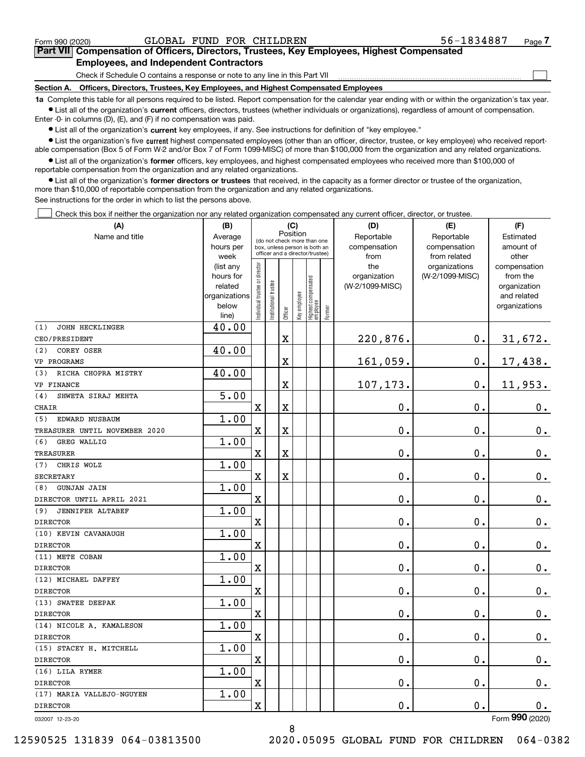Form 990 (2020) GLOBAL FUND FOR CHILDREN 56-1834887 Page 7

**Part VII Compensation of Officers, Directors, Trustees, Key Employees, Highest Compensated Employees, and Independent Contractors**

Check if Schedule O contains a response or note to any line in this Part VII

**Section A. Officers, Directors, Trustees, Key Employees, and Highest Compensated Employees**

**1a** Complete this table for all persons required to be listed. Report compensation for the calendar year ending with or within the organization's tax year.

- List all of the organization's **current** officers, directors, trustees (whether individuals or organizations), regardless of amount of compensation. Enter -0- in columns (D), (E), and (F) if no compensation was paid.
- List all of the organization's **current** key employees, if any. See instructions for definition of "key employee."
- List the organization's five **current** highest compensated employees (other than an officer, director, trustee, or key employee) who received reportable compensation (Box 5 of Form W-2 and/or Box 7 of Form 1099-MISC) of more than $100,000 from the organization and any related organizations.
- List all of the organization's **former** officers, key employees, and highest compensated employees who received more than $100,000 of reportable compensation from the organization and any related organizations.
- List all of the organization's **former directors or trustees** that received, in the capacity as a former director or trustee of the organization, more than $10,000 of reportable compensation from the organization and any related organizations.

See instructions for the order in which to list the persons above.

Check this box if neither the organization nor any related organization compensated any current officer, director, or trustee.

| (A) Name and title | (B) Average hours per week (list any hours for related organizations below line) | (C) Position: Individual trustee or director | Institutional trustee | Officer | Key employee | Highest compensated employee | Former | (D) Reportable compensation from the organization (W-2/1099-MISC) | (E) Reportable compensation from related organizations (W-2/1099-MISC) | (F) Estimated amount of other compensation from the organization and related organizations |
|---|---|---|---|---|---|---|---|---|---|---|
| (1) JOHN HECKLINGER<br>CEO/PRESIDENT | 40.00 | | | X | | | | 220,876. | 0. | 31,672. |
| (2) COREY OSER<br>VP PROGRAMS | 40.00 | | | X | | | | 161,059. | 0. | 17,438. |
| (3) RICHA CHOPRA MISTRY<br>VP FINANCE | 40.00 | | | X | | | | 107,173. | 0. | 11,953. |
| (4) SHWETA SIRAJ MEHTA<br>CHAIR | 5.00 | X | | X | | | | 0. | 0. | 0. |
| (5) EDWARD NUSBAUM<br>TREASURER UNTIL NOVEMBER 2020 | 1.00 | X | | X | | | | 0. | 0. | 0. |
| (6) GREG WALLIG<br>TREASURER | 1.00 | X | | X | | | | 0. | 0. | 0. |
| (7) CHRIS WOLZ<br>SECRETARY | 1.00 | X | | X | | | | 0. | 0. | 0. |
| (8) GUNJAN JAIN<br>DIRECTOR UNTIL APRIL 2021 | 1.00 | X | | | | | | 0. | 0. | 0. |
| (9) JENNIFER ALTABEF<br>DIRECTOR | 1.00 | X | | | | | | 0. | 0. | 0. |
| (10) KEVIN CAVANAUGH<br>DIRECTOR | 1.00 | X | | | | | | 0. | 0. | 0. |
| (11) METE COBAN<br>DIRECTOR | 1.00 | X | | | | | | 0. | 0. | 0. |
| (12) MICHAEL DAFFEY<br>DIRECTOR | 1.00 | X | | | | | | 0. | 0. | 0. |
| (13) SWATEE DEEPAK<br>DIRECTOR | 1.00 | X | | | | | | 0. | 0. | 0. |
| (14) NICOLE A. KAMALESON<br>DIRECTOR | 1.00 | X | | | | | | 0. | 0. | 0. |
| (15) STACEY H. MITCHELL<br>DIRECTOR | 1.00 | X | | | | | | 0. | 0. | 0. |
| (16) LILA RYMER<br>DIRECTOR | 1.00 | X | | | | | | 0. | 0. | 0. |
| (17) MARIA VALLEJO-NGUYEN<br>DIRECTOR | 1.00 | X | | | | | | 0. | 0. | 0. |

032007 12-23-20 Form **990** (2020)

12590525 131839 064-03813500 2020.05095 GLOBAL FUND FOR CHILDREN 064-0382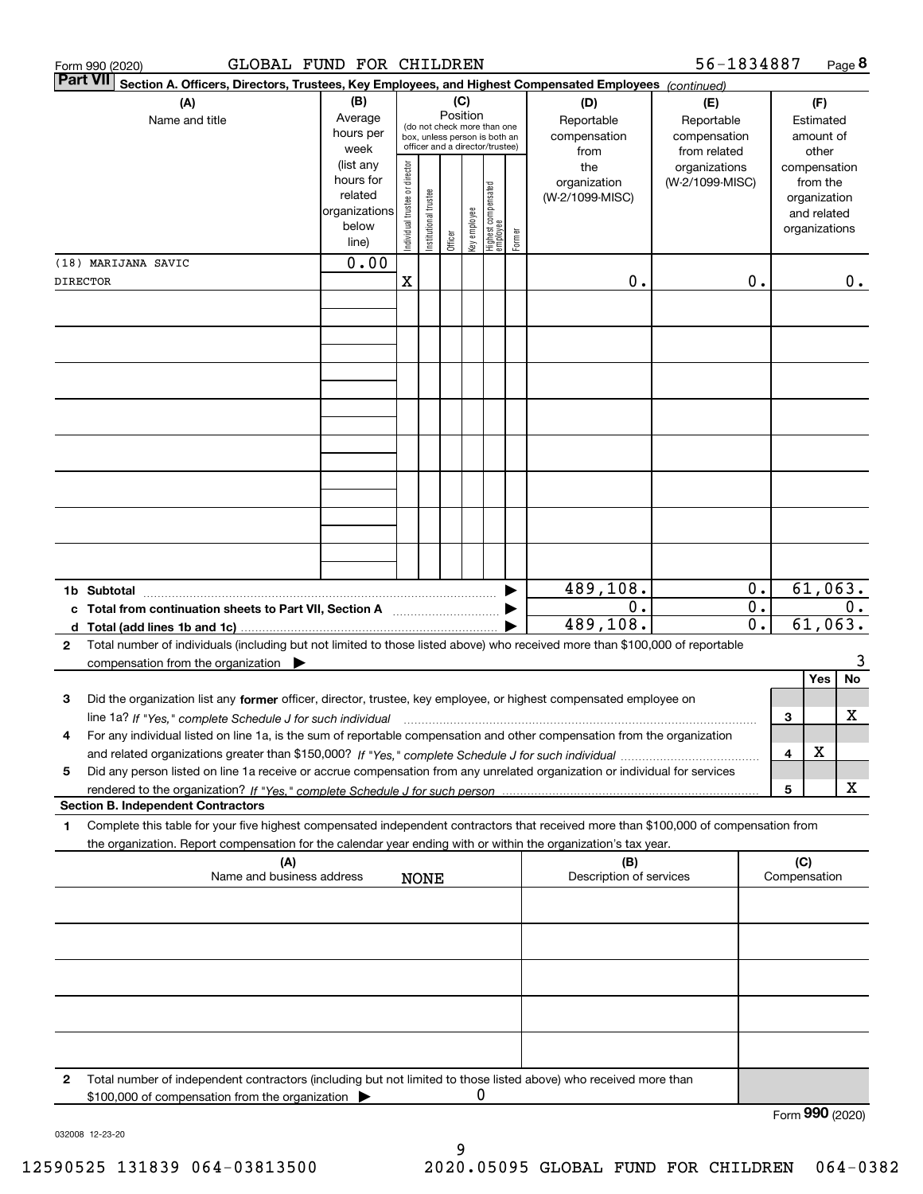Form 990 (2020) GLOBAL FUND FOR CHILDREN 56-1834887 Page **8**

**Part VII** **Section A. Officers, Directors, Trustees, Key Employees, and Highest Compensated Employees** *(continued)*

| (A) Name and title | (B) Average hours per week (list any hours for related organizations below line) | (C) Position: Individual trustee or director | Institutional trustee | Officer | Key employee | Highest compensated employee | Former | (D) Reportable compensation from the organization (W-2/1099-MISC) | (E) Reportable compensation from related organizations (W-2/1099-MISC) | (F) Estimated amount of other compensation from the organization and related organizations |
|---|---|---|---|---|---|---|---|---|---|---|
| (18) MARIJANA SAVIC | 0.00 | | | | | | | | | |
| DIRECTOR | | X | | | | | | 0. | 0. | 0. |

| | | (D) | (E) | (F) |
|---|---|---|---|---|
| **1b Subtotal** | ▶ | 489,108. | 0. | 61,063. |
| **c Total from continuation sheets to Part VII, Section A** | ▶ | 0. | 0. | 0. |
| **d Total (add lines 1b and 1c)** | ▶ | 489,108. | 0. | 61,063. |

**2** Total number of individuals (including but not limited to those listed above) who received more than $100,000 of reportable compensation from the organization ▶ 3

| | | | Yes | No |
|---|---|---|---|---|
| **3** | Did the organization list any **former** officer, director, trustee, key employee, or highest compensated employee on line 1a? *If "Yes," complete Schedule J for such individual* | **3** | | X |
| **4** | For any individual listed on line 1a, is the sum of reportable compensation and other compensation from the organization and related organizations greater than $150,000? *If "Yes," complete Schedule J for such individual* | **4** | X | |
| **5** | Did any person listed on line 1a receive or accrue compensation from any unrelated organization or individual for services rendered to the organization? *If "Yes," complete Schedule J for such person* | **5** | | X |

**Section B. Independent Contractors**

**1** Complete this table for your five highest compensated independent contractors that received more than $100,000 of compensation from the organization. Report compensation for the calendar year ending with or within the organization's tax year.

| (A) Name and business address | (B) Description of services | (C) Compensation |
|---|---|---|
| NONE | | |
| | | |
| | | |
| | | |
| | | |

**2** Total number of independent contractors (including but not limited to those listed above) who received more than $100,000 of compensation from the organization ▶ 0

Form **990** (2020)

032008 12-23-20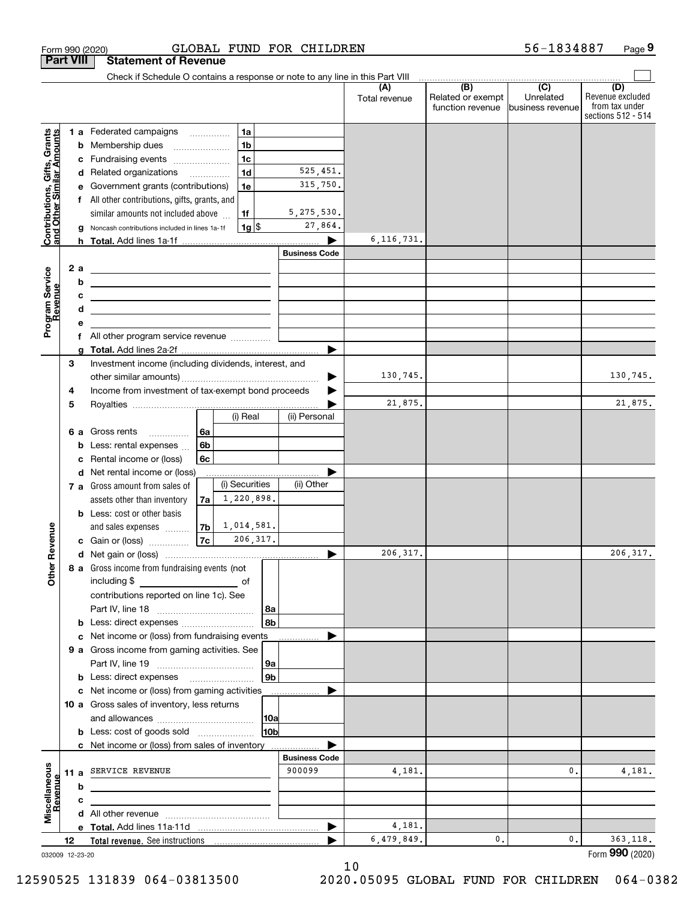Form 990 (2020) GLOBAL FUND FOR CHILDREN 56-1834887 Page 9

**Part VIII Statement of Revenue**

Check if Schedule O contains a response or note to any line in this Part VIII

| | | | | (A) Total revenue | (B) Related or exempt function revenue | (C) Unrelated business revenue | (D) Revenue excluded from tax under sections 512 - 514 |
|---|---|---|---|---|---|---|---|
| **Contributions, Gifts, Grants and Other Similar Amounts** | 1 a Federated campaigns | 1a | | | | | |
| | b Membership dues | 1b | | | | | |
| | c Fundraising events | 1c | | | | | |
| | d Related organizations | 1d | 525,451. | | | | |
| | e Government grants (contributions) | 1e | 315,750. | | | | |
| | f All other contributions, gifts, grants, and similar amounts not included above | 1f | 5,275,530. | | | | |
| | g Noncash contributions included in lines 1a-1f | 1g $ | 27,864. | | | | |
| | h **Total.** Add lines 1a-1f | | ▶ | 6,116,731. | | | |
| **Program Service Revenue** | | | Business Code | | | | |
| | 2 a | | | | | | |
| | b | | | | | | |
| | c | | | | | | |
| | d | | | | | | |
| | e | | | | | | |
| | f All other program service revenue | | | | | | |
| | g **Total.** Add lines 2a-2f | | ▶ | | | | |
| **Other Revenue** | 3 Investment income (including dividends, interest, and other similar amounts) | | ▶ | 130,745. | | | 130,745. |
| | 4 Income from investment of tax-exempt bond proceeds | | ▶ | | | | |
| | 5 Royalties | | ▶ | 21,875. | | | 21,875. |
| | | (i) Real | (ii) Personal | | | | |
| | 6 a Gross rents 6a | | | | | | |
| | b Less: rental expenses 6b | | | | | | |
| | c Rental income or (loss) 6c | | | | | | |
| | d Net rental income or (loss) | | ▶ | | | | |
| | | (i) Securities | (ii) Other | | | | |
| | 7 a Gross amount from sales of assets other than inventory 7a | 1,220,898. | | | | | |
| | b Less: cost or other basis and sales expenses 7b | 1,014,581. | | | | | |
| | c Gain or (loss) 7c | 206,317. | | | | | |
| | d Net gain or (loss) | | ▶ | 206,317. | | | 206,317. |
| | 8 a Gross income from fundraising events (not including $ of contributions reported on line 1c). See Part IV, line 18 | 8a | | | | | |
| | b Less: direct expenses | 8b | | | | | |
| | c Net income or (loss) from fundraising events | | ▶ | | | | |
| | 9 a Gross income from gaming activities. See Part IV, line 19 | 9a | | | | | |
| | b Less: direct expenses | 9b | | | | | |
| | c Net income or (loss) from gaming activities | | ▶ | | | | |
| | 10 a Gross sales of inventory, less returns and allowances | 10a | | | | | |
| | b Less: cost of goods sold | 10b | | | | | |
| | c Net income or (loss) from sales of inventory | | ▶ | | | | |
| **Miscellaneous Revenue** | | | Business Code | | | | |
| | 11 a SERVICE REVENUE | | 900099 | 4,181. | | 0. | 4,181. |
| | b | | | | | | |
| | c | | | | | | |
| | d All other revenue | | | | | | |
| | e **Total.** Add lines 11a-11d | | ▶ | 4,181. | | | |
| | 12 **Total revenue.** See instructions | | ▶ | 6,479,849. | 0. | 0. | 363,118. |

032009 12-23-20 Form **990** (2020)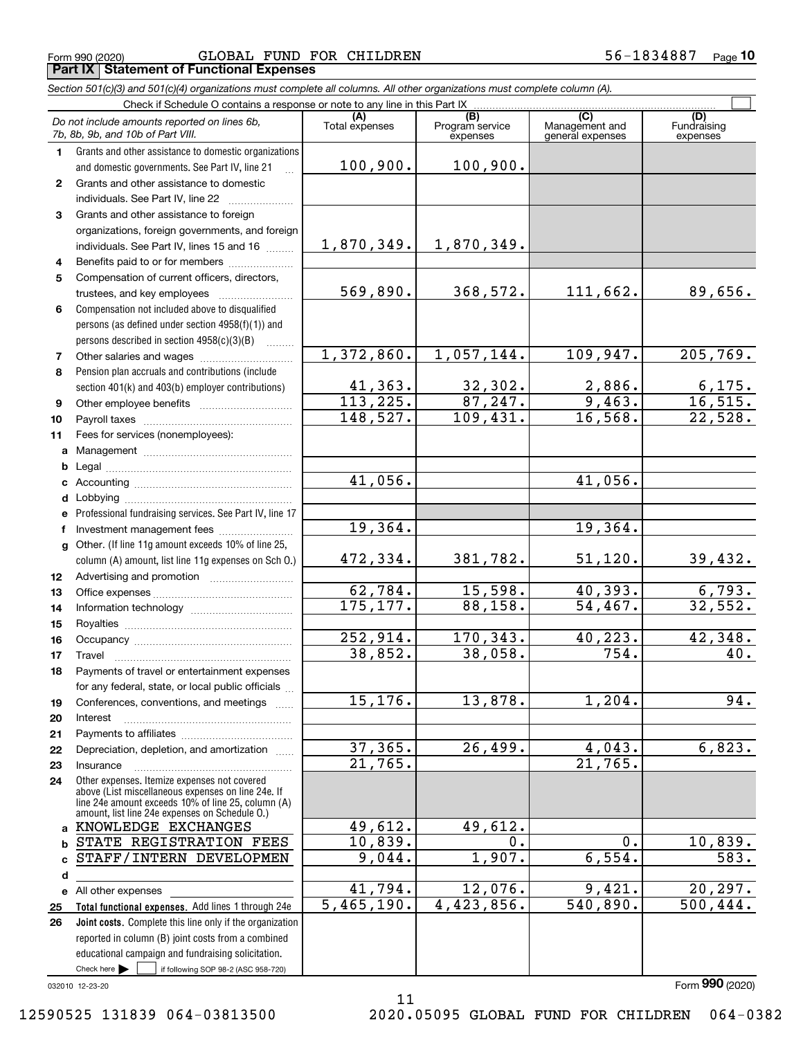Form 990 (2020) GLOBAL FUND FOR CHILDREN 56-1834887 Page 10

## Part IX Statement of Functional Expenses

*Section 501(c)(3) and 501(c)(4) organizations must complete all columns. All other organizations must complete column (A).*

Check if Schedule O contains a response or note to any line in this Part IX

| | Do not include amounts reported on lines 6b, 7b, 8b, 9b, and 10b of Part VIII. | (A) Total expenses | (B) Program service expenses | (C) Management and general expenses | (D) Fundraising expenses |
|---|---|---|---|---|---|
| 1 | Grants and other assistance to domestic organizations and domestic governments. See Part IV, line 21 | 100,900. | 100,900. | | |
| 2 | Grants and other assistance to domestic individuals. See Part IV, line 22 | | | | |
| 3 | Grants and other assistance to foreign organizations, foreign governments, and foreign individuals. See Part IV, lines 15 and 16 | 1,870,349. | 1,870,349. | | |
| 4 | Benefits paid to or for members | | | | |
| 5 | Compensation of current officers, directors, trustees, and key employees | 569,890. | 368,572. | 111,662. | 89,656. |
| 6 | Compensation not included above to disqualified persons (as defined under section 4958(f)(1)) and persons described in section 4958(c)(3)(B) | | | | |
| 7 | Other salaries and wages | 1,372,860. | 1,057,144. | 109,947. | 205,769. |
| 8 | Pension plan accruals and contributions (include section 401(k) and 403(b) employer contributions) | 41,363. | 32,302. | 2,886. | 6,175. |
| 9 | Other employee benefits | 113,225. | 87,247. | 9,463. | 16,515. |
| 10 | Payroll taxes | 148,527. | 109,431. | 16,568. | 22,528. |
| 11 | Fees for services (nonemployees): | | | | |
| a | Management | | | | |
| b | Legal | | | | |
| c | Accounting | 41,056. | | 41,056. | |
| d | Lobbying | | | | |
| e | Professional fundraising services. See Part IV, line 17 | | | | |
| f | Investment management fees | 19,364. | | 19,364. | |
| g | Other. (If line 11g amount exceeds 10% of line 25, column (A) amount, list line 11g expenses on Sch O.) | 472,334. | 381,782. | 51,120. | 39,432. |
| 12 | Advertising and promotion | | | | |
| 13 | Office expenses | 62,784. | 15,598. | 40,393. | 6,793. |
| 14 | Information technology | 175,177. | 88,158. | 54,467. | 32,552. |
| 15 | Royalties | | | | |
| 16 | Occupancy | 252,914. | 170,343. | 40,223. | 42,348. |
| 17 | Travel | 38,852. | 38,058. | 754. | 40. |
| 18 | Payments of travel or entertainment expenses for any federal, state, or local public officials | | | | |
| 19 | Conferences, conventions, and meetings | 15,176. | 13,878. | 1,204. | 94. |
| 20 | Interest | | | | |
| 21 | Payments to affiliates | | | | |
| 22 | Depreciation, depletion, and amortization | 37,365. | 26,499. | 4,043. | 6,823. |
| 23 | Insurance | 21,765. | | 21,765. | |
| 24 | Other expenses. Itemize expenses not covered above (List miscellaneous expenses on line 24e. If line 24e amount exceeds 10% of line 25, column (A) amount, list line 24e expenses on Schedule O.) | | | | |
| a | KNOWLEDGE EXCHANGES | 49,612. | 49,612. | | |
| b | STATE REGISTRATION FEES | 10,839. | 0. | 0. | 10,839. |
| c | STAFF/INTERN DEVELOPMEN | 9,044. | 1,907. | 6,554. | 583. |
| d | | | | | |
| e | All other expenses | 41,794. | 12,076. | 9,421. | 20,297. |
| 25 | **Total functional expenses.** Add lines 1 through 24e | 5,465,190. | 4,423,856. | 540,890. | 500,444. |
| 26 | **Joint costs.** Complete this line only if the organization reported in column (B) joint costs from a combined educational campaign and fundraising solicitation. Check here ☐ if following SOP 98-2 (ASC 958-720) | | | | |

032010 12-23-20 Form 990 (2020)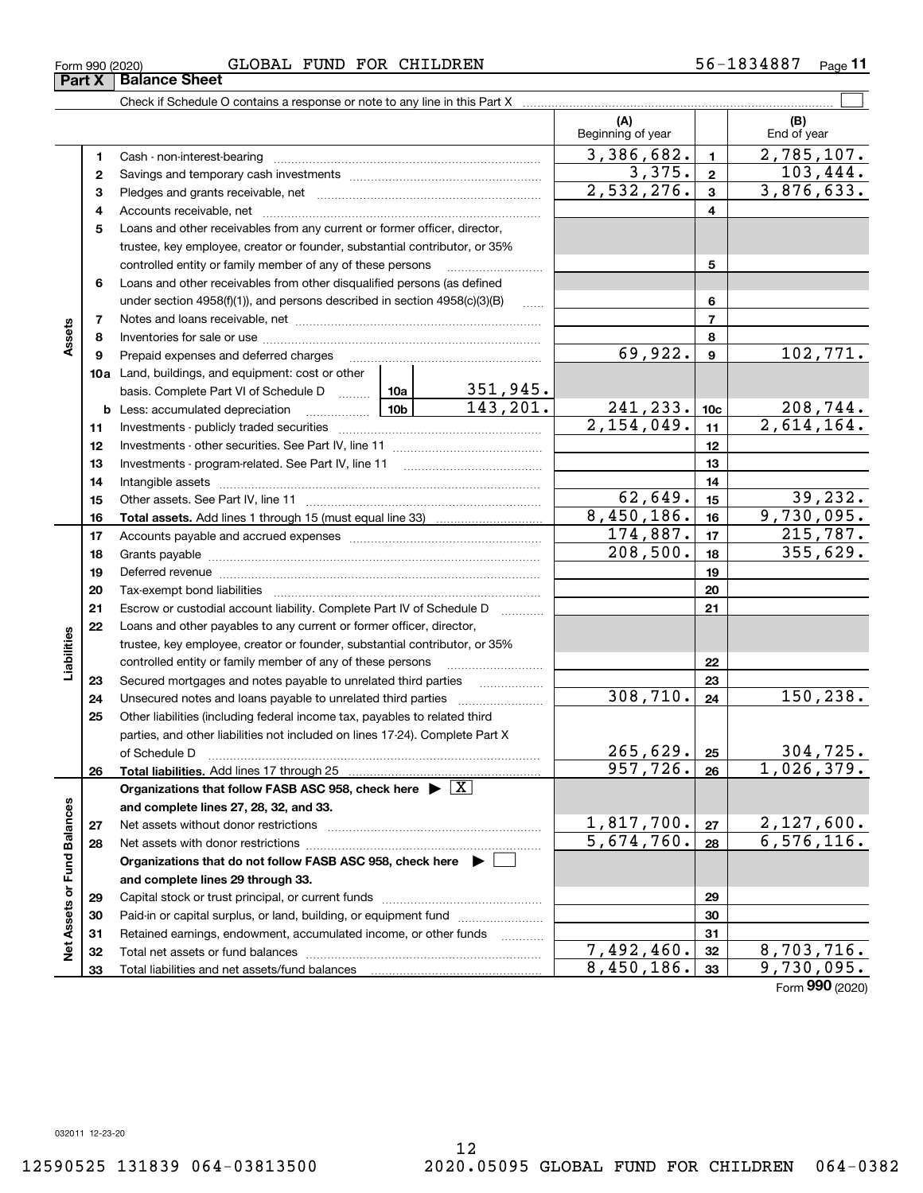Form 990 (2020) GLOBAL FUND FOR CHILDREN 56-1834887 Page **11**

**Part X Balance Sheet**

Check if Schedule O contains a response or note to any line in this Part X ☐

| | | | (A) Beginning of year | | (B) End of year |
|---|---|---|---|---|---|
| Assets | 1 | Cash - non-interest-bearing | 3,386,682. | 1 | 2,785,107. |
| | 2 | Savings and temporary cash investments | 3,375. | 2 | 103,444. |
| | 3 | Pledges and grants receivable, net | 2,532,276. | 3 | 3,876,633. |
| | 4 | Accounts receivable, net | | 4 | |
| | 5 | Loans and other receivables from any current or former officer, director, trustee, key employee, creator or founder, substantial contributor, or 35% controlled entity or family member of any of these persons | | 5 | |
| | 6 | Loans and other receivables from other disqualified persons (as defined under section 4958(f)(1)), and persons described in section 4958(c)(3)(B) | | 6 | |
| | 7 | Notes and loans receivable, net | | 7 | |
| | 8 | Inventories for sale or use | | 8 | |
| | 9 | Prepaid expenses and deferred charges | 69,922. | 9 | 102,771. |
| | 10a | Land, buildings, and equipment: cost or other basis. Complete Part VI of Schedule D — 10a: 351,945. | | | |
| | b | Less: accumulated depreciation — 10b: 143,201. | 241,233. | 10c | 208,744. |
| | 11 | Investments - publicly traded securities | 2,154,049. | 11 | 2,614,164. |
| | 12 | Investments - other securities. See Part IV, line 11 | | 12 | |
| | 13 | Investments - program-related. See Part IV, line 11 | | 13 | |
| | 14 | Intangible assets | | 14 | |
| | 15 | Other assets. See Part IV, line 11 | 62,649. | 15 | 39,232. |
| | 16 | **Total assets.** Add lines 1 through 15 (must equal line 33) | 8,450,186. | 16 | 9,730,095. |
| Liabilities | 17 | Accounts payable and accrued expenses | 174,887. | 17 | 215,787. |
| | 18 | Grants payable | 208,500. | 18 | 355,629. |
| | 19 | Deferred revenue | | 19 | |
| | 20 | Tax-exempt bond liabilities | | 20 | |
| | 21 | Escrow or custodial account liability. Complete Part IV of Schedule D | | 21 | |
| | 22 | Loans and other payables to any current or former officer, director, trustee, key employee, creator or founder, substantial contributor, or 35% controlled entity or family member of any of these persons | | 22 | |
| | 23 | Secured mortgages and notes payable to unrelated third parties | | 23 | |
| | 24 | Unsecured notes and loans payable to unrelated third parties | 308,710. | 24 | 150,238. |
| | 25 | Other liabilities (including federal income tax, payables to related third parties, and other liabilities not included on lines 17-24). Complete Part X of Schedule D | 265,629. | 25 | 304,725. |
| | 26 | **Total liabilities.** Add lines 17 through 25 | 957,726. | 26 | 1,026,379. |
| Net Assets or Fund Balances | | **Organizations that follow FASB ASC 958, check here ▶ ☒ and complete lines 27, 28, 32, and 33.** | | | |
| | 27 | Net assets without donor restrictions | 1,817,700. | 27 | 2,127,600. |
| | 28 | Net assets with donor restrictions | 5,674,760. | 28 | 6,576,116. |
| | | **Organizations that do not follow FASB ASC 958, check here ▶ ☐ and complete lines 29 through 33.** | | | |
| | 29 | Capital stock or trust principal, or current funds | | 29 | |
| | 30 | Paid-in or capital surplus, or land, building, or equipment fund | | 30 | |
| | 31 | Retained earnings, endowment, accumulated income, or other funds | | 31 | |
| | 32 | Total net assets or fund balances | 7,492,460. | 32 | 8,703,716. |
| | 33 | Total liabilities and net assets/fund balances | 8,450,186. | 33 | 9,730,095. |

Form **990** (2020)

032011 12-23-20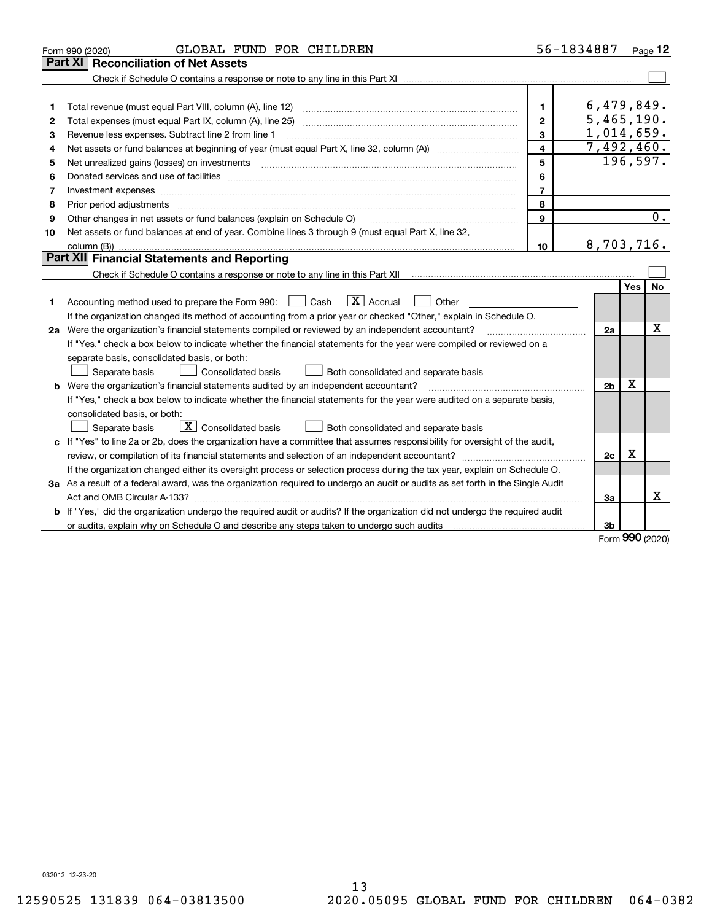Form 990 (2020) GLOBAL FUND FOR CHILDREN 56-1834887 Page 12

## Part XI Reconciliation of Net Assets

Check if Schedule O contains a response or note to any line in this Part XI ☐

| | | | |
|---|---|---|---|
| 1 | Total revenue (must equal Part VIII, column (A), line 12) | 1 | 6,479,849. |
| 2 | Total expenses (must equal Part IX, column (A), line 25) | 2 | 5,465,190. |
| 3 | Revenue less expenses. Subtract line 2 from line 1 | 3 | 1,014,659. |
| 4 | Net assets or fund balances at beginning of year (must equal Part X, line 32, column (A)) | 4 | 7,492,460. |
| 5 | Net unrealized gains (losses) on investments | 5 | 196,597. |
| 6 | Donated services and use of facilities | 6 | |
| 7 | Investment expenses | 7 | |
| 8 | Prior period adjustments | 8 | |
| 9 | Other changes in net assets or fund balances (explain on Schedule O) | 9 | 0. |
| 10 | Net assets or fund balances at end of year. Combine lines 3 through 9 (must equal Part X, line 32, column (B)) | 10 | 8,703,716. |

## Part XII Financial Statements and Reporting

Check if Schedule O contains a response or note to any line in this Part XII ☐

| | | | Yes | No |
|---|---|---|---|---|
| 1 | Accounting method used to prepare the Form 990: ☐ Cash ☒ Accrual ☐ Other<br>If the organization changed its method of accounting from a prior year or checked "Other," explain in Schedule O. | | | |
| 2a | Were the organization's financial statements compiled or reviewed by an independent accountant? | 2a | | X |
| | If "Yes," check a box below to indicate whether the financial statements for the year were compiled or reviewed on a separate basis, consolidated basis, or both:<br>☐ Separate basis ☐ Consolidated basis ☐ Both consolidated and separate basis | | | |
| b | Were the organization's financial statements audited by an independent accountant? | 2b | X | |
| | If "Yes," check a box below to indicate whether the financial statements for the year were audited on a separate basis, consolidated basis, or both:<br>☐ Separate basis ☒ Consolidated basis ☐ Both consolidated and separate basis | | | |
| c | If "Yes" to line 2a or 2b, does the organization have a committee that assumes responsibility for oversight of the audit, review, or compilation of its financial statements and selection of an independent accountant? | 2c | X | |
| | If the organization changed either its oversight process or selection process during the tax year, explain on Schedule O. | | | |
| 3a | As a result of a federal award, was the organization required to undergo an audit or audits as set forth in the Single Audit Act and OMB Circular A-133? | 3a | | X |
| b | If "Yes," did the organization undergo the required audit or audits? If the organization did not undergo the required audit or audits, explain why on Schedule O and describe any steps taken to undergo such audits | 3b | | |

Form 990 (2020)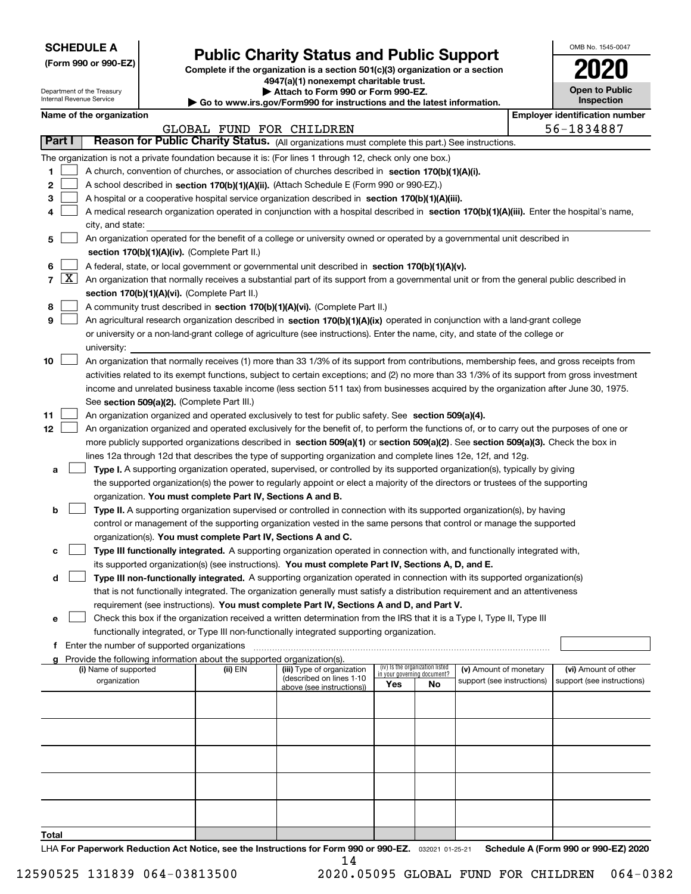**SCHEDULE A**
**(Form 990 or 990-EZ)**

Department of the Treasury
Internal Revenue Service

# Public Charity Status and Public Support

**Complete if the organization is a section 501(c)(3) organization or a section 4947(a)(1) nonexempt charitable trust.**
**▶ Attach to Form 990 or Form 990-EZ.**
**▶ Go to www.irs.gov/Form990 for instructions and the latest information.**

OMB No. 1545-0047
**2020**
**Open to Public Inspection**

**Name of the organization:** GLOBAL FUND FOR CHILDREN
**Employer identification number:** 56-1834887

**Part I — Reason for Public Charity Status.** (All organizations must complete this part.) See instructions.

The organization is not a private foundation because it is: (For lines 1 through 12, check only one box.)

1. ☐ A church, convention of churches, or association of churches described in **section 170(b)(1)(A)(i).**
2. ☐ A school described in **section 170(b)(1)(A)(ii).** (Attach Schedule E (Form 990 or 990-EZ).)
3. ☐ A hospital or a cooperative hospital service organization described in **section 170(b)(1)(A)(iii).**
4. ☐ A medical research organization operated in conjunction with a hospital described in **section 170(b)(1)(A)(iii).** Enter the hospital's name, city, and state:
5. ☐ An organization operated for the benefit of a college or university owned or operated by a governmental unit described in **section 170(b)(1)(A)(iv).** (Complete Part II.)
6. ☐ A federal, state, or local government or governmental unit described in **section 170(b)(1)(A)(v).**
7. ☒ An organization that normally receives a substantial part of its support from a governmental unit or from the general public described in **section 170(b)(1)(A)(vi).** (Complete Part II.)
8. ☐ A community trust described in **section 170(b)(1)(A)(vi).** (Complete Part II.)
9. ☐ An agricultural research organization described in **section 170(b)(1)(A)(ix)** operated in conjunction with a land-grant college or university or a non-land-grant college of agriculture (see instructions). Enter the name, city, and state of the college or university:
10. ☐ An organization that normally receives (1) more than 33 1/3% of its support from contributions, membership fees, and gross receipts from activities related to its exempt functions, subject to certain exceptions; and (2) no more than 33 1/3% of its support from gross investment income and unrelated business taxable income (less section 511 tax) from businesses acquired by the organization after June 30, 1975. See **section 509(a)(2).** (Complete Part III.)
11. ☐ An organization organized and operated exclusively to test for public safety. See **section 509(a)(4).**
12. ☐ An organization organized and operated exclusively for the benefit of, to perform the functions of, or to carry out the purposes of one or more publicly supported organizations described in **section 509(a)(1)** or **section 509(a)(2)**. See **section 509(a)(3).** Check the box in lines 12a through 12d that describes the type of supporting organization and complete lines 12e, 12f, and 12g.
   - **a** ☐ **Type I.** A supporting organization operated, supervised, or controlled by its supported organization(s), typically by giving the supported organization(s) the power to regularly appoint or elect a majority of the directors or trustees of the supporting organization. **You must complete Part IV, Sections A and B.**
   - **b** ☐ **Type II.** A supporting organization supervised or controlled in connection with its supported organization(s), by having control or management of the supporting organization vested in the same persons that control or manage the supported organization(s). **You must complete Part IV, Sections A and C.**
   - **c** ☐ **Type III functionally integrated.** A supporting organization operated in connection with, and functionally integrated with, its supported organization(s) (see instructions). **You must complete Part IV, Sections A, D, and E.**
   - **d** ☐ **Type III non-functionally integrated.** A supporting organization operated in connection with its supported organization(s) that is not functionally integrated. The organization generally must satisfy a distribution requirement and an attentiveness requirement (see instructions). **You must complete Part IV, Sections A and D, and Part V.**
   - **e** ☐ Check this box if the organization received a written determination from the IRS that it is a Type I, Type II, Type III functionally integrated, or Type III non-functionally integrated supporting organization.
   - **f** Enter the number of supported organizations
   - **g** Provide the following information about the supported organization(s).

| (i) Name of supported organization | (ii) EIN | (iii) Type of organization (described on lines 1-10 above (see instructions)) | (iv) Is the organization listed in your governing document? Yes | No | (v) Amount of monetary support (see instructions) | (vi) Amount of other support (see instructions) |
|---|---|---|---|---|---|---|
| | | | | | | |
| | | | | | | |
| | | | | | | |
| | | | | | | |
| | | | | | | |
| **Total** | | | | | | |

LHA **For Paperwork Reduction Act Notice, see the Instructions for Form 990 or 990-EZ.** 032021 01-25-21 **Schedule A (Form 990 or 990-EZ) 2020**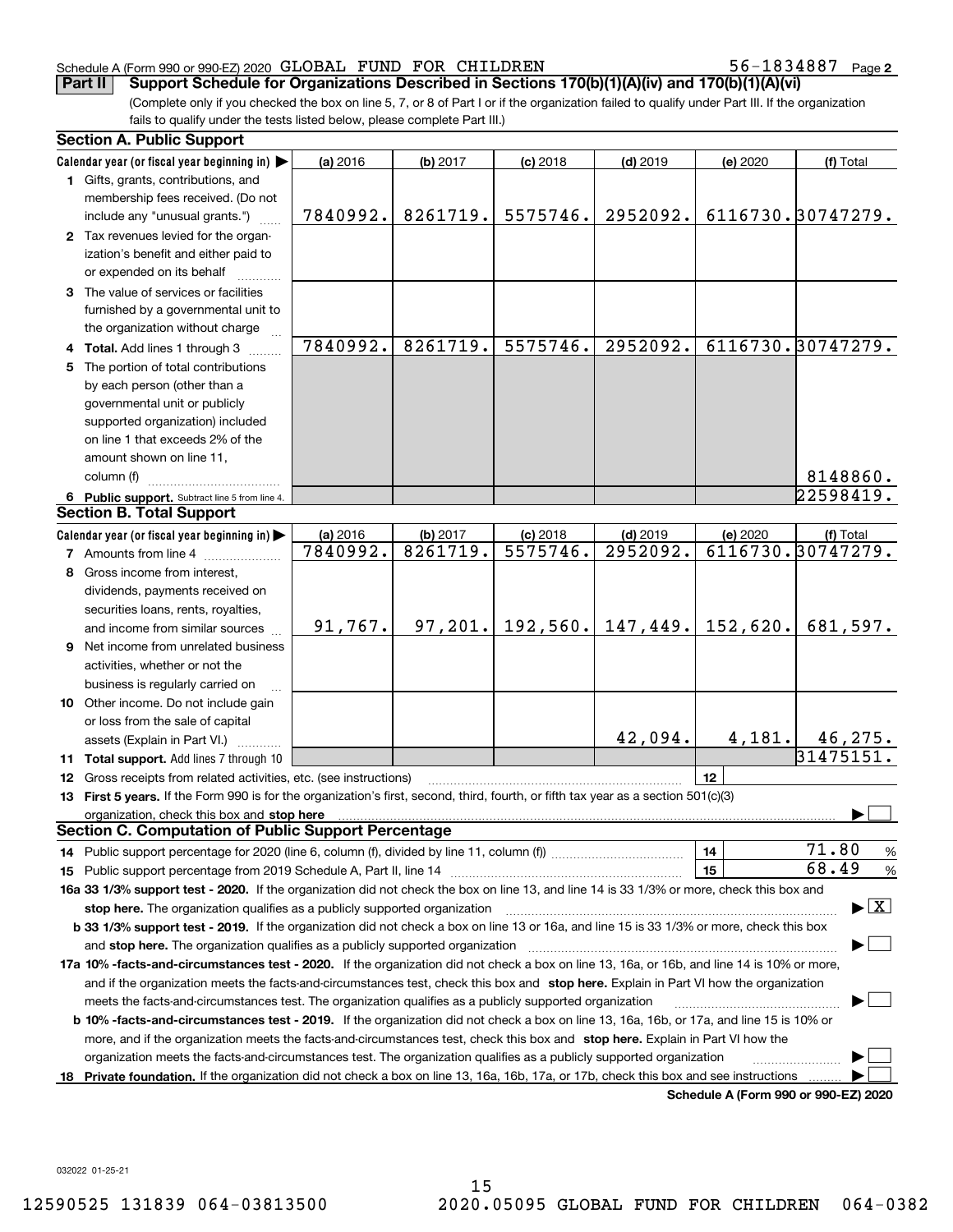Schedule A (Form 990 or 990-EZ) 2020 GLOBAL FUND FOR CHILDREN 56-1834887 Page 2

**Part II** **Support Schedule for Organizations Described in Sections 170(b)(1)(A)(iv) and 170(b)(1)(A)(vi)**

(Complete only if you checked the box on line 5, 7, or 8 of Part I or if the organization failed to qualify under Part III. If the organization fails to qualify under the tests listed below, please complete Part III.)

## Section A. Public Support

| Calendar year (or fiscal year beginning in) ▶ | (a) 2016 | (b) 2017 | (c) 2018 | (d) 2019 | (e) 2020 | (f) Total |
|---|---|---|---|---|---|---|
| **1** Gifts, grants, contributions, and membership fees received. (Do not include any "unusual grants.") | 7840992. | 8261719. | 5575746. | 2952092. | 6116730. | 30747279. |
| **2** Tax revenues levied for the organization's benefit and either paid to or expended on its behalf | | | | | | |
| **3** The value of services or facilities furnished by a governmental unit to the organization without charge | | | | | | |
| **4 Total.** Add lines 1 through 3 | 7840992. | 8261719. | 5575746. | 2952092. | 6116730. | 30747279. |
| **5** The portion of total contributions by each person (other than a governmental unit or publicly supported organization) included on line 1 that exceeds 2% of the amount shown on line 11, column (f) | | | | | | 8148860. |
| **6 Public support.** Subtract line 5 from line 4. | | | | | | 22598419. |

## Section B. Total Support

| Calendar year (or fiscal year beginning in) ▶ | (a) 2016 | (b) 2017 | (c) 2018 | (d) 2019 | (e) 2020 | (f) Total |
|---|---|---|---|---|---|---|
| **7** Amounts from line 4 | 7840992. | 8261719. | 5575746. | 2952092. | 6116730. | 30747279. |
| **8** Gross income from interest, dividends, payments received on securities loans, rents, royalties, and income from similar sources | 91,767. | 97,201. | 192,560. | 147,449. | 152,620. | 681,597. |
| **9** Net income from unrelated business activities, whether or not the business is regularly carried on | | | | | | |
| **10** Other income. Do not include gain or loss from the sale of capital assets (Explain in Part VI.) | | | | 42,094. | 4,181. | 46,275. |
| **11 Total support.** Add lines 7 through 10 | | | | | | 31475151. |

**12** Gross receipts from related activities, etc. (see instructions) | **12** |

**13 First 5 years.** If the Form 990 is for the organization's first, second, third, fourth, or fifth tax year as a section 501(c)(3) organization, check this box and **stop here** ▶ ☐

## Section C. Computation of Public Support Percentage

**14** Public support percentage for 2020 (line 6, column (f), divided by line 11, column (f)) | **14** | 71.80 %

**15** Public support percentage from 2019 Schedule A, Part II, line 14 | **15** | 68.49 %

**16a 33 1/3% support test - 2020.** If the organization did not check the box on line 13, and line 14 is 33 1/3% or more, check this box and **stop here.** The organization qualifies as a publicly supported organization ▶ ☒

**b 33 1/3% support test - 2019.** If the organization did not check a box on line 13 or 16a, and line 15 is 33 1/3% or more, check this box and **stop here.** The organization qualifies as a publicly supported organization ▶ ☐

**17a 10% -facts-and-circumstances test - 2020.** If the organization did not check a box on line 13, 16a, or 16b, and line 14 is 10% or more, and if the organization meets the facts-and-circumstances test, check this box and **stop here.** Explain in Part VI how the organization meets the facts-and-circumstances test. The organization qualifies as a publicly supported organization ▶ ☐

**b 10% -facts-and-circumstances test - 2019.** If the organization did not check a box on line 13, 16a, 16b, or 17a, and line 15 is 10% or more, and if the organization meets the facts-and-circumstances test, check this box and **stop here.** Explain in Part VI how the organization meets the facts-and-circumstances test. The organization qualifies as a publicly supported organization ▶ ☐

**18 Private foundation.** If the organization did not check a box on line 13, 16a, 16b, 17a, or 17b, check this box and see instructions ▶ ☐

**Schedule A (Form 990 or 990-EZ) 2020**

032022 01-25-21

12590525 131839 064-03813500 2020.05095 GLOBAL FUND FOR CHILDREN 064-0382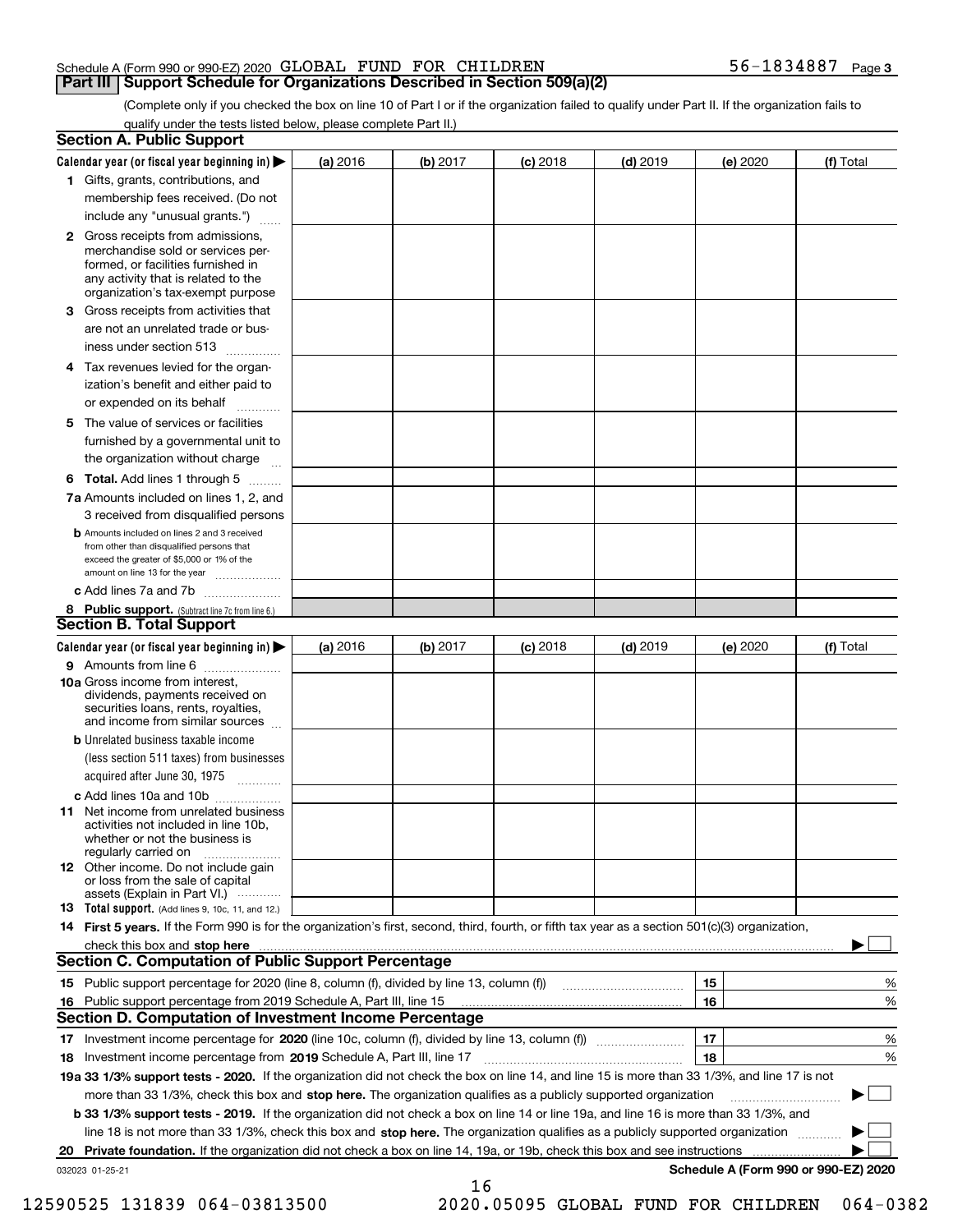Schedule A (Form 990 or 990-EZ) 2020 GLOBAL FUND FOR CHILDREN 56-1834887 Page 3

## Part III Support Schedule for Organizations Described in Section 509(a)(2)

(Complete only if you checked the box on line 10 of Part I or if the organization failed to qualify under Part II. If the organization fails to qualify under the tests listed below, please complete Part II.)

### Section A. Public Support

| Calendar year (or fiscal year beginning in) ▶ | (a) 2016 | (b) 2017 | (c) 2018 | (d) 2019 | (e) 2020 | (f) Total |
|---|---|---|---|---|---|---|
| 1 Gifts, grants, contributions, and membership fees received. (Do not include any "unusual grants.") | | | | | | |
| 2 Gross receipts from admissions, merchandise sold or services performed, or facilities furnished in any activity that is related to the organization's tax-exempt purpose | | | | | | |
| 3 Gross receipts from activities that are not an unrelated trade or business under section 513 | | | | | | |
| 4 Tax revenues levied for the organization's benefit and either paid to or expended on its behalf | | | | | | |
| 5 The value of services or facilities furnished by a governmental unit to the organization without charge | | | | | | |
| 6 **Total.** Add lines 1 through 5 | | | | | | |
| 7a Amounts included on lines 1, 2, and 3 received from disqualified persons | | | | | | |
| b Amounts included on lines 2 and 3 received from other than disqualified persons that exceed the greater of $5,000 or 1% of the amount on line 13 for the year | | | | | | |
| c Add lines 7a and 7b | | | | | | |
| 8 **Public support.** (Subtract line 7c from line 6.) | | | | | | |

### Section B. Total Support

| Calendar year (or fiscal year beginning in) ▶ | (a) 2016 | (b) 2017 | (c) 2018 | (d) 2019 | (e) 2020 | (f) Total |
|---|---|---|---|---|---|---|
| 9 Amounts from line 6 | | | | | | |
| 10a Gross income from interest, dividends, payments received on securities loans, rents, royalties, and income from similar sources | | | | | | |
| b Unrelated business taxable income (less section 511 taxes) from businesses acquired after June 30, 1975 | | | | | | |
| c Add lines 10a and 10b | | | | | | |
| 11 Net income from unrelated business activities not included in line 10b, whether or not the business is regularly carried on | | | | | | |
| 12 Other income. Do not include gain or loss from the sale of capital assets (Explain in Part VI.) | | | | | | |
| 13 **Total support.** (Add lines 9, 10c, 11, and 12.) | | | | | | |

14 **First 5 years.** If the Form 990 is for the organization's first, second, third, fourth, or fifth tax year as a section 501(c)(3) organization, check this box and **stop here** ▶ ☐

### Section C. Computation of Public Support Percentage

| | | | |
|---|---|---|---|
| 15 | Public support percentage for 2020 (line 8, column (f), divided by line 13, column (f)) | 15 | % |
| 16 | Public support percentage from 2019 Schedule A, Part III, line 15 | 16 | % |

### Section D. Computation of Investment Income Percentage

| | | | |
|---|---|---|---|
| 17 | Investment income percentage for **2020** (line 10c, column (f), divided by line 13, column (f)) | 17 | % |
| 18 | Investment income percentage from **2019** Schedule A, Part III, line 17 | 18 | % |

**19a 33 1/3% support tests - 2020.** If the organization did not check the box on line 14, and line 15 is more than 33 1/3%, and line 17 is not more than 33 1/3%, check this box and **stop here.** The organization qualifies as a publicly supported organization ▶ ☐

**b 33 1/3% support tests - 2019.** If the organization did not check a box on line 14 or line 19a, and line 16 is more than 33 1/3%, and line 18 is not more than 33 1/3%, check this box and **stop here.** The organization qualifies as a publicly supported organization ▶ ☐

**20 Private foundation.** If the organization did not check a box on line 14, 19a, or 19b, check this box and see instructions ▶ ☐

032023 01-25-21 **Schedule A (Form 990 or 990-EZ) 2020**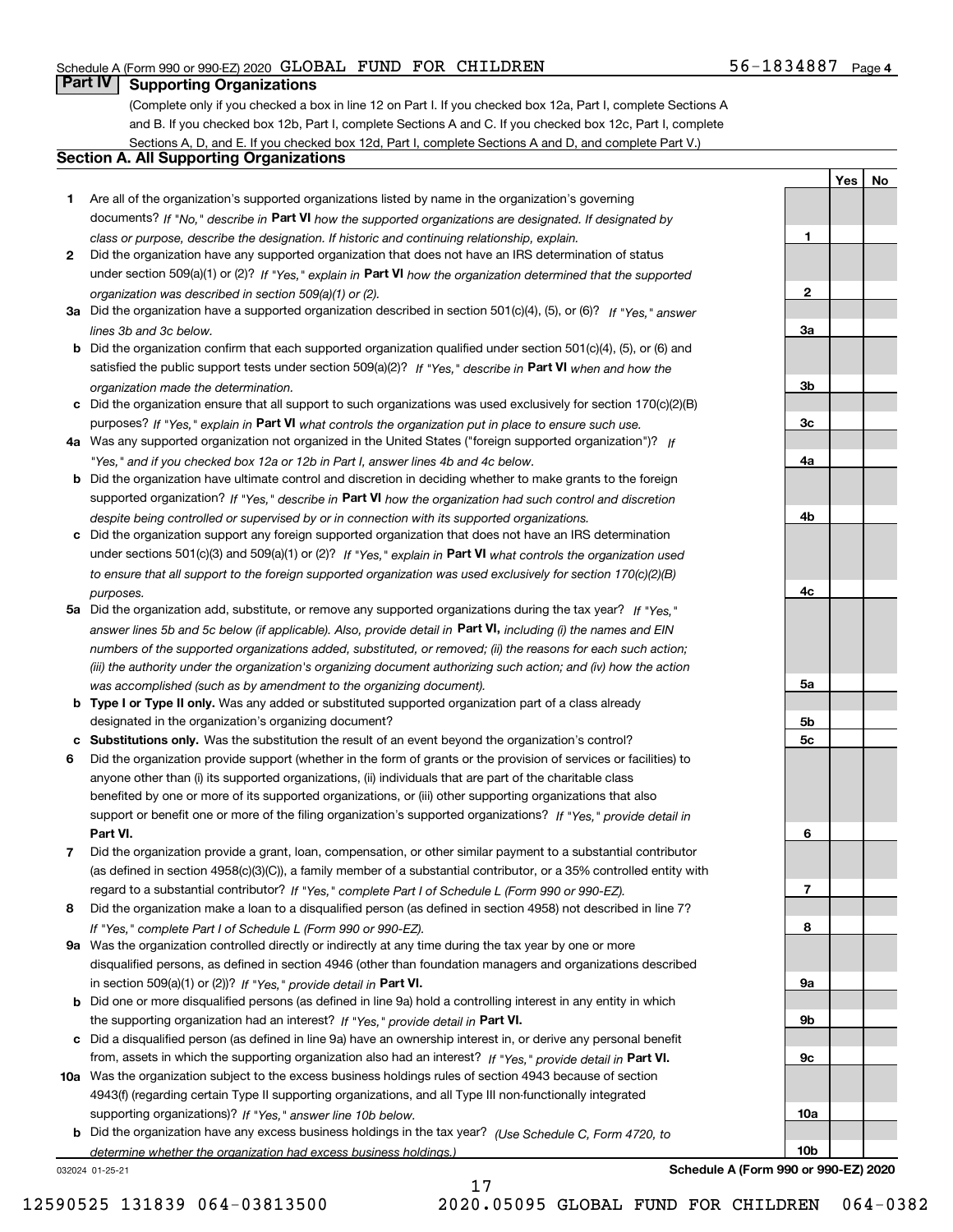Schedule A (Form 990 or 990-EZ) 2020 GLOBAL FUND FOR CHILDREN 56-1834887 Page 4

## Part IV Supporting Organizations

(Complete only if you checked a box in line 12 on Part I. If you checked box 12a, Part I, complete Sections A and B. If you checked box 12b, Part I, complete Sections A and C. If you checked box 12c, Part I, complete Sections A, D, and E. If you checked box 12d, Part I, complete Sections A and D, and complete Part V.)

### Section A. All Supporting Organizations

| | | | Yes | No |
|---|---|---|---|---|
| **1** | Are all of the organization's supported organizations listed by name in the organization's governing documents? *If "No," describe in* **Part VI** *how the supported organizations are designated. If designated by class or purpose, describe the designation. If historic and continuing relationship, explain.* | 1 | | |
| **2** | Did the organization have any supported organization that does not have an IRS determination of status under section 509(a)(1) or (2)? *If "Yes," explain in* **Part VI** *how the organization determined that the supported organization was described in section 509(a)(1) or (2).* | 2 | | |
| **3a** | Did the organization have a supported organization described in section 501(c)(4), (5), or (6)? *If "Yes," answer lines 3b and 3c below.* | 3a | | |
| **b** | Did the organization confirm that each supported organization qualified under section 501(c)(4), (5), or (6) and satisfied the public support tests under section 509(a)(2)? *If "Yes," describe in* **Part VI** *when and how the organization made the determination.* | 3b | | |
| **c** | Did the organization ensure that all support to such organizations was used exclusively for section 170(c)(2)(B) purposes? *If "Yes," explain in* **Part VI** *what controls the organization put in place to ensure such use.* | 3c | | |
| **4a** | Was any supported organization not organized in the United States ("foreign supported organization")? *If "Yes," and if you checked box 12a or 12b in Part I, answer lines 4b and 4c below.* | 4a | | |
| **b** | Did the organization have ultimate control and discretion in deciding whether to make grants to the foreign supported organization? *If "Yes," describe in* **Part VI** *how the organization had such control and discretion despite being controlled or supervised by or in connection with its supported organizations.* | 4b | | |
| **c** | Did the organization support any foreign supported organization that does not have an IRS determination under sections 501(c)(3) and 509(a)(1) or (2)? *If "Yes," explain in* **Part VI** *what controls the organization used to ensure that all support to the foreign supported organization was used exclusively for section 170(c)(2)(B) purposes.* | 4c | | |
| **5a** | Did the organization add, substitute, or remove any supported organizations during the tax year? *If "Yes," answer lines 5b and 5c below (if applicable). Also, provide detail in* **Part VI,** *including (i) the names and EIN numbers of the supported organizations added, substituted, or removed; (ii) the reasons for each such action; (iii) the authority under the organization's organizing document authorizing such action; and (iv) how the action was accomplished (such as by amendment to the organizing document).* | 5a | | |
| **b** | **Type I or Type II only.** Was any added or substituted supported organization part of a class already designated in the organization's organizing document? | 5b | | |
| **c** | **Substitutions only.** Was the substitution the result of an event beyond the organization's control? | 5c | | |
| **6** | Did the organization provide support (whether in the form of grants or the provision of services or facilities) to anyone other than (i) its supported organizations, (ii) individuals that are part of the charitable class benefited by one or more of its supported organizations, or (iii) other supporting organizations that also support or benefit one or more of the filing organization's supported organizations? *If "Yes," provide detail in* **Part VI.** | 6 | | |
| **7** | Did the organization provide a grant, loan, compensation, or other similar payment to a substantial contributor (as defined in section 4958(c)(3)(C)), a family member of a substantial contributor, or a 35% controlled entity with regard to a substantial contributor? *If "Yes," complete Part I of Schedule L (Form 990 or 990-EZ).* | 7 | | |
| **8** | Did the organization make a loan to a disqualified person (as defined in section 4958) not described in line 7? *If "Yes," complete Part I of Schedule L (Form 990 or 990-EZ).* | 8 | | |
| **9a** | Was the organization controlled directly or indirectly at any time during the tax year by one or more disqualified persons, as defined in section 4946 (other than foundation managers and organizations described in section 509(a)(1) or (2))? *If "Yes," provide detail in* **Part VI.** | 9a | | |
| **b** | Did one or more disqualified persons (as defined in line 9a) hold a controlling interest in any entity in which the supporting organization had an interest? *If "Yes," provide detail in* **Part VI.** | 9b | | |
| **c** | Did a disqualified person (as defined in line 9a) have an ownership interest in, or derive any personal benefit from, assets in which the supporting organization also had an interest? *If "Yes," provide detail in* **Part VI.** | 9c | | |
| **10a** | Was the organization subject to the excess business holdings rules of section 4943 because of section 4943(f) (regarding certain Type II supporting organizations, and all Type III non-functionally integrated supporting organizations)? *If "Yes," answer line 10b below.* | 10a | | |
| **b** | Did the organization have any excess business holdings in the tax year? *(Use Schedule C, Form 4720, to determine whether the organization had excess business holdings.)* | 10b | | |

032024 01-25-21 **Schedule A (Form 990 or 990-EZ) 2020**

12590525 131839 064-03813500 2020.05095 GLOBAL FUND FOR CHILDREN 064-0382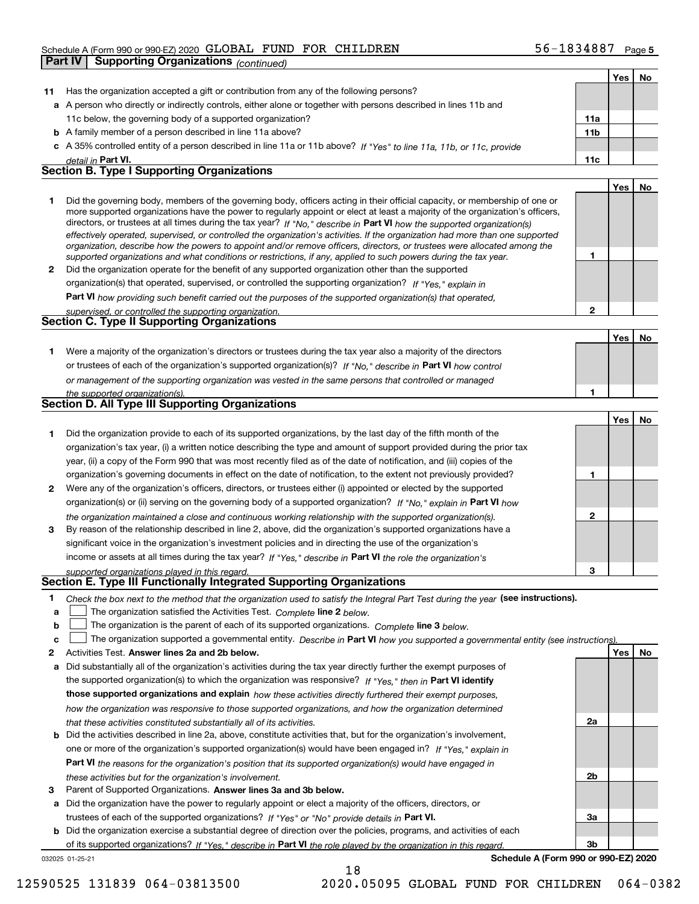Schedule A (Form 990 or 990-EZ) 2020 GLOBAL FUND FOR CHILDREN 56-1834887 Page 5

## Part IV Supporting Organizations *(continued)*

| | | | Yes | No |
|---|---|---|---|---|
| **11** | Has the organization accepted a gift or contribution from any of the following persons? | | | |
| **a** | A person who directly or indirectly controls, either alone or together with persons described in lines 11b and 11c below, the governing body of a supported organization? | **11a** | | |
| **b** | A family member of a person described in line 11a above? | **11b** | | |
| **c** | A 35% controlled entity of a person described in line 11a or 11b above? *If "Yes" to line 11a, 11b, or 11c, provide detail in* **Part VI.** | **11c** | | |

### Section B. Type I Supporting Organizations

| | | | Yes | No |
|---|---|---|---|---|
| **1** | Did the governing body, members of the governing body, officers acting in their official capacity, or membership of one or more supported organizations have the power to regularly appoint or elect at least a majority of the organization's officers, directors, or trustees at all times during the tax year? *If "No," describe in* **Part VI** *how the supported organization(s) effectively operated, supervised, or controlled the organization's activities. If the organization had more than one supported organization, describe how the powers to appoint and/or remove officers, directors, or trustees were allocated among the supported organizations and what conditions or restrictions, if any, applied to such powers during the tax year.* | **1** | | |
| **2** | Did the organization operate for the benefit of any supported organization other than the supported organization(s) that operated, supervised, or controlled the supporting organization? *If "Yes," explain in* **Part VI** *how providing such benefit carried out the purposes of the supported organization(s) that operated, supervised, or controlled the supporting organization.* | **2** | | |

### Section C. Type II Supporting Organizations

| | | | Yes | No |
|---|---|---|---|---|
| **1** | Were a majority of the organization's directors or trustees during the tax year also a majority of the directors or trustees of each of the organization's supported organization(s)? *If "No," describe in* **Part VI** *how control or management of the supporting organization was vested in the same persons that controlled or managed the supported organization(s).* | **1** | | |

### Section D. All Type III Supporting Organizations

| | | | Yes | No |
|---|---|---|---|---|
| **1** | Did the organization provide to each of its supported organizations, by the last day of the fifth month of the organization's tax year, (i) a written notice describing the type and amount of support provided during the prior tax year, (ii) a copy of the Form 990 that was most recently filed as of the date of notification, and (iii) copies of the organization's governing documents in effect on the date of notification, to the extent not previously provided? | **1** | | |
| **2** | Were any of the organization's officers, directors, or trustees either (i) appointed or elected by the supported organization(s) or (ii) serving on the governing body of a supported organization? *If "No," explain in* **Part VI** *how the organization maintained a close and continuous working relationship with the supported organization(s).* | **2** | | |
| **3** | By reason of the relationship described in line 2, above, did the organization's supported organizations have a significant voice in the organization's investment policies and in directing the use of the organization's income or assets at all times during the tax year? *If "Yes," describe in* **Part VI** *the role the organization's supported organizations played in this regard.* | **3** | | |

### Section E. Type III Functionally Integrated Supporting Organizations

**1** *Check the box next to the method that the organization used to satisfy the Integral Part Test during the year* **(see instructions).**

- **a** ☐ The organization satisfied the Activities Test. *Complete* **line 2** *below.*
- **b** ☐ The organization is the parent of each of its supported organizations. *Complete* **line 3** *below.*
- **c** ☐ The organization supported a governmental entity. *Describe in* **Part VI** *how you supported a governmental entity (see instructions).*

| | | | Yes | No |
|---|---|---|---|---|
| **2** | Activities Test. **Answer lines 2a and 2b below.** | | | |
| **a** | Did substantially all of the organization's activities during the tax year directly further the exempt purposes of the supported organization(s) to which the organization was responsive? *If "Yes," then in* **Part VI identify those supported organizations and explain** *how these activities directly furthered their exempt purposes, how the organization was responsive to those supported organizations, and how the organization determined that these activities constituted substantially all of its activities.* | **2a** | | |
| **b** | Did the activities described in line 2a, above, constitute activities that, but for the organization's involvement, one or more of the organization's supported organization(s) would have been engaged in? *If "Yes," explain in* **Part VI** *the reasons for the organization's position that its supported organization(s) would have engaged in these activities but for the organization's involvement.* | **2b** | | |
| **3** | Parent of Supported Organizations. **Answer lines 3a and 3b below.** | | | |
| **a** | Did the organization have the power to regularly appoint or elect a majority of the officers, directors, or trustees of each of the supported organizations? *If "Yes" or "No" provide details in* **Part VI.** | **3a** | | |
| **b** | Did the organization exercise a substantial degree of direction over the policies, programs, and activities of each of its supported organizations? *If "Yes," describe in* **Part VI** *the role played by the organization in this regard.* | **3b** | | |

032025 01-25-21 **Schedule A (Form 990 or 990-EZ) 2020**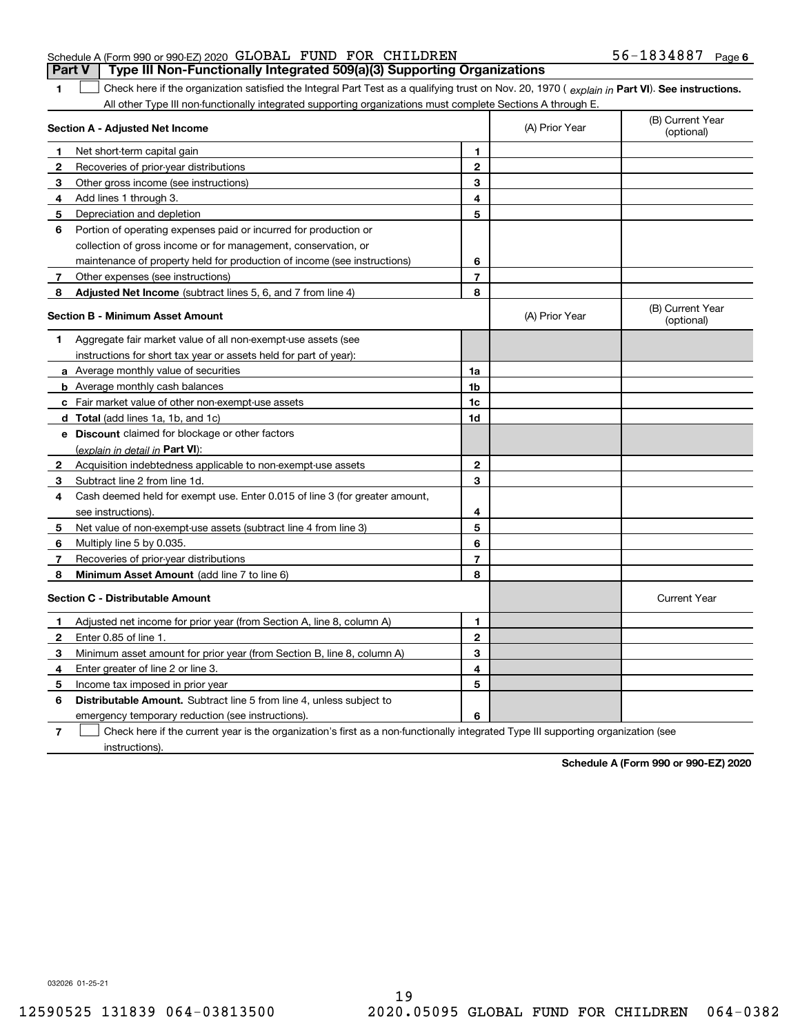Schedule A (Form 990 or 990-EZ) 2020 GLOBAL FUND FOR CHILDREN 56-1834887 Page 6

**Part V | Type III Non-Functionally Integrated 509(a)(3) Supporting Organizations**

**1** ☐ Check here if the organization satisfied the Integral Part Test as a qualifying trust on Nov. 20, 1970 ( *explain in* **Part VI**). **See instructions.** All other Type III non-functionally integrated supporting organizations must complete Sections A through E.

| **Section A - Adjusted Net Income** | | | (A) Prior Year | (B) Current Year (optional) |
|---|---|---|---|---|
| **1** | Net short-term capital gain | 1 | | |
| **2** | Recoveries of prior-year distributions | 2 | | |
| **3** | Other gross income (see instructions) | 3 | | |
| **4** | Add lines 1 through 3. | 4 | | |
| **5** | Depreciation and depletion | 5 | | |
| **6** | Portion of operating expenses paid or incurred for production or collection of gross income or for management, conservation, or maintenance of property held for production of income (see instructions) | 6 | | |
| **7** | Other expenses (see instructions) | 7 | | |
| **8** | **Adjusted Net Income** (subtract lines 5, 6, and 7 from line 4) | 8 | | |

| **Section B - Minimum Asset Amount** | | | (A) Prior Year | (B) Current Year (optional) |
|---|---|---|---|---|
| **1** | Aggregate fair market value of all non-exempt-use assets (see instructions for short tax year or assets held for part of year): | | | |
| **a** | Average monthly value of securities | 1a | | |
| **b** | Average monthly cash balances | 1b | | |
| **c** | Fair market value of other non-exempt-use assets | 1c | | |
| **d** | **Total** (add lines 1a, 1b, and 1c) | 1d | | |
| **e** | **Discount** claimed for blockage or other factors (*explain in detail in* **Part VI**): | | | |
| **2** | Acquisition indebtedness applicable to non-exempt-use assets | 2 | | |
| **3** | Subtract line 2 from line 1d. | 3 | | |
| **4** | Cash deemed held for exempt use. Enter 0.015 of line 3 (for greater amount, see instructions). | 4 | | |
| **5** | Net value of non-exempt-use assets (subtract line 4 from line 3) | 5 | | |
| **6** | Multiply line 5 by 0.035. | 6 | | |
| **7** | Recoveries of prior-year distributions | 7 | | |
| **8** | **Minimum Asset Amount** (add line 7 to line 6) | 8 | | |

| **Section C - Distributable Amount** | | | | Current Year |
|---|---|---|---|---|
| **1** | Adjusted net income for prior year (from Section A, line 8, column A) | 1 | | |
| **2** | Enter 0.85 of line 1. | 2 | | |
| **3** | Minimum asset amount for prior year (from Section B, line 8, column A) | 3 | | |
| **4** | Enter greater of line 2 or line 3. | 4 | | |
| **5** | Income tax imposed in prior year | 5 | | |
| **6** | **Distributable Amount.** Subtract line 5 from line 4, unless subject to emergency temporary reduction (see instructions). | 6 | | |

**7** ☐ Check here if the current year is the organization's first as a non-functionally integrated Type III supporting organization (see instructions).

**Schedule A (Form 990 or 990-EZ) 2020**

032026 01-25-21

12590525 131839 064-03813500 2020.05095 GLOBAL FUND FOR CHILDREN 064-0382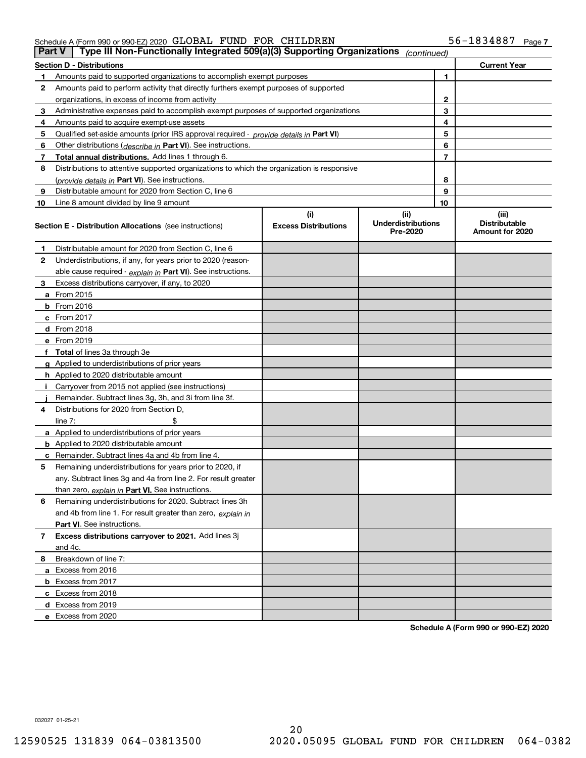Schedule A (Form 990 or 990-EZ) 2020 GLOBAL FUND FOR CHILDREN 56-1834887 Page 7

**Part V** Type III Non-Functionally Integrated 509(a)(3) Supporting Organizations *(continued)*

| Section D - Distributions | | | Current Year |
|---|---|---|---|
| 1 | Amounts paid to supported organizations to accomplish exempt purposes | 1 | |
| 2 | Amounts paid to perform activity that directly furthers exempt purposes of supported organizations, in excess of income from activity | 2 | |
| 3 | Administrative expenses paid to accomplish exempt purposes of supported organizations | 3 | |
| 4 | Amounts paid to acquire exempt-use assets | 4 | |
| 5 | Qualified set-aside amounts (prior IRS approval required - *provide details in* **Part VI**) | 5 | |
| 6 | Other distributions (*describe in* **Part VI**). See instructions. | 6 | |
| 7 | **Total annual distributions.** Add lines 1 through 6. | 7 | |
| 8 | Distributions to attentive supported organizations to which the organization is responsive (*provide details in* **Part VI**). See instructions. | 8 | |
| 9 | Distributable amount for 2020 from Section C, line 6 | 9 | |
| 10 | Line 8 amount divided by line 9 amount | 10 | |

| **Section E - Distribution Allocations** (see instructions) | (i) Excess Distributions | (ii) Underdistributions Pre-2020 | (iii) Distributable Amount for 2020 |
|---|---|---|---|
| **1** Distributable amount for 2020 from Section C, line 6 | | | |
| **2** Underdistributions, if any, for years prior to 2020 (reasonable cause required - *explain in* **Part VI**). See instructions. | | | |
| **3** Excess distributions carryover, if any, to 2020 | | | |
| **a** From 2015 | | | |
| **b** From 2016 | | | |
| **c** From 2017 | | | |
| **d** From 2018 | | | |
| **e** From 2019 | | | |
| **f** **Total** of lines 3a through 3e | | | |
| **g** Applied to underdistributions of prior years | | | |
| **h** Applied to 2020 distributable amount | | | |
| **i** Carryover from 2015 not applied (see instructions) | | | |
| **j** Remainder. Subtract lines 3g, 3h, and 3i from line 3f. | | | |
| **4** Distributions for 2020 from Section D, line 7: $ | | | |
| **a** Applied to underdistributions of prior years | | | |
| **b** Applied to 2020 distributable amount | | | |
| **c** Remainder. Subtract lines 4a and 4b from line 4. | | | |
| **5** Remaining underdistributions for years prior to 2020, if any. Subtract lines 3g and 4a from line 2. For result greater than zero, *explain in* **Part VI.** See instructions. | | | |
| **6** Remaining underdistributions for 2020. Subtract lines 3h and 4b from line 1. For result greater than zero, *explain in* **Part VI**. See instructions. | | | |
| **7** **Excess distributions carryover to 2021.** Add lines 3j and 4c. | | | |
| **8** Breakdown of line 7: | | | |
| **a** Excess from 2016 | | | |
| **b** Excess from 2017 | | | |
| **c** Excess from 2018 | | | |
| **d** Excess from 2019 | | | |
| **e** Excess from 2020 | | | |

**Schedule A (Form 990 or 990-EZ) 2020**

032027 01-25-21

12590525 131839 064-03813500 2020.05095 GLOBAL FUND FOR CHILDREN 064-0382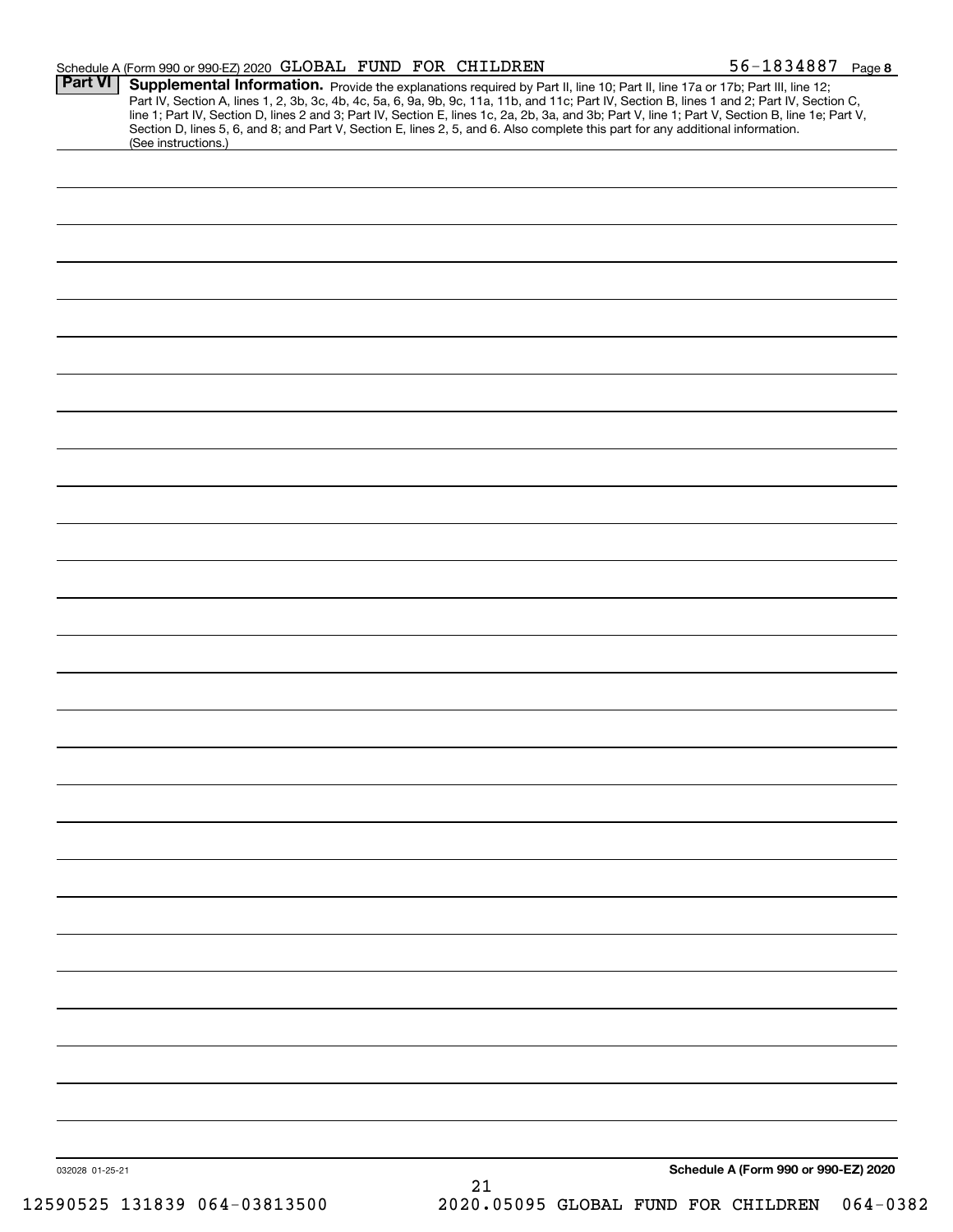Schedule A (Form 990 or 990-EZ) 2020 GLOBAL FUND FOR CHILDREN 56-1834887 Page 8

**Part VI** **Supplemental Information.** Provide the explanations required by Part II, line 10; Part II, line 17a or 17b; Part III, line 12; Part IV, Section A, lines 1, 2, 3b, 3c, 4b, 4c, 5a, 6, 9a, 9b, 9c, 11a, 11b, and 11c; Part IV, Section B, lines 1 and 2; Part IV, Section C, line 1; Part IV, Section D, lines 2 and 3; Part IV, Section E, lines 1c, 2a, 2b, 3a, and 3b; Part V, line 1; Part V, Section B, line 1e; Part V, Section D, lines 5, 6, and 8; and Part V, Section E, lines 2, 5, and 6. Also complete this part for any additional information. (See instructions.)

032028 01-25-21 **Schedule A (Form 990 or 990-EZ) 2020**

12590525 131839 064-03813500 2020.05095 GLOBAL FUND FOR CHILDREN 064-0382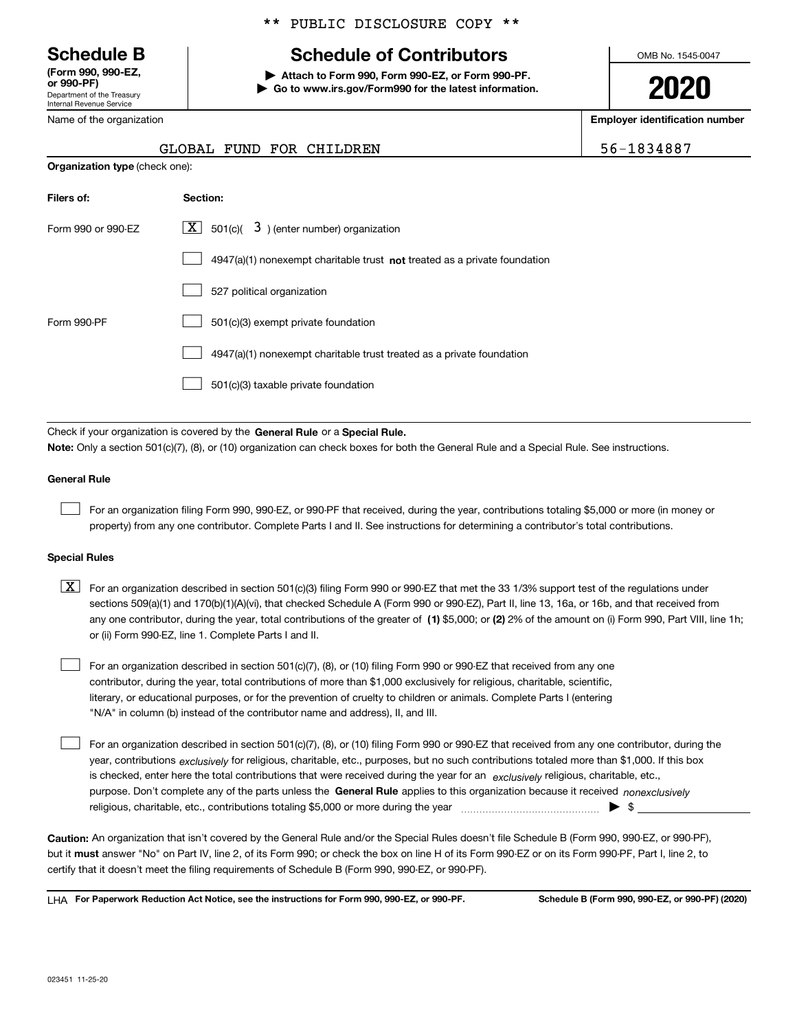\*\* PUBLIC DISCLOSURE COPY \*\*

# Schedule B

**(Form 990, 990-EZ, or 990-PF)**
Department of the Treasury
Internal Revenue Service

## Schedule of Contributors

▶ **Attach to Form 990, Form 990-EZ, or Form 990-PF.**
▶ **Go to www.irs.gov/Form990 for the latest information.**

OMB No. 1545-0047

**2020**

Name of the organization: GLOBAL FUND FOR CHILDREN

**Employer identification number:** 56-1834887

**Organization type** (check one):

| **Filers of:** | **Section:** |
|---|---|
| Form 990 or 990-EZ | [X] 501(c)( 3 ) (enter number) organization |
| | [ ] 4947(a)(1) nonexempt charitable trust **not** treated as a private foundation |
| | [ ] 527 political organization |
| Form 990-PF | [ ] 501(c)(3) exempt private foundation |
| | [ ] 4947(a)(1) nonexempt charitable trust treated as a private foundation |
| | [ ] 501(c)(3) taxable private foundation |

Check if your organization is covered by the **General Rule** or a **Special Rule.**

**Note:** Only a section 501(c)(7), (8), or (10) organization can check boxes for both the General Rule and a Special Rule. See instructions.

**General Rule**

[ ] For an organization filing Form 990, 990-EZ, or 990-PF that received, during the year, contributions totaling $5,000 or more (in money or property) from any one contributor. Complete Parts I and II. See instructions for determining a contributor's total contributions.

**Special Rules**

[X] For an organization described in section 501(c)(3) filing Form 990 or 990-EZ that met the 33 1/3% support test of the regulations under sections 509(a)(1) and 170(b)(1)(A)(vi), that checked Schedule A (Form 990 or 990-EZ), Part II, line 13, 16a, or 16b, and that received from any one contributor, during the year, total contributions of the greater of **(1)** $5,000; or **(2)** 2% of the amount on (i) Form 990, Part VIII, line 1h; or (ii) Form 990-EZ, line 1. Complete Parts I and II.

[ ] For an organization described in section 501(c)(7), (8), or (10) filing Form 990 or 990-EZ that received from any one contributor, during the year, total contributions of more than $1,000 exclusively for religious, charitable, scientific, literary, or educational purposes, or for the prevention of cruelty to children or animals. Complete Parts I (entering "N/A" in column (b) instead of the contributor name and address), II, and III.

[ ] For an organization described in section 501(c)(7), (8), or (10) filing Form 990 or 990-EZ that received from any one contributor, during the year, contributions *exclusively* for religious, charitable, etc., purposes, but no such contributions totaled more than $1,000. If this box is checked, enter here the total contributions that were received during the year for an *exclusively* religious, charitable, etc., purpose. Don't complete any of the parts unless the **General Rule** applies to this organization because it received *nonexclusively* religious, charitable, etc., contributions totaling $5,000 or more during the year ▶ $ ____________

**Caution:** An organization that isn't covered by the General Rule and/or the Special Rules doesn't file Schedule B (Form 990, 990-EZ, or 990-PF), but it **must** answer "No" on Part IV, line 2, of its Form 990; or check the box on line H of its Form 990-EZ or on its Form 990-PF, Part I, line 2, to certify that it doesn't meet the filing requirements of Schedule B (Form 990, 990-EZ, or 990-PF).

LHA **For Paperwork Reduction Act Notice, see the instructions for Form 990, 990-EZ, or 990-PF.** **Schedule B (Form 990, 990-EZ, or 990-PF) (2020)**

023451 11-25-20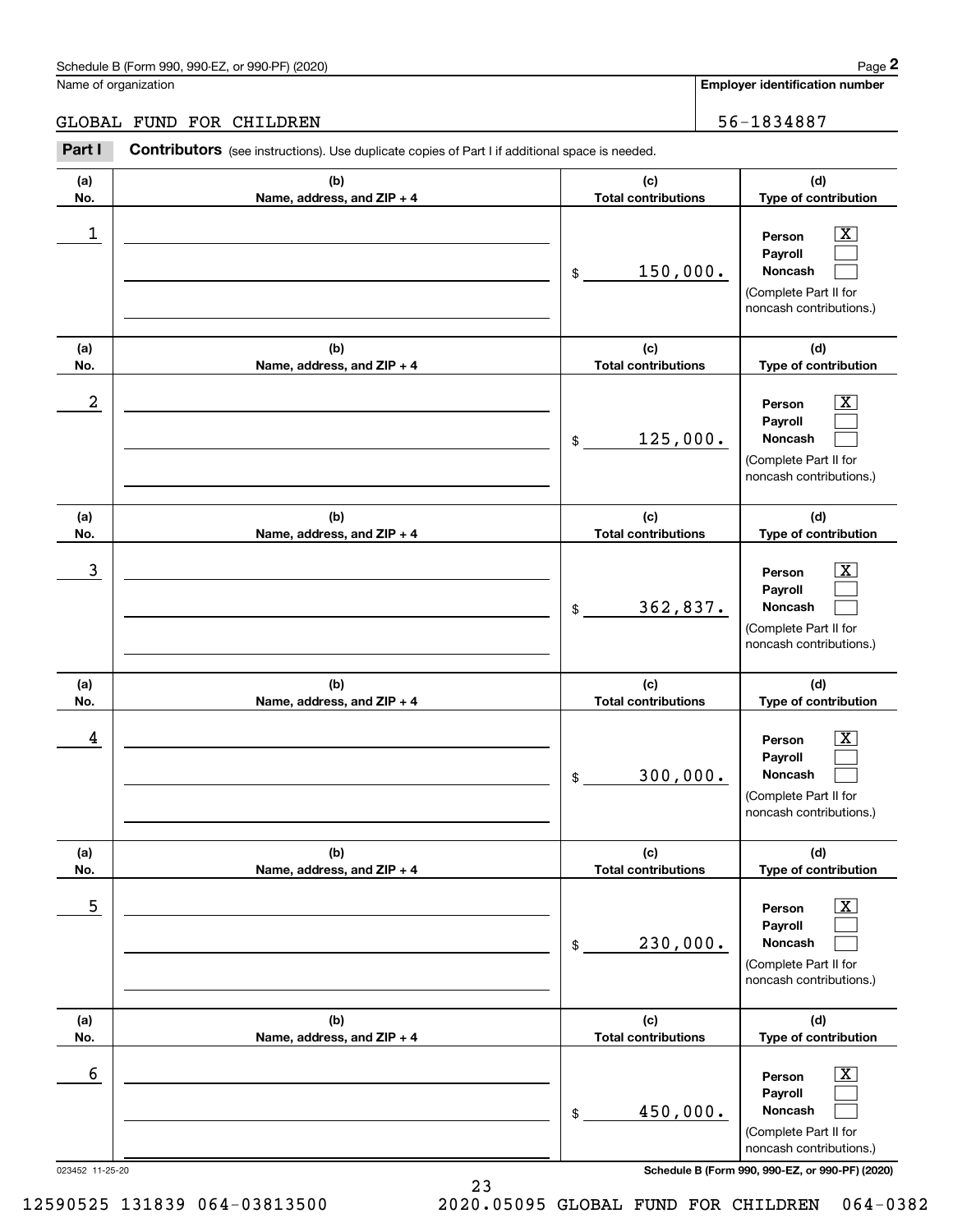Schedule B (Form 990, 990-EZ, or 990-PF) (2020)

Name of organization: GLOBAL FUND FOR CHILDREN

Employer identification number: 56-1834887

**Part I** **Contributors** (see instructions). Use duplicate copies of Part I if additional space is needed.

| (a) No. | (b) Name, address, and ZIP + 4 | (c) Total contributions | (d) Type of contribution |
|---|---|---|---|
| 1 | | $ 150,000. | Person [X] Payroll [ ] Noncash [ ] (Complete Part II for noncash contributions.) |
| 2 | | $ 125,000. | Person [X] Payroll [ ] Noncash [ ] (Complete Part II for noncash contributions.) |
| 3 | | $ 362,837. | Person [X] Payroll [ ] Noncash [ ] (Complete Part II for noncash contributions.) |
| 4 | | $ 300,000. | Person [X] Payroll [ ] Noncash [ ] (Complete Part II for noncash contributions.) |
| 5 | | $ 230,000. | Person [X] Payroll [ ] Noncash [ ] (Complete Part II for noncash contributions.) |
| 6 | | $ 450,000. | Person [X] Payroll [ ] Noncash [ ] (Complete Part II for noncash contributions.) |

023452 11-25-20

Schedule B (Form 990, 990-EZ, or 990-PF) (2020)

12590525 131839 064-03813500 2020.05095 GLOBAL FUND FOR CHILDREN 064-0382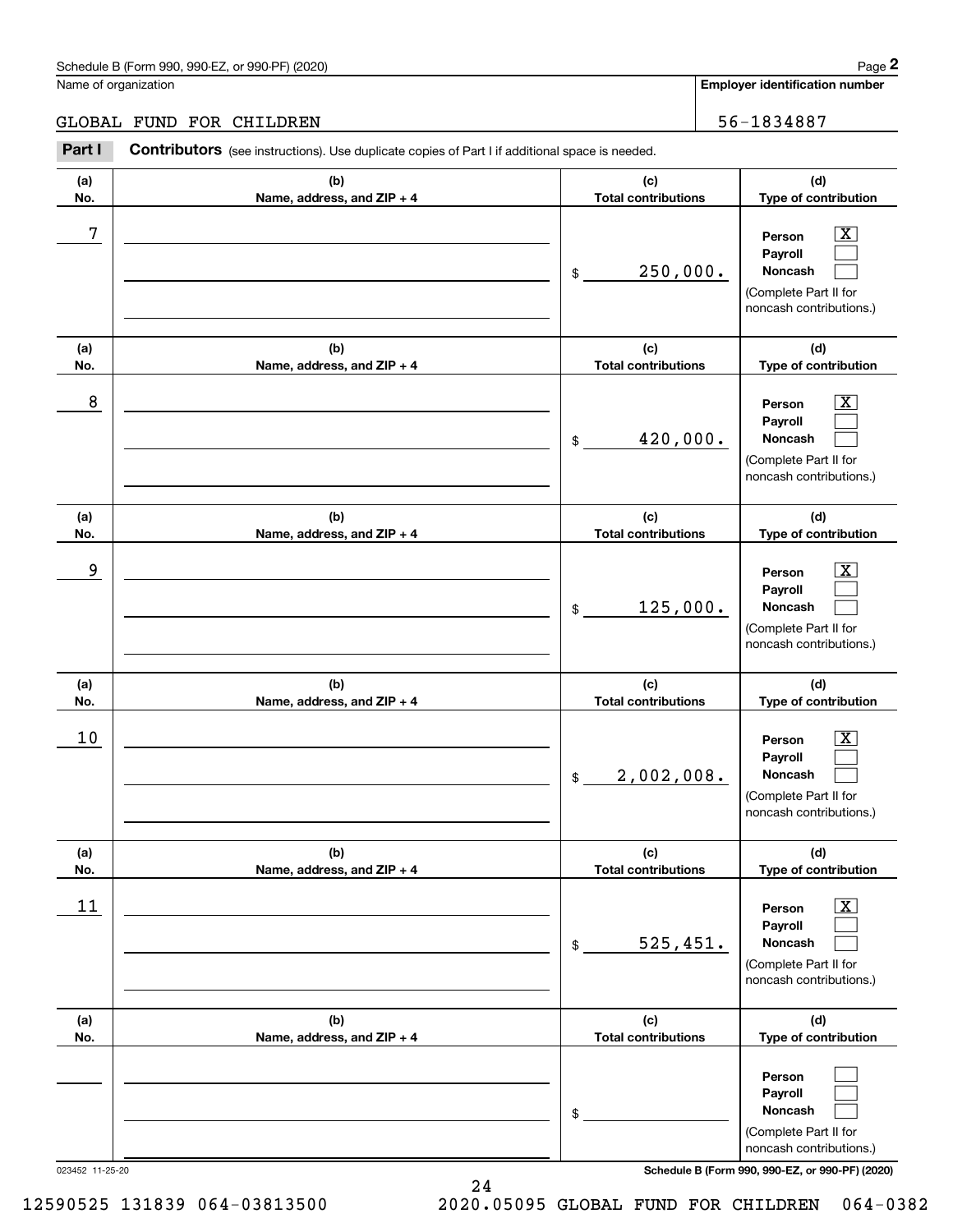Schedule B (Form 990, 990-EZ, or 990-PF) (2020)

Name of organization: GLOBAL FUND FOR CHILDREN

Employer identification number: 56-1834887

**Part I Contributors** (see instructions). Use duplicate copies of Part I if additional space is needed.

| (a) No. | (b) Name, address, and ZIP + 4 | (c) Total contributions | (d) Type of contribution |
|---|---|---|---|
| 7 | | $ 250,000. | Person [X] Payroll [ ] Noncash [ ] (Complete Part II for noncash contributions.) |
| 8 | | $ 420,000. | Person [X] Payroll [ ] Noncash [ ] (Complete Part II for noncash contributions.) |
| 9 | | $ 125,000. | Person [X] Payroll [ ] Noncash [ ] (Complete Part II for noncash contributions.) |
| 10 | | $ 2,002,008. | Person [X] Payroll [ ] Noncash [ ] (Complete Part II for noncash contributions.) |
| 11 | | $ 525,451. | Person [X] Payroll [ ] Noncash [ ] (Complete Part II for noncash contributions.) |
| | | $ | Person [ ] Payroll [ ] Noncash [ ] (Complete Part II for noncash contributions.) |

023452 11-25-20

Schedule B (Form 990, 990-EZ, or 990-PF) (2020)

12590525 131839 064-03813500 2020.05095 GLOBAL FUND FOR CHILDREN 064-0382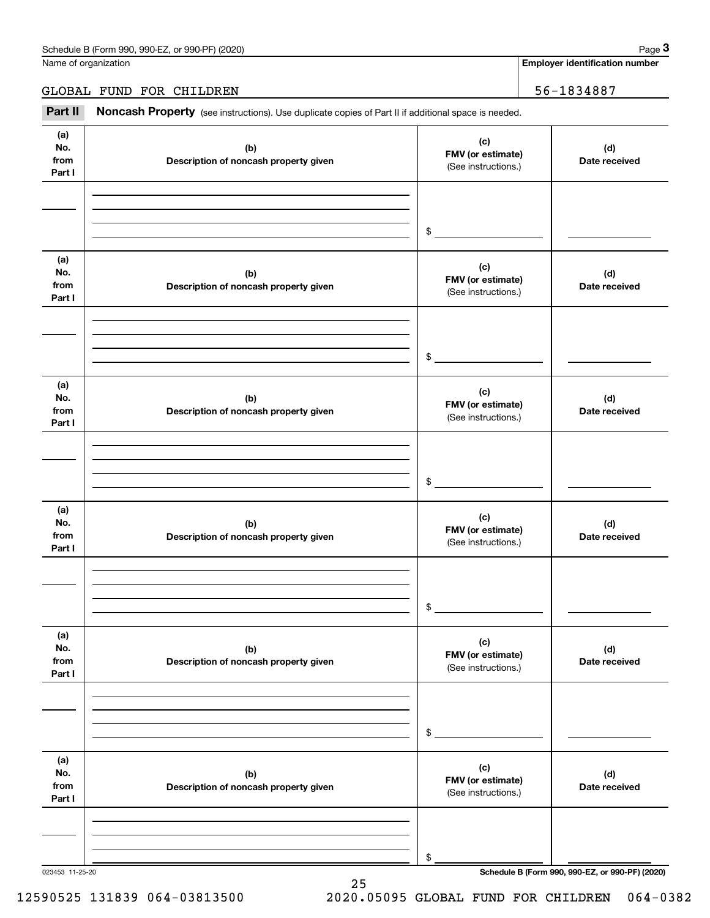Name of organization

GLOBAL FUND FOR CHILDREN

**Employer identification number**

56-1834887

**Part II** **Noncash Property** (see instructions). Use duplicate copies of Part II if additional space is needed.

| (a) No. from Part I | (b) Description of noncash property given | (c) FMV (or estimate) (See instructions.) | (d) Date received |
|---|---|---|---|
| | | $ | |

| (a) No. from Part I | (b) Description of noncash property given | (c) FMV (or estimate) (See instructions.) | (d) Date received |
|---|---|---|---|
| | | $ | |

| (a) No. from Part I | (b) Description of noncash property given | (c) FMV (or estimate) (See instructions.) | (d) Date received |
|---|---|---|---|
| | | $ | |

| (a) No. from Part I | (b) Description of noncash property given | (c) FMV (or estimate) (See instructions.) | (d) Date received |
|---|---|---|---|
| | | $ | |

| (a) No. from Part I | (b) Description of noncash property given | (c) FMV (or estimate) (See instructions.) | (d) Date received |
|---|---|---|---|
| | | $ | |

| (a) No. from Part I | (b) Description of noncash property given | (c) FMV (or estimate) (See instructions.) | (d) Date received |
|---|---|---|---|
| | | $ | |

023453 11-25-20

**Schedule B (Form 990, 990-EZ, or 990-PF) (2020)**

12590525 131839 064-03813500 2020.05095 GLOBAL FUND FOR CHILDREN 064-0382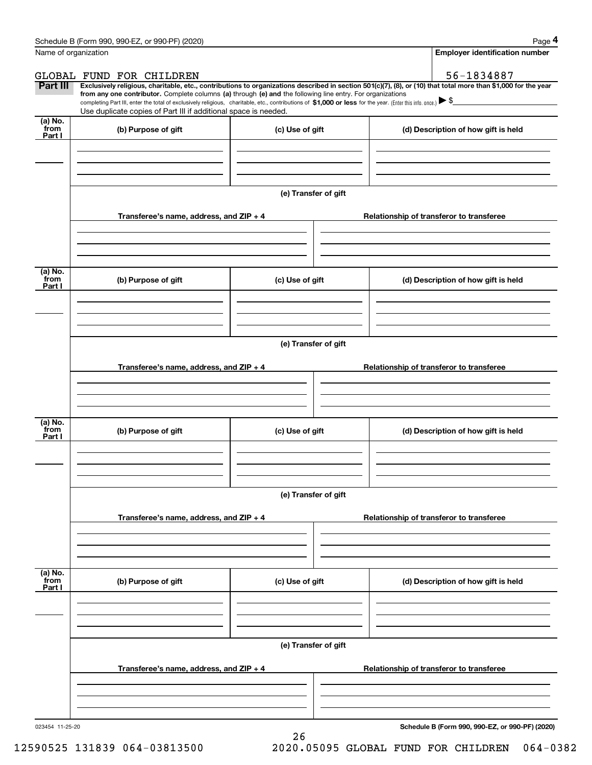Name of organization

**Employer identification number**

GLOBAL FUND FOR CHILDREN

56-1834887

**Part III** **Exclusively religious, charitable, etc., contributions to organizations described in section 501(c)(7), (8), or (10) that total more than $1,000 for the year from any one contributor.** Complete columns **(a)** through **(e) and** the following line entry. For organizations completing Part III, enter the total of exclusively religious, charitable, etc., contributions of **$1,000 or less** for the year. (Enter this info. once.) ▶ $

Use duplicate copies of Part III if additional space is needed.

| (a) No. from Part I | (b) Purpose of gift | (c) Use of gift | (d) Description of how gift is held |
|---|---|---|---|
| | | | |

**(e) Transfer of gift**

| Transferee's name, address, and ZIP + 4 | Relationship of transferor to transferee |
|---|---|
| | |

| (a) No. from Part I | (b) Purpose of gift | (c) Use of gift | (d) Description of how gift is held |
|---|---|---|---|
| | | | |

**(e) Transfer of gift**

| Transferee's name, address, and ZIP + 4 | Relationship of transferor to transferee |
|---|---|
| | |

| (a) No. from Part I | (b) Purpose of gift | (c) Use of gift | (d) Description of how gift is held |
|---|---|---|---|
| | | | |

**(e) Transfer of gift**

| Transferee's name, address, and ZIP + 4 | Relationship of transferor to transferee |
|---|---|
| | |

| (a) No. from Part I | (b) Purpose of gift | (c) Use of gift | (d) Description of how gift is held |
|---|---|---|---|
| | | | |

**(e) Transfer of gift**

| Transferee's name, address, and ZIP + 4 | Relationship of transferor to transferee |
|---|---|
| | |

023454 11-25-20

**Schedule B (Form 990, 990-EZ, or 990-PF) (2020)**

12590525 131839 064-03813500 2020.05095 GLOBAL FUND FOR CHILDREN 064-0382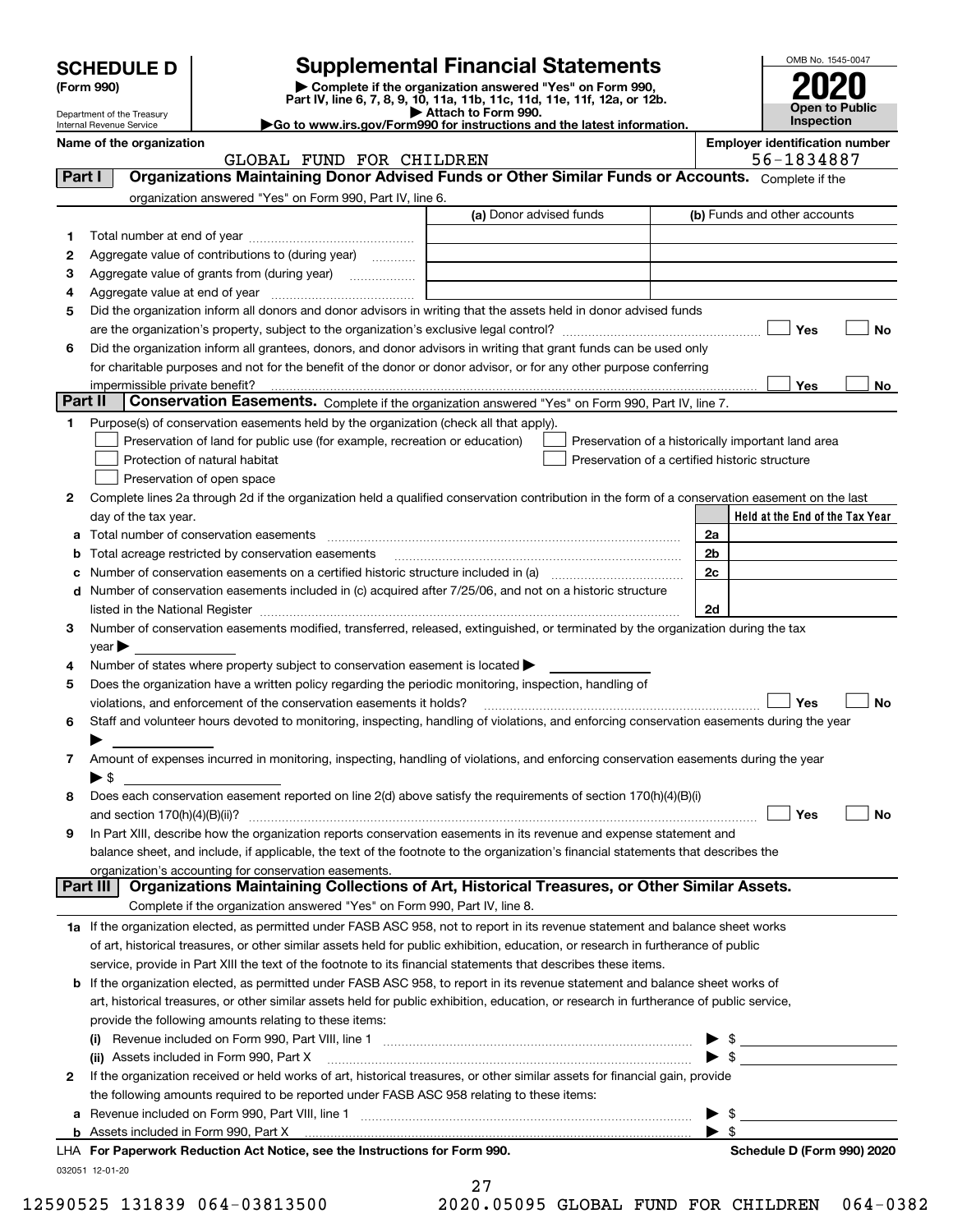# SCHEDULE D (Form 990)

Department of the Treasury
Internal Revenue Service

## Supplemental Financial Statements

▶ Complete if the organization answered "Yes" on Form 990, Part IV, line 6, 7, 8, 9, 10, 11a, 11b, 11c, 11d, 11e, 11f, 12a, or 12b.
▶ Attach to Form 990.
▶ Go to www.irs.gov/Form990 for instructions and the latest information.

OMB No. 1545-0047

**2020**

**Open to Public Inspection**

**Name of the organization:** GLOBAL FUND FOR CHILDREN

**Employer identification number:** 56-1834887

### Part I Organizations Maintaining Donor Advised Funds or Other Similar Funds or Accounts. Complete if the organization answered "Yes" on Form 990, Part IV, line 6.

| | | (a) Donor advised funds | (b) Funds and other accounts |
|---|---|---|---|
| 1 | Total number at end of year | | |
| 2 | Aggregate value of contributions to (during year) | | |
| 3 | Aggregate value of grants from (during year) | | |
| 4 | Aggregate value at end of year | | |

5 Did the organization inform all donors and donor advisors in writing that the assets held in donor advised funds are the organization's property, subject to the organization's exclusive legal control? ☐ Yes ☐ No

6 Did the organization inform all grantees, donors, and donor advisors in writing that grant funds can be used only for charitable purposes and not for the benefit of the donor or donor advisor, or for any other purpose conferring impermissible private benefit? ☐ Yes ☐ No

### Part II Conservation Easements. Complete if the organization answered "Yes" on Form 990, Part IV, line 7.

1 Purpose(s) of conservation easements held by the organization (check all that apply).

- ☐ Preservation of land for public use (for example, recreation or education)
- ☐ Protection of natural habitat
- ☐ Preservation of open space
- ☐ Preservation of a historically important land area
- ☐ Preservation of a certified historic structure

2 Complete lines 2a through 2d if the organization held a qualified conservation contribution in the form of a conservation easement on the last day of the tax year.

| | | | Held at the End of the Tax Year |
|---|---|---|---|
| a | Total number of conservation easements | 2a | |
| b | Total acreage restricted by conservation easements | 2b | |
| c | Number of conservation easements on a certified historic structure included in (a) | 2c | |
| d | Number of conservation easements included in (c) acquired after 7/25/06, and not on a historic structure listed in the National Register | 2d | |

3 Number of conservation easements modified, transferred, released, extinguished, or terminated by the organization during the tax year ▶

4 Number of states where property subject to conservation easement is located ▶

5 Does the organization have a written policy regarding the periodic monitoring, inspection, handling of violations, and enforcement of the conservation easements it holds? ☐ Yes ☐ No

6 Staff and volunteer hours devoted to monitoring, inspecting, handling of violations, and enforcing conservation easements during the year ▶

7 Amount of expenses incurred in monitoring, inspecting, handling of violations, and enforcing conservation easements during the year ▶ $

8 Does each conservation easement reported on line 2(d) above satisfy the requirements of section 170(h)(4)(B)(i) and section 170(h)(4)(B)(ii)? ☐ Yes ☐ No

9 In Part XIII, describe how the organization reports conservation easements in its revenue and expense statement and balance sheet, and include, if applicable, the text of the footnote to the organization's financial statements that describes the organization's accounting for conservation easements.

### Part III Organizations Maintaining Collections of Art, Historical Treasures, or Other Similar Assets. Complete if the organization answered "Yes" on Form 990, Part IV, line 8.

1a If the organization elected, as permitted under FASB ASC 958, not to report in its revenue statement and balance sheet works of art, historical treasures, or other similar assets held for public exhibition, education, or research in furtherance of public service, provide in Part XIII the text of the footnote to its financial statements that describes these items.

b If the organization elected, as permitted under FASB ASC 958, to report in its revenue statement and balance sheet works of art, historical treasures, or other similar assets held for public exhibition, education, or research in furtherance of public service, provide the following amounts relating to these items:

(i) Revenue included on Form 990, Part VIII, line 1 ▶ $

(ii) Assets included in Form 990, Part X ▶ $

2 If the organization received or held works of art, historical treasures, or other similar assets for financial gain, provide the following amounts required to be reported under FASB ASC 958 relating to these items:

a Revenue included on Form 990, Part VIII, line 1 ▶ $

b Assets included in Form 990, Part X ▶ $

LHA For Paperwork Reduction Act Notice, see the Instructions for Form 990. Schedule D (Form 990) 2020

032051 12-01-20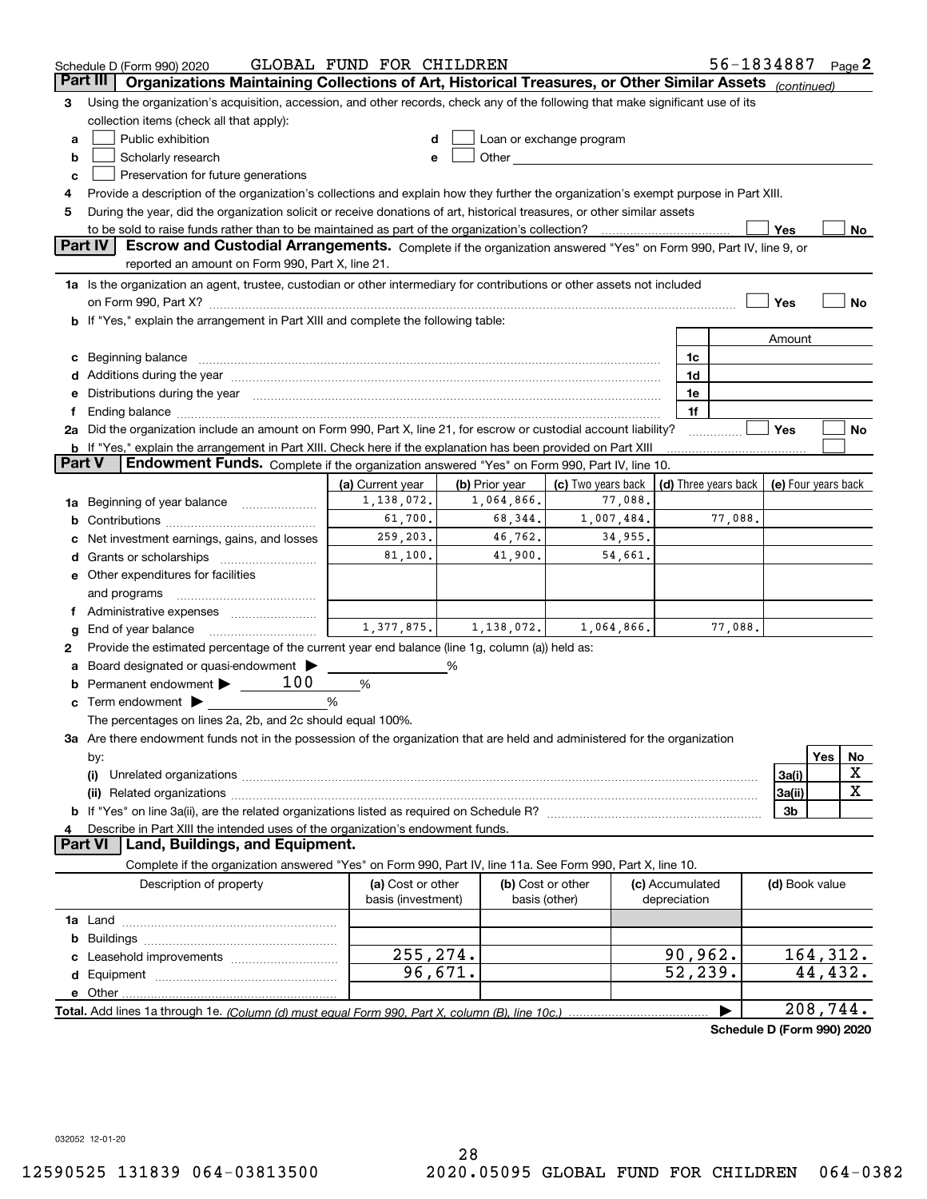Schedule D (Form 990) 2020 GLOBAL FUND FOR CHILDREN 56-1834887 Page 2

## Part III Organizations Maintaining Collections of Art, Historical Treasures, or Other Similar Assets *(continued)*

3 Using the organization's acquisition, accession, and other records, check any of the following that make significant use of its collection items (check all that apply):

- a ☐ Public exhibition
- b ☐ Scholarly research
- c ☐ Preservation for future generations
- d ☐ Loan or exchange program
- e ☐ Other

4 Provide a description of the organization's collections and explain how they further the organization's exempt purpose in Part XIII.

5 During the year, did the organization solicit or receive donations of art, historical treasures, or other similar assets to be sold to raise funds rather than to be maintained as part of the organization's collection? ☐ Yes ☐ No

## Part IV Escrow and Custodial Arrangements.

Complete if the organization answered "Yes" on Form 990, Part IV, line 9, or reported an amount on Form 990, Part X, line 21.

1a Is the organization an agent, trustee, custodian or other intermediary for contributions or other assets not included on Form 990, Part X? ☐ Yes ☐ No

b If "Yes," explain the arrangement in Part XIII and complete the following table:

| | | Amount |
|---|---|---|
| c Beginning balance | 1c | |
| d Additions during the year | 1d | |
| e Distributions during the year | 1e | |
| f Ending balance | 1f | |

2a Did the organization include an amount on Form 990, Part X, line 21, for escrow or custodial account liability? ☐ Yes ☐ No

b If "Yes," explain the arrangement in Part XIII. Check here if the explanation has been provided on Part XIII ☐

## Part V Endowment Funds.

Complete if the organization answered "Yes" on Form 990, Part IV, line 10.

| | (a) Current year | (b) Prior year | (c) Two years back | (d) Three years back | (e) Four years back |
|---|---|---|---|---|---|
| 1a Beginning of year balance | 1,138,072. | 1,064,866. | 77,088. | | |
| b Contributions | 61,700. | 68,344. | 1,007,484. | 77,088. | |
| c Net investment earnings, gains, and losses | 259,203. | 46,762. | 34,955. | | |
| d Grants or scholarships | 81,100. | 41,900. | 54,661. | | |
| e Other expenditures for facilities and programs | | | | | |
| f Administrative expenses | | | | | |
| g End of year balance | 1,377,875. | 1,138,072. | 1,064,866. | 77,088. | |

2 Provide the estimated percentage of the current year end balance (line 1g, column (a)) held as:

- a Board designated or quasi-endowment ▶ %
- b Permanent endowment ▶ 100 %
- c Term endowment ▶ %

The percentages on lines 2a, 2b, and 2c should equal 100%.

3a Are there endowment funds not in the possession of the organization that are held and administered for the organization by:

| | | Yes | No |
|---|---|---|---|
| (i) Unrelated organizations | 3a(i) | | X |
| (ii) Related organizations | 3a(ii) | | X |
| b If "Yes" on line 3a(ii), are the related organizations listed as required on Schedule R? | 3b | | |

4 Describe in Part XIII the intended uses of the organization's endowment funds.

## Part VI Land, Buildings, and Equipment.

Complete if the organization answered "Yes" on Form 990, Part IV, line 11a. See Form 990, Part X, line 10.

| Description of property | (a) Cost or other basis (investment) | (b) Cost or other basis (other) | (c) Accumulated depreciation | (d) Book value |
|---|---|---|---|---|
| 1a Land | | | | |
| b Buildings | | | | |
| c Leasehold improvements | 255,274. | | 90,962. | 164,312. |
| d Equipment | 96,671. | | 52,239. | 44,432. |
| e Other | | | | |

**Total.** Add lines 1a through 1e. *(Column (d) must equal Form 990, Part X, column (B), line 10c.)* ▶ 208,744.

**Schedule D (Form 990) 2020**

032052 12-01-20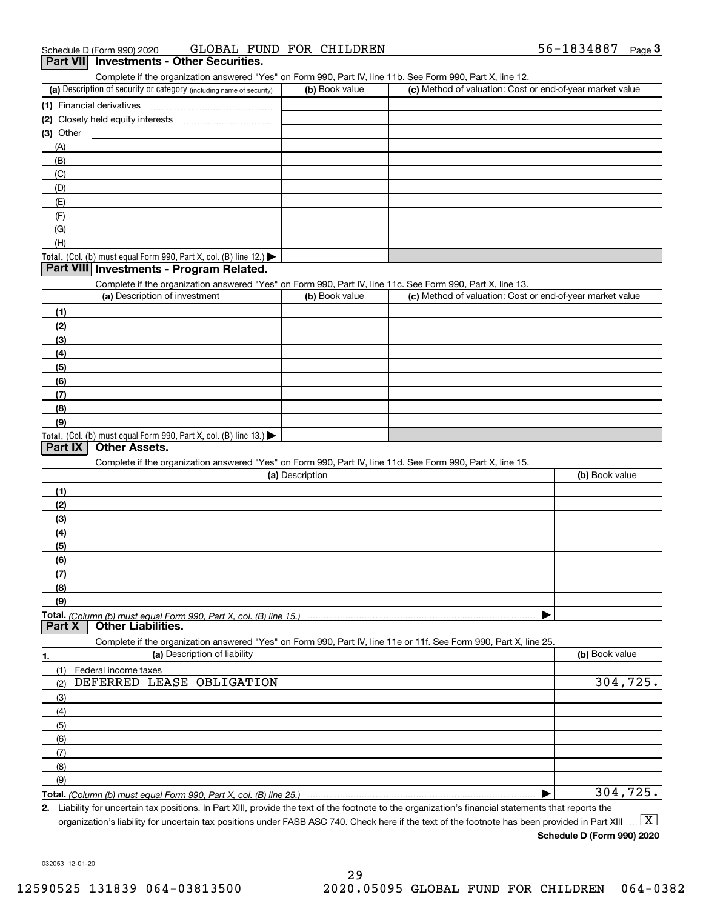Schedule D (Form 990) 2020 GLOBAL FUND FOR CHILDREN 56-1834887 Page 3

## Part VII Investments - Other Securities.

Complete if the organization answered "Yes" on Form 990, Part IV, line 11b. See Form 990, Part X, line 12.

| (a) Description of security or category (including name of security) | (b) Book value | (c) Method of valuation: Cost or end-of-year market value |
|---|---|---|
| (1) Financial derivatives | | |
| (2) Closely held equity interests | | |
| (3) Other | | |
| (A) | | |
| (B) | | |
| (C) | | |
| (D) | | |
| (E) | | |
| (F) | | |
| (G) | | |
| (H) | | |
| **Total.** (Col. (b) must equal Form 990, Part X, col. (B) line 12.) | | |

## Part VIII Investments - Program Related.

Complete if the organization answered "Yes" on Form 990, Part IV, line 11c. See Form 990, Part X, line 13.

| (a) Description of investment | (b) Book value | (c) Method of valuation: Cost or end-of-year market value |
|---|---|---|
| (1) | | |
| (2) | | |
| (3) | | |
| (4) | | |
| (5) | | |
| (6) | | |
| (7) | | |
| (8) | | |
| (9) | | |
| **Total.** (Col. (b) must equal Form 990, Part X, col. (B) line 13.) | | |

## Part IX Other Assets.

Complete if the organization answered "Yes" on Form 990, Part IV, line 11d. See Form 990, Part X, line 15.

| (a) Description | (b) Book value |
|---|---|
| (1) | |
| (2) | |
| (3) | |
| (4) | |
| (5) | |
| (6) | |
| (7) | |
| (8) | |
| (9) | |
| **Total.** *(Column (b) must equal Form 990, Part X, col. (B) line 15.)* | |

## Part X Other Liabilities.

Complete if the organization answered "Yes" on Form 990, Part IV, line 11e or 11f. See Form 990, Part X, line 25.

| 1. (a) Description of liability | (b) Book value |
|---|---|
| (1) Federal income taxes | |
| (2) DEFERRED LEASE OBLIGATION | 304,725. |
| (3) | |
| (4) | |
| (5) | |
| (6) | |
| (7) | |
| (8) | |
| (9) | |
| **Total.** *(Column (b) must equal Form 990, Part X, col. (B) line 25.)* | 304,725. |

**2.** Liability for uncertain tax positions. In Part XIII, provide the text of the footnote to the organization's financial statements that reports the organization's liability for uncertain tax positions under FASB ASC 740. Check here if the text of the footnote has been provided in Part XIII [X]

**Schedule D (Form 990) 2020**

032053 12-01-20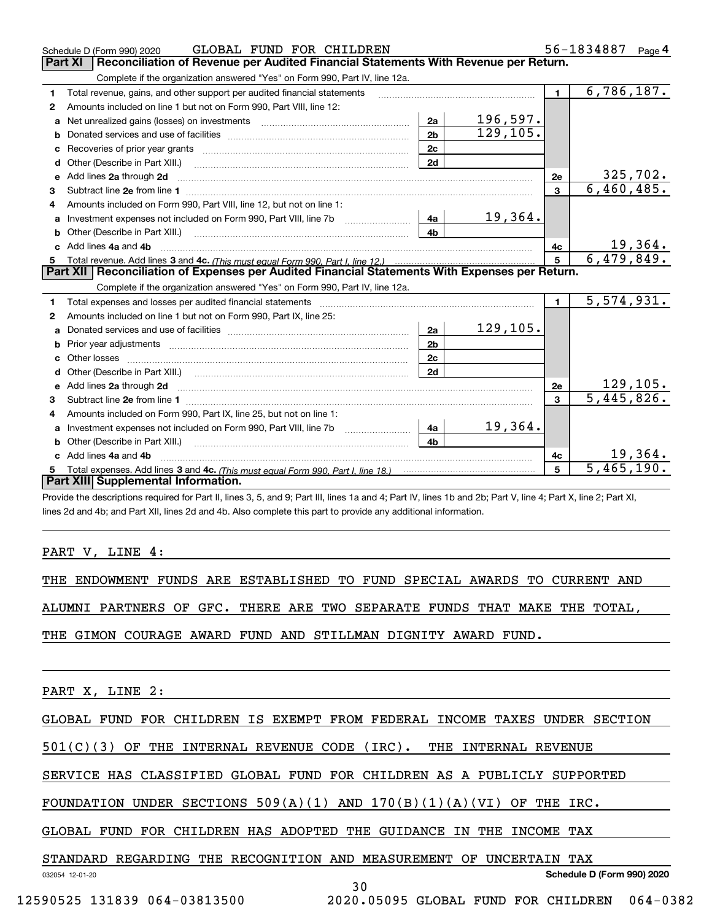Schedule D (Form 990) 2020 GLOBAL FUND FOR CHILDREN 56-1834887 Page 4

## Part XI Reconciliation of Revenue per Audited Financial Statements With Revenue per Return.

Complete if the organization answered "Yes" on Form 990, Part IV, line 12a.

| | | | | | |
|---|---|---|---|---|---|
| 1 | Total revenue, gains, and other support per audited financial statements | | | 1 | 6,786,187. |
| 2 | Amounts included on line 1 but not on Form 990, Part VIII, line 12: | | | | |
| a | Net unrealized gains (losses) on investments | 2a | 196,597. | | |
| b | Donated services and use of facilities | 2b | 129,105. | | |
| c | Recoveries of prior year grants | 2c | | | |
| d | Other (Describe in Part XIII.) | 2d | | | |
| e | Add lines 2a through 2d | | | 2e | 325,702. |
| 3 | Subtract line 2e from line 1 | | | 3 | 6,460,485. |
| 4 | Amounts included on Form 990, Part VIII, line 12, but not on line 1: | | | | |
| a | Investment expenses not included on Form 990, Part VIII, line 7b | 4a | 19,364. | | |
| b | Other (Describe in Part XIII.) | 4b | | | |
| c | Add lines 4a and 4b | | | 4c | 19,364. |
| 5 | Total revenue. Add lines 3 and 4c. *(This must equal Form 990, Part I, line 12.)* | | | 5 | 6,479,849. |

## Part XII Reconciliation of Expenses per Audited Financial Statements With Expenses per Return.

Complete if the organization answered "Yes" on Form 990, Part IV, line 12a.

| | | | | | |
|---|---|---|---|---|---|
| 1 | Total expenses and losses per audited financial statements | | | 1 | 5,574,931. |
| 2 | Amounts included on line 1 but not on Form 990, Part IX, line 25: | | | | |
| a | Donated services and use of facilities | 2a | 129,105. | | |
| b | Prior year adjustments | 2b | | | |
| c | Other losses | 2c | | | |
| d | Other (Describe in Part XIII.) | 2d | | | |
| e | Add lines 2a through 2d | | | 2e | 129,105. |
| 3 | Subtract line 2e from line 1 | | | 3 | 5,445,826. |
| 4 | Amounts included on Form 990, Part IX, line 25, but not on line 1: | | | | |
| a | Investment expenses not included on Form 990, Part VIII, line 7b | 4a | 19,364. | | |
| b | Other (Describe in Part XIII.) | 4b | | | |
| c | Add lines 4a and 4b | | | 4c | 19,364. |
| 5 | Total expenses. Add lines 3 and 4c. *(This must equal Form 990, Part I, line 18.)* | | | 5 | 5,465,190. |

## Part XIII Supplemental Information.

Provide the descriptions required for Part II, lines 3, 5, and 9; Part III, lines 1a and 4; Part IV, lines 1b and 2b; Part V, line 4; Part X, line 2; Part XI, lines 2d and 4b; and Part XII, lines 2d and 4b. Also complete this part to provide any additional information.

PART V, LINE 4:

THE ENDOWMENT FUNDS ARE ESTABLISHED TO FUND SPECIAL AWARDS TO CURRENT AND ALUMNI PARTNERS OF GFC. THERE ARE TWO SEPARATE FUNDS THAT MAKE THE TOTAL, THE GIMON COURAGE AWARD FUND AND STILLMAN DIGNITY AWARD FUND.

PART X, LINE 2:

GLOBAL FUND FOR CHILDREN IS EXEMPT FROM FEDERAL INCOME TAXES UNDER SECTION 501(C)(3) OF THE INTERNAL REVENUE CODE (IRC). THE INTERNAL REVENUE SERVICE HAS CLASSIFIED GLOBAL FUND FOR CHILDREN AS A PUBLICLY SUPPORTED FOUNDATION UNDER SECTIONS 509(A)(1) AND 170(B)(1)(A)(VI) OF THE IRC. GLOBAL FUND FOR CHILDREN HAS ADOPTED THE GUIDANCE IN THE INCOME TAX STANDARD REGARDING THE RECOGNITION AND MEASUREMENT OF UNCERTAIN TAX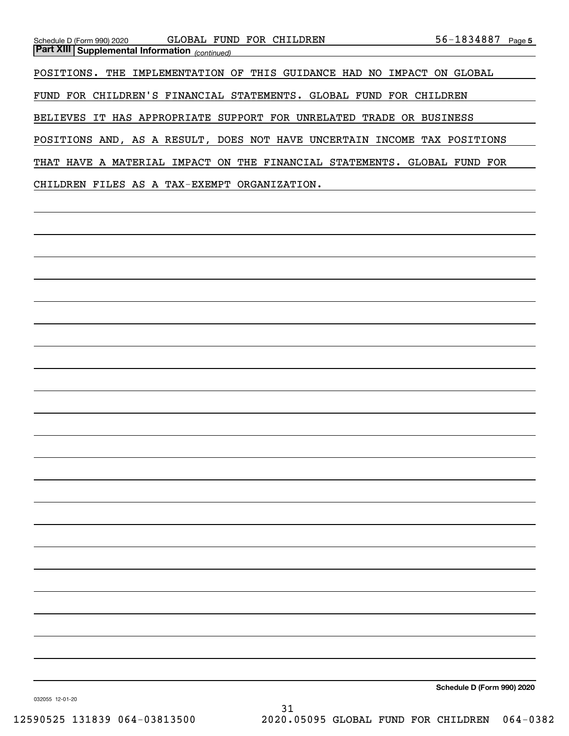**Part XIII** **Supplemental Information** *(continued)*

POSITIONS. THE IMPLEMENTATION OF THIS GUIDANCE HAD NO IMPACT ON GLOBAL FUND FOR CHILDREN'S FINANCIAL STATEMENTS. GLOBAL FUND FOR CHILDREN BELIEVES IT HAS APPROPRIATE SUPPORT FOR UNRELATED TRADE OR BUSINESS POSITIONS AND, AS A RESULT, DOES NOT HAVE UNCERTAIN INCOME TAX POSITIONS THAT HAVE A MATERIAL IMPACT ON THE FINANCIAL STATEMENTS. GLOBAL FUND FOR CHILDREN FILES AS A TAX-EXEMPT ORGANIZATION.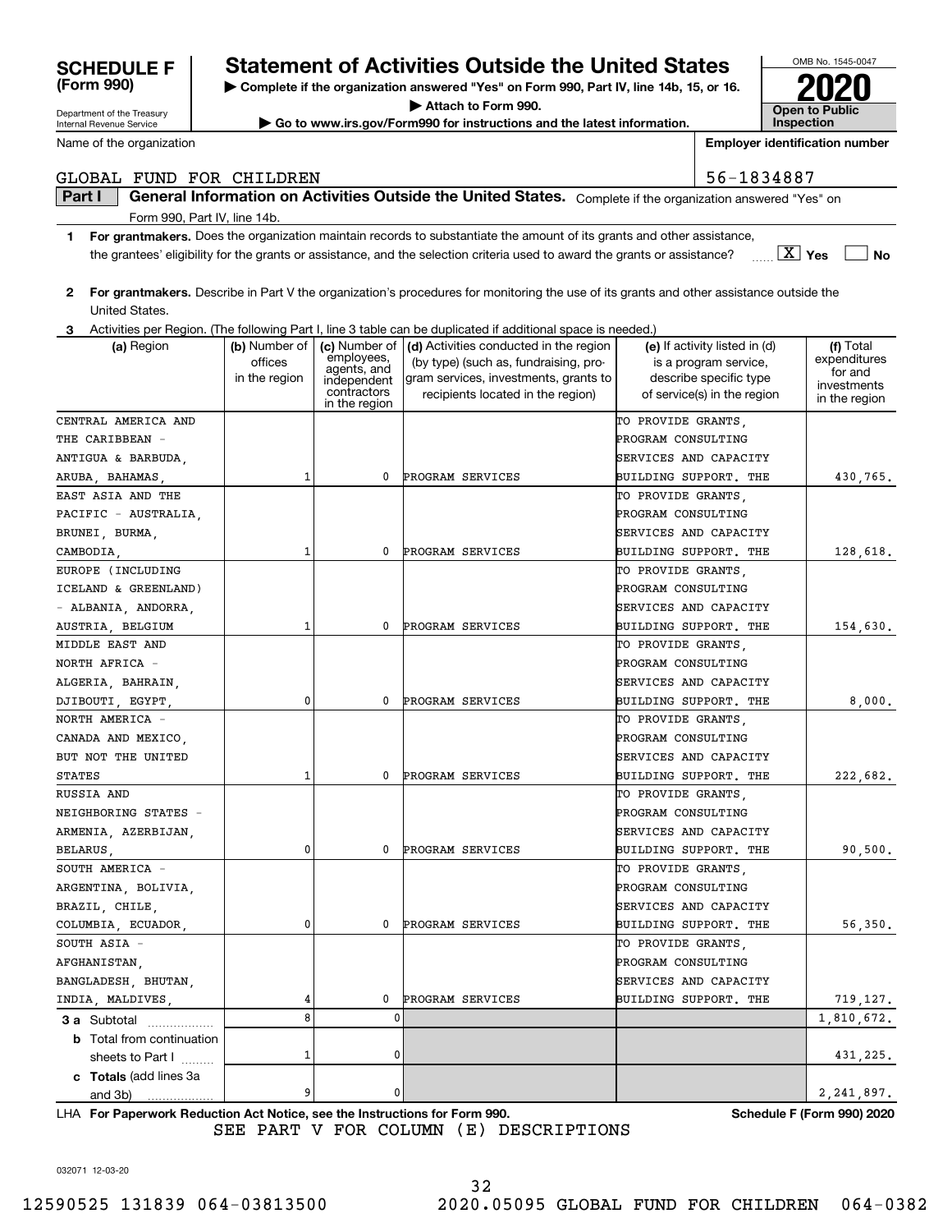**SCHEDULE F (Form 990)**

Department of the Treasury
Internal Revenue Service

# Statement of Activities Outside the United States

▶ Complete if the organization answered "Yes" on Form 990, Part IV, line 14b, 15, or 16.
▶ Attach to Form 990.
▶ Go to www.irs.gov/Form990 for instructions and the latest information.

OMB No. 1545-0047
**2020**
**Open to Public Inspection**

Name of the organization: GLOBAL FUND FOR CHILDREN

Employer identification number: 56-1834887

**Part I** **General Information on Activities Outside the United States.** Complete if the organization answered "Yes" on Form 990, Part IV, line 14b.

**1** **For grantmakers.** Does the organization maintain records to substantiate the amount of its grants and other assistance, the grantees' eligibility for the grants or assistance, and the selection criteria used to award the grants or assistance? [X] Yes [ ] No

**2** **For grantmakers.** Describe in Part V the organization's procedures for monitoring the use of its grants and other assistance outside the United States.

**3** Activities per Region. (The following Part I, line 3 table can be duplicated if additional space is needed.)

| (a) Region | (b) Number of offices in the region | (c) Number of employees, agents, and independent contractors in the region | (d) Activities conducted in the region (by type) (such as, fundraising, program services, investments, grants to recipients located in the region) | (e) If activity listed in (d) is a program service, describe specific type of service(s) in the region | (f) Total expenditures for and investments in the region |
|---|---|---|---|---|---|
| CENTRAL AMERICA AND THE CARIBBEAN - ANTIGUA & BARBUDA, ARUBA, BAHAMAS, | 1 | 0 | PROGRAM SERVICES | TO PROVIDE GRANTS, PROGRAM CONSULTING SERVICES AND CAPACITY BUILDING SUPPORT. THE | 430,765. |
| EAST ASIA AND THE PACIFIC - AUSTRALIA, BRUNEI, BURMA, CAMBODIA, | 1 | 0 | PROGRAM SERVICES | TO PROVIDE GRANTS, PROGRAM CONSULTING SERVICES AND CAPACITY BUILDING SUPPORT. THE | 128,618. |
| EUROPE (INCLUDING ICELAND & GREENLAND) - ALBANIA, ANDORRA, AUSTRIA, BELGIUM | 1 | 0 | PROGRAM SERVICES | TO PROVIDE GRANTS, PROGRAM CONSULTING SERVICES AND CAPACITY BUILDING SUPPORT. THE | 154,630. |
| MIDDLE EAST AND NORTH AFRICA - ALGERIA, BAHRAIN, DJIBOUTI, EGYPT, | 0 | 0 | PROGRAM SERVICES | TO PROVIDE GRANTS, PROGRAM CONSULTING SERVICES AND CAPACITY BUILDING SUPPORT. THE | 8,000. |
| NORTH AMERICA - CANADA AND MEXICO, BUT NOT THE UNITED STATES | 1 | 0 | PROGRAM SERVICES | TO PROVIDE GRANTS, PROGRAM CONSULTING SERVICES AND CAPACITY BUILDING SUPPORT. THE | 222,682. |
| RUSSIA AND NEIGHBORING STATES - ARMENIA, AZERBIJAN, BELARUS, | 0 | 0 | PROGRAM SERVICES | TO PROVIDE GRANTS, PROGRAM CONSULTING SERVICES AND CAPACITY BUILDING SUPPORT. THE | 90,500. |
| SOUTH AMERICA - ARGENTINA, BOLIVIA, BRAZIL, CHILE, COLUMBIA, ECUADOR, | 0 | 0 | PROGRAM SERVICES | TO PROVIDE GRANTS, PROGRAM CONSULTING SERVICES AND CAPACITY BUILDING SUPPORT. THE | 56,350. |
| SOUTH ASIA - AFGHANISTAN, BANGLADESH, BHUTAN, INDIA, MALDIVES, | 4 | 0 | PROGRAM SERVICES | TO PROVIDE GRANTS, PROGRAM CONSULTING SERVICES AND CAPACITY BUILDING SUPPORT. THE | 719,127. |
| **3 a** Subtotal | 8 | 0 | | | 1,810,672. |
| **b** Total from continuation sheets to Part I | 1 | 0 | | | 431,225. |
| **c** **Totals** (add lines 3a and 3b) | 9 | 0 | | | 2,241,897. |

LHA **For Paperwork Reduction Act Notice, see the Instructions for Form 990.** **Schedule F (Form 990) 2020**

SEE PART V FOR COLUMN (E) DESCRIPTIONS

032071 12-03-20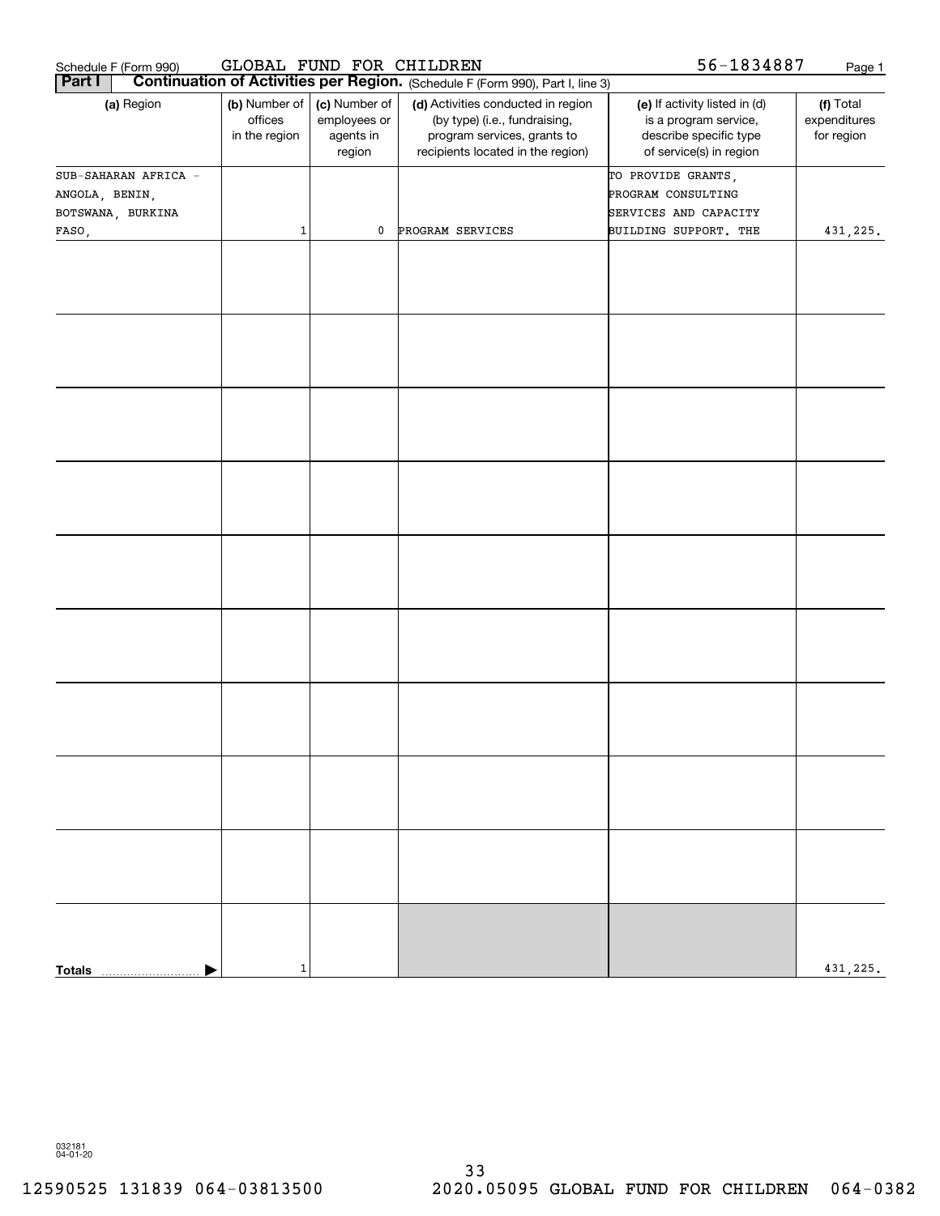Schedule F (Form 990) GLOBAL FUND FOR CHILDREN 56-1834887

**Part I** **Continuation of Activities per Region.** (Schedule F (Form 990), Part I, line 3)

| (a) Region | (b) Number of offices in the region | (c) Number of employees or agents in region | (d) Activities conducted in region (by type) (i.e., fundraising, program services, grants to recipients located in the region) | (e) If activity listed in (d) is a program service, describe specific type of service(s) in region | (f) Total expenditures for region |
|---|---|---|---|---|---|
| SUB-SAHARAN AFRICA - ANGOLA, BENIN, BOTSWANA, BURKINA FASO, | 1 | 0 | PROGRAM SERVICES | TO PROVIDE GRANTS, PROGRAM CONSULTING SERVICES AND CAPACITY BUILDING SUPPORT. THE | 431,225. |
| | | | | | |
| | | | | | |
| | | | | | |
| | | | | | |
| | | | | | |
| | | | | | |
| | | | | | |
| | | | | | |
| | | | | | |
| **Totals** | 1 | | | | 431,225. |

032181 04-01-20

12590525 131839 064-03813500 2020.05095 GLOBAL FUND FOR CHILDREN 064-0382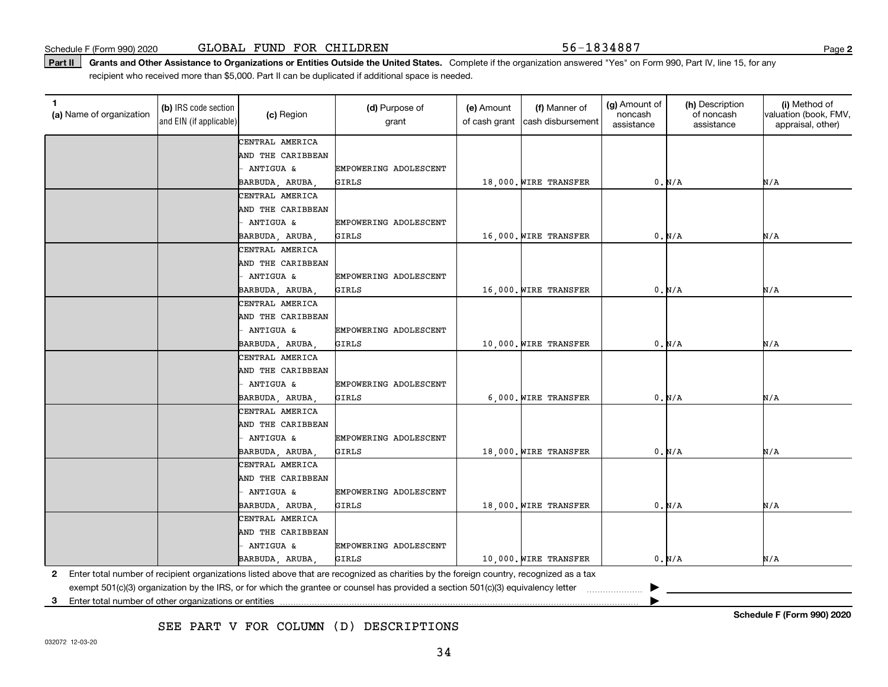Schedule F (Form 990) 2020 GLOBAL FUND FOR CHILDREN 56-1834887

**Part II** **Grants and Other Assistance to Organizations or Entities Outside the United States.** Complete if the organization answered "Yes" on Form 990, Part IV, line 15, for any recipient who received more than $5,000. Part II can be duplicated if additional space is needed.

| 1 (a) Name of organization | (b) IRS code section and EIN (if applicable) | (c) Region | (d) Purpose of grant | (e) Amount of cash grant | (f) Manner of cash disbursement | (g) Amount of noncash assistance | (h) Description of noncash assistance | (i) Method of valuation (book, FMV, appraisal, other) |
|---|---|---|---|---|---|---|---|---|
| | | CENTRAL AMERICA AND THE CARIBBEAN - ANTIGUA & BARBUDA, ARUBA, | EMPOWERING ADOLESCENT GIRLS | 18,000. | WIRE TRANSFER | 0. | N/A | N/A |
| | | CENTRAL AMERICA AND THE CARIBBEAN - ANTIGUA & BARBUDA, ARUBA, | EMPOWERING ADOLESCENT GIRLS | 16,000. | WIRE TRANSFER | 0. | N/A | N/A |
| | | CENTRAL AMERICA AND THE CARIBBEAN - ANTIGUA & BARBUDA, ARUBA, | EMPOWERING ADOLESCENT GIRLS | 16,000. | WIRE TRANSFER | 0. | N/A | N/A |
| | | CENTRAL AMERICA AND THE CARIBBEAN - ANTIGUA & BARBUDA, ARUBA, | EMPOWERING ADOLESCENT GIRLS | 10,000. | WIRE TRANSFER | 0. | N/A | N/A |
| | | CENTRAL AMERICA AND THE CARIBBEAN - ANTIGUA & BARBUDA, ARUBA, | EMPOWERING ADOLESCENT GIRLS | 6,000. | WIRE TRANSFER | 0. | N/A | N/A |
| | | CENTRAL AMERICA AND THE CARIBBEAN - ANTIGUA & BARBUDA, ARUBA, | EMPOWERING ADOLESCENT GIRLS | 18,000. | WIRE TRANSFER | 0. | N/A | N/A |
| | | CENTRAL AMERICA AND THE CARIBBEAN - ANTIGUA & BARBUDA, ARUBA, | EMPOWERING ADOLESCENT GIRLS | 18,000. | WIRE TRANSFER | 0. | N/A | N/A |
| | | CENTRAL AMERICA AND THE CARIBBEAN - ANTIGUA & BARBUDA, ARUBA, | EMPOWERING ADOLESCENT GIRLS | 10,000. | WIRE TRANSFER | 0. | N/A | N/A |

**2** Enter total number of recipient organizations listed above that are recognized as charities by the foreign country, recognized as a tax exempt 501(c)(3) organization by the IRS, or for which the grantee or counsel has provided a section 501(c)(3) equivalency letter ▶

**3** Enter total number of other organizations or entities ▶

SEE PART V FOR COLUMN (D) DESCRIPTIONS

**Schedule F (Form 990) 2020**

032072 12-03-20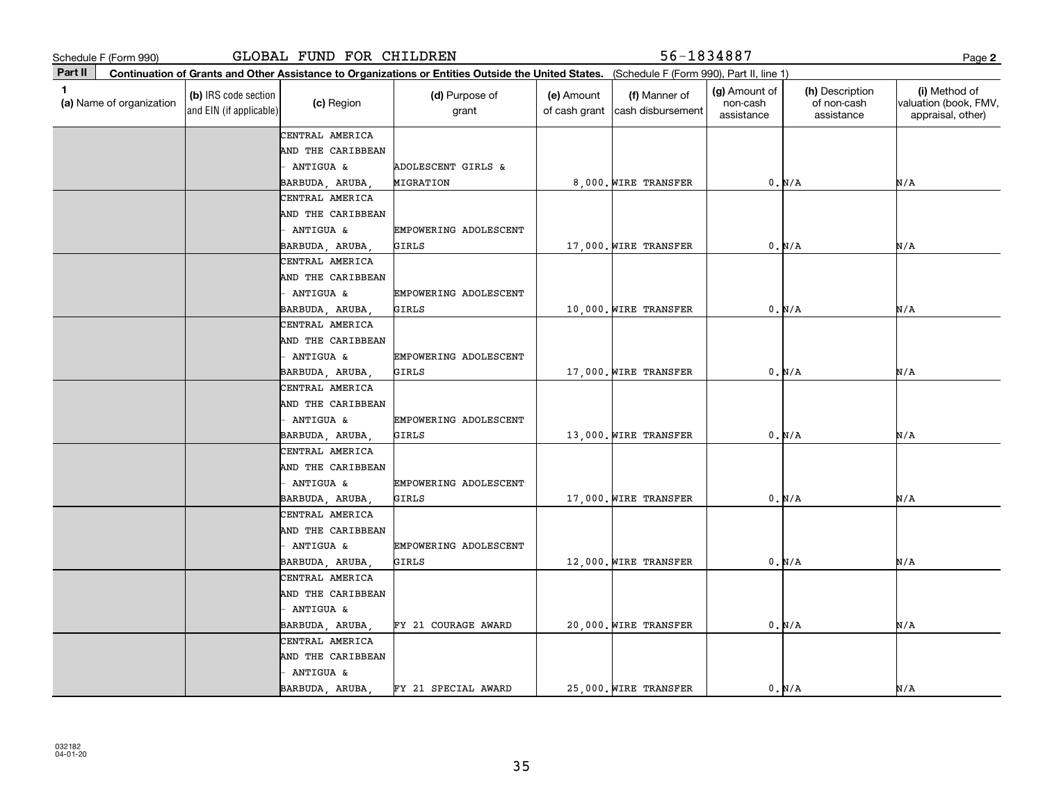Schedule F (Form 990) GLOBAL FUND FOR CHILDREN 56-1834887 Page 2

**Part II** **Continuation of Grants and Other Assistance to Organizations or Entities Outside the United States.** (Schedule F (Form 990), Part II, line 1)

| 1 (a) Name of organization | (b) IRS code section and EIN (if applicable) | (c) Region | (d) Purpose of grant | (e) Amount of cash grant | (f) Manner of cash disbursement | (g) Amount of non-cash assistance | (h) Description of non-cash assistance | (i) Method of valuation (book, FMV, appraisal, other) |
|---|---|---|---|---|---|---|---|---|
| | | CENTRAL AMERICA AND THE CARIBBEAN - ANTIGUA & BARBUDA, ARUBA, | ADOLESCENT GIRLS & MIGRATION | 8,000. | WIRE TRANSFER | 0. | N/A | N/A |
| | | CENTRAL AMERICA AND THE CARIBBEAN - ANTIGUA & BARBUDA, ARUBA, | EMPOWERING ADOLESCENT GIRLS | 17,000. | WIRE TRANSFER | 0. | N/A | N/A |
| | | CENTRAL AMERICA AND THE CARIBBEAN - ANTIGUA & BARBUDA, ARUBA, | EMPOWERING ADOLESCENT GIRLS | 10,000. | WIRE TRANSFER | 0. | N/A | N/A |
| | | CENTRAL AMERICA AND THE CARIBBEAN - ANTIGUA & BARBUDA, ARUBA, | EMPOWERING ADOLESCENT GIRLS | 17,000. | WIRE TRANSFER | 0. | N/A | N/A |
| | | CENTRAL AMERICA AND THE CARIBBEAN - ANTIGUA & BARBUDA, ARUBA, | EMPOWERING ADOLESCENT GIRLS | 13,000. | WIRE TRANSFER | 0. | N/A | N/A |
| | | CENTRAL AMERICA AND THE CARIBBEAN - ANTIGUA & BARBUDA, ARUBA, | EMPOWERING ADOLESCENT GIRLS | 17,000. | WIRE TRANSFER | 0. | N/A | N/A |
| | | CENTRAL AMERICA AND THE CARIBBEAN - ANTIGUA & BARBUDA, ARUBA, | EMPOWERING ADOLESCENT GIRLS | 12,000. | WIRE TRANSFER | 0. | N/A | N/A |
| | | CENTRAL AMERICA AND THE CARIBBEAN - ANTIGUA & BARBUDA, ARUBA, | FY 21 COURAGE AWARD | 20,000. | WIRE TRANSFER | 0. | N/A | N/A |
| | | CENTRAL AMERICA AND THE CARIBBEAN - ANTIGUA & BARBUDA, ARUBA, | FY 21 SPECIAL AWARD | 25,000. | WIRE TRANSFER | 0. | N/A | N/A |

032182
04-01-20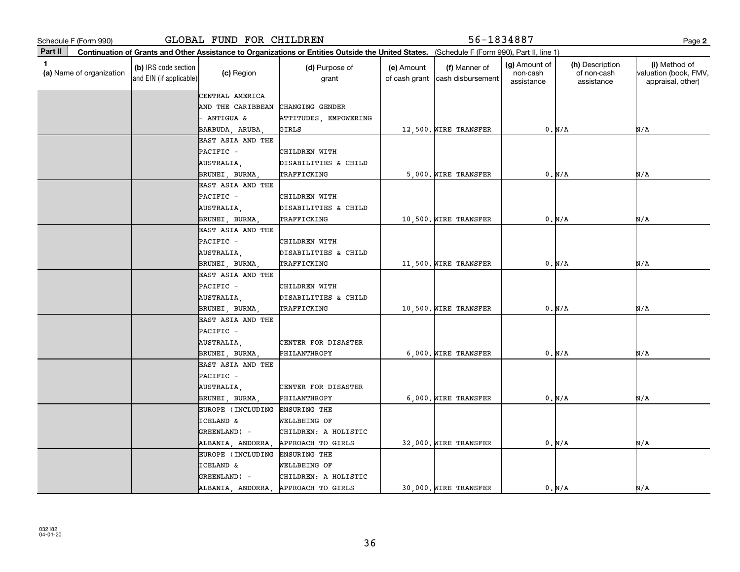Schedule F (Form 990) GLOBAL FUND FOR CHILDREN 56-1834887

**Part II** **Continuation of Grants and Other Assistance to Organizations or Entities Outside the United States.** (Schedule F (Form 990), Part II, line 1)

| 1 (a) Name of organization | (b) IRS code section and EIN (if applicable) | (c) Region | (d) Purpose of grant | (e) Amount of cash grant | (f) Manner of cash disbursement | (g) Amount of non-cash assistance | (h) Description of non-cash assistance | (i) Method of valuation (book, FMV, appraisal, other) |
|---|---|---|---|---|---|---|---|---|
| | | CENTRAL AMERICA AND THE CARIBBEAN - ANTIGUA & BARBUDA, ARUBA, | CHANGING GENDER ATTITUDES, EMPOWERING GIRLS | 12,500. | WIRE TRANSFER | 0. | N/A | N/A |
| | | EAST ASIA AND THE PACIFIC - AUSTRALIA, BRUNEI, BURMA, | CHILDREN WITH DISABILITIES & CHILD TRAFFICKING | 5,000. | WIRE TRANSFER | 0. | N/A | N/A |
| | | EAST ASIA AND THE PACIFIC - AUSTRALIA, BRUNEI, BURMA, | CHILDREN WITH DISABILITIES & CHILD TRAFFICKING | 10,500. | WIRE TRANSFER | 0. | N/A | N/A |
| | | EAST ASIA AND THE PACIFIC - AUSTRALIA, BRUNEI, BURMA, | CHILDREN WITH DISABILITIES & CHILD TRAFFICKING | 11,500. | WIRE TRANSFER | 0. | N/A | N/A |
| | | EAST ASIA AND THE PACIFIC - AUSTRALIA, BRUNEI, BURMA, | CHILDREN WITH DISABILITIES & CHILD TRAFFICKING | 10,500. | WIRE TRANSFER | 0. | N/A | N/A |
| | | EAST ASIA AND THE PACIFIC - AUSTRALIA, BRUNEI, BURMA, | CENTER FOR DISASTER PHILANTHROPY | 6,000. | WIRE TRANSFER | 0. | N/A | N/A |
| | | EAST ASIA AND THE PACIFIC - AUSTRALIA, BRUNEI, BURMA, | CENTER FOR DISASTER PHILANTHROPY | 6,000. | WIRE TRANSFER | 0. | N/A | N/A |
| | | EUROPE (INCLUDING ICELAND & GREENLAND) - ALBANIA, ANDORRA, | ENSURING THE WELLBEING OF CHILDREN: A HOLISTIC APPROACH TO GIRLS | 32,000. | WIRE TRANSFER | 0. | N/A | N/A |
| | | EUROPE (INCLUDING ICELAND & GREENLAND) - ALBANIA, ANDORRA, | ENSURING THE WELLBEING OF CHILDREN: A HOLISTIC APPROACH TO GIRLS | 30,000. | WIRE TRANSFER | 0. | N/A | N/A |

032182 04-01-20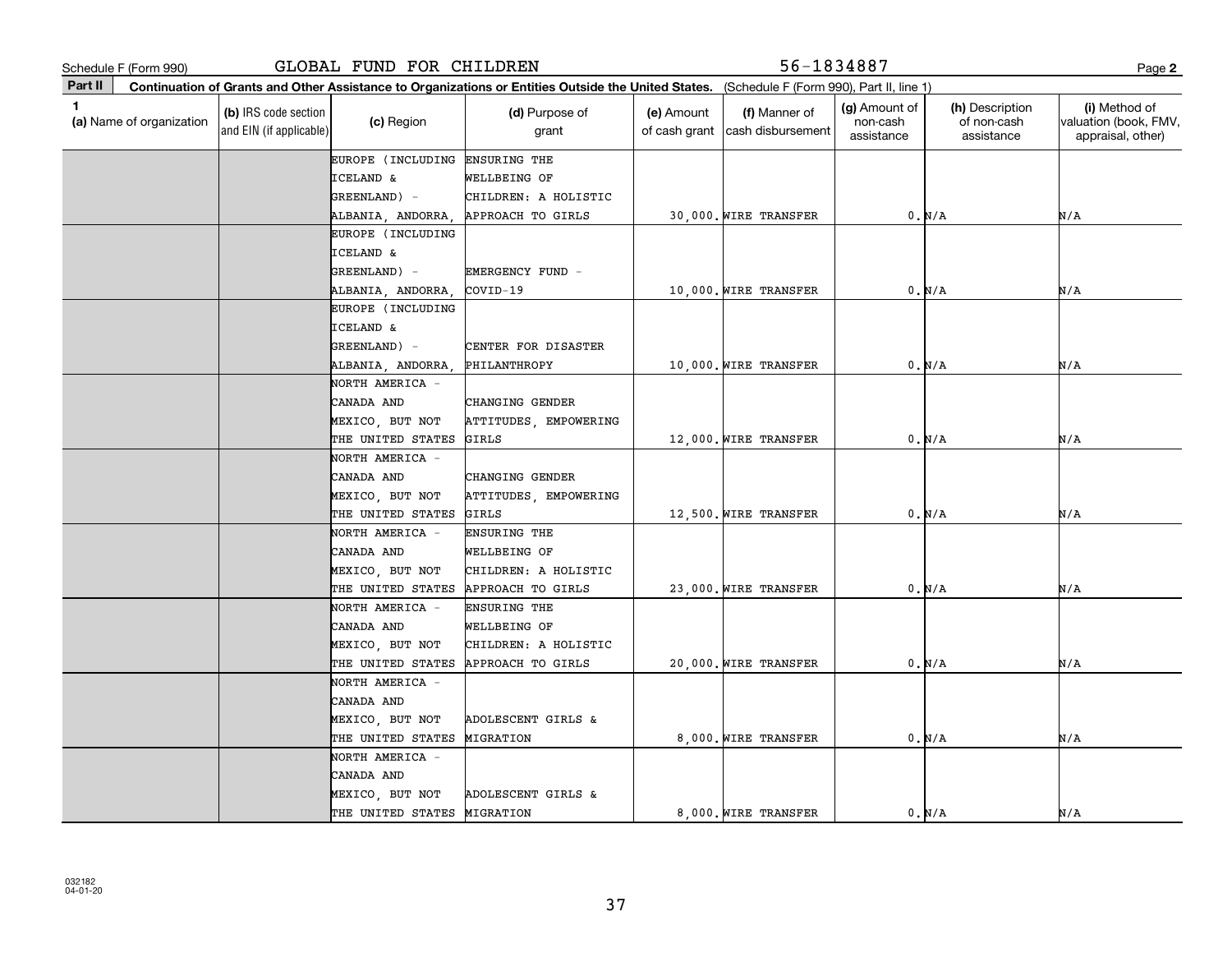Schedule F (Form 990) GLOBAL FUND FOR CHILDREN 56-1834887 Page 2

**Part II** Continuation of Grants and Other Assistance to Organizations or Entities Outside the United States. (Schedule F (Form 990), Part II, line 1)

| 1 (a) Name of organization | (b) IRS code section and EIN (if applicable) | (c) Region | (d) Purpose of grant | (e) Amount of cash grant | (f) Manner of cash disbursement | (g) Amount of non-cash assistance | (h) Description of non-cash assistance | (i) Method of valuation (book, FMV, appraisal, other) |
|---|---|---|---|---|---|---|---|---|
| | | EUROPE (INCLUDING ICELAND & GREENLAND) - ALBANIA, ANDORRA, | ENSURING THE WELLBEING OF CHILDREN: A HOLISTIC APPROACH TO GIRLS | 30,000. | WIRE TRANSFER | 0. | N/A | N/A |
| | | EUROPE (INCLUDING ICELAND & GREENLAND) - ALBANIA, ANDORRA, | EMERGENCY FUND - COVID-19 | 10,000. | WIRE TRANSFER | 0. | N/A | N/A |
| | | EUROPE (INCLUDING ICELAND & GREENLAND) - ALBANIA, ANDORRA, | CENTER FOR DISASTER PHILANTHROPY | 10,000. | WIRE TRANSFER | 0. | N/A | N/A |
| | | NORTH AMERICA - CANADA AND MEXICO, BUT NOT THE UNITED STATES | CHANGING GENDER ATTITUDES, EMPOWERING GIRLS | 12,000. | WIRE TRANSFER | 0. | N/A | N/A |
| | | NORTH AMERICA - CANADA AND MEXICO, BUT NOT THE UNITED STATES | CHANGING GENDER ATTITUDES, EMPOWERING GIRLS | 12,500. | WIRE TRANSFER | 0. | N/A | N/A |
| | | NORTH AMERICA - CANADA AND MEXICO, BUT NOT THE UNITED STATES | ENSURING THE WELLBEING OF CHILDREN: A HOLISTIC APPROACH TO GIRLS | 23,000. | WIRE TRANSFER | 0. | N/A | N/A |
| | | NORTH AMERICA - CANADA AND MEXICO, BUT NOT THE UNITED STATES | ENSURING THE WELLBEING OF CHILDREN: A HOLISTIC APPROACH TO GIRLS | 20,000. | WIRE TRANSFER | 0. | N/A | N/A |
| | | NORTH AMERICA - CANADA AND MEXICO, BUT NOT THE UNITED STATES | ADOLESCENT GIRLS & MIGRATION | 8,000. | WIRE TRANSFER | 0. | N/A | N/A |
| | | NORTH AMERICA - CANADA AND MEXICO, BUT NOT THE UNITED STATES | ADOLESCENT GIRLS & MIGRATION | 8,000. | WIRE TRANSFER | 0. | N/A | N/A |

032182 04-01-20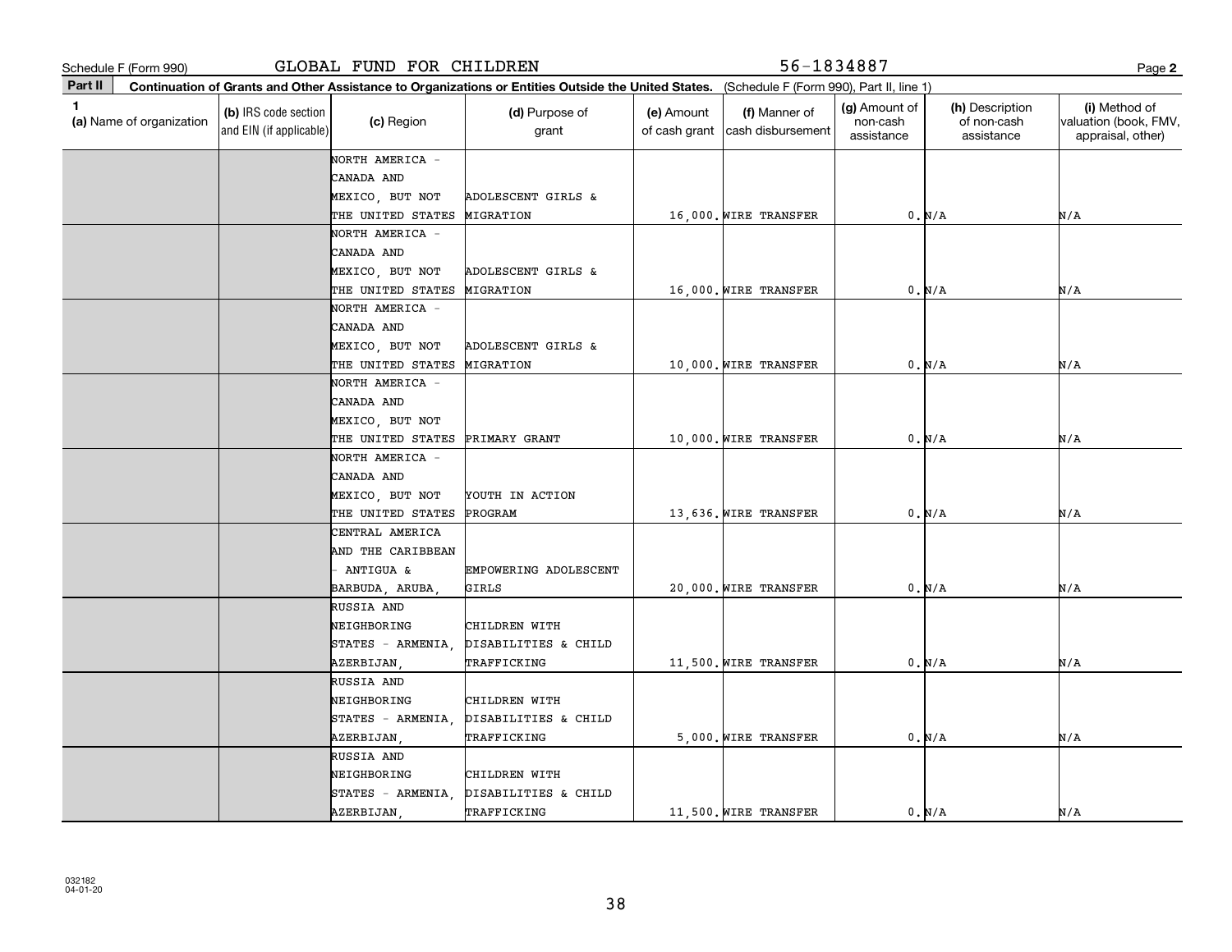Schedule F (Form 990) GLOBAL FUND FOR CHILDREN 56-1834887

**Part II Continuation of Grants and Other Assistance to Organizations or Entities Outside the United States.** (Schedule F (Form 990), Part II, line 1)

| 1 (a) Name of organization | (b) IRS code section and EIN (if applicable) | (c) Region | (d) Purpose of grant | (e) Amount of cash grant | (f) Manner of cash disbursement | (g) Amount of non-cash assistance | (h) Description of non-cash assistance | (i) Method of valuation (book, FMV, appraisal, other) |
|---|---|---|---|---|---|---|---|---|
| | | NORTH AMERICA - CANADA AND MEXICO, BUT NOT THE UNITED STATES | ADOLESCENT GIRLS & MIGRATION | 16,000. | WIRE TRANSFER | 0. | N/A | N/A |
| | | NORTH AMERICA - CANADA AND MEXICO, BUT NOT THE UNITED STATES | ADOLESCENT GIRLS & MIGRATION | 16,000. | WIRE TRANSFER | 0. | N/A | N/A |
| | | NORTH AMERICA - CANADA AND MEXICO, BUT NOT THE UNITED STATES | ADOLESCENT GIRLS & MIGRATION | 10,000. | WIRE TRANSFER | 0. | N/A | N/A |
| | | NORTH AMERICA - CANADA AND MEXICO, BUT NOT THE UNITED STATES | PRIMARY GRANT | 10,000. | WIRE TRANSFER | 0. | N/A | N/A |
| | | NORTH AMERICA - CANADA AND MEXICO, BUT NOT THE UNITED STATES | YOUTH IN ACTION PROGRAM | 13,636. | WIRE TRANSFER | 0. | N/A | N/A |
| | | CENTRAL AMERICA AND THE CARIBBEAN - ANTIGUA & BARBUDA, ARUBA, | EMPOWERING ADOLESCENT GIRLS | 20,000. | WIRE TRANSFER | 0. | N/A | N/A |
| | | RUSSIA AND NEIGHBORING STATES - ARMENIA, AZERBIJAN, | CHILDREN WITH DISABILITIES & CHILD TRAFFICKING | 11,500. | WIRE TRANSFER | 0. | N/A | N/A |
| | | RUSSIA AND NEIGHBORING STATES - ARMENIA, AZERBIJAN, | CHILDREN WITH DISABILITIES & CHILD TRAFFICKING | 5,000. | WIRE TRANSFER | 0. | N/A | N/A |
| | | RUSSIA AND NEIGHBORING STATES - ARMENIA, AZERBIJAN, | CHILDREN WITH DISABILITIES & CHILD TRAFFICKING | 11,500. | WIRE TRANSFER | 0. | N/A | N/A |

032182 04-01-20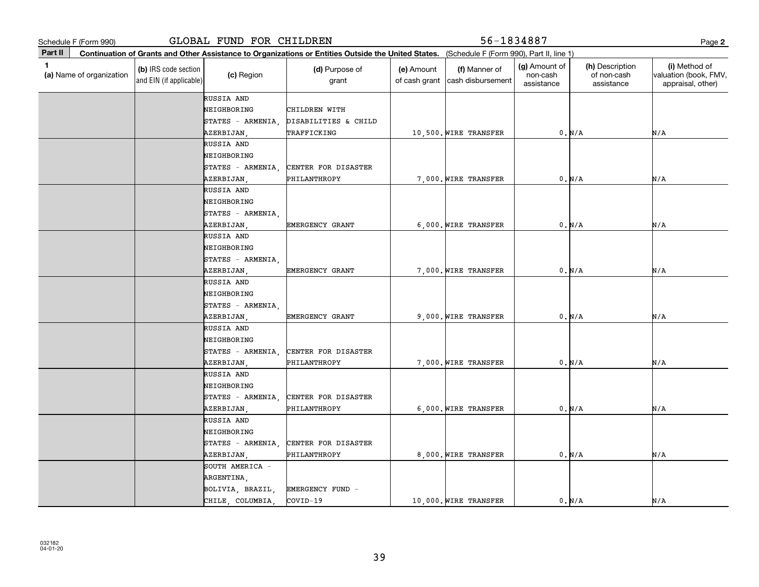Schedule F (Form 990) GLOBAL FUND FOR CHILDREN 56-1834887 Page **2**

**Part II** **Continuation of Grants and Other Assistance to Organizations or Entities Outside the United States.** (Schedule F (Form 990), Part II, line 1)

| 1 (a) Name of organization | (b) IRS code section and EIN (if applicable) | (c) Region | (d) Purpose of grant | (e) Amount of cash grant | (f) Manner of cash disbursement | (g) Amount of non-cash assistance | (h) Description of non-cash assistance | (i) Method of valuation (book, FMV, appraisal, other) |
|---|---|---|---|---|---|---|---|---|
| | | RUSSIA AND NEIGHBORING STATES - ARMENIA, AZERBIJAN, | CHILDREN WITH DISABILITIES & CHILD TRAFFICKING | 10,500. | WIRE TRANSFER | 0. | N/A | N/A |
| | | RUSSIA AND NEIGHBORING STATES - ARMENIA, AZERBIJAN, | CENTER FOR DISASTER PHILANTHROPY | 7,000. | WIRE TRANSFER | 0. | N/A | N/A |
| | | RUSSIA AND NEIGHBORING STATES - ARMENIA, AZERBIJAN, | EMERGENCY GRANT | 6,000. | WIRE TRANSFER | 0. | N/A | N/A |
| | | RUSSIA AND NEIGHBORING STATES - ARMENIA, AZERBIJAN, | EMERGENCY GRANT | 7,000. | WIRE TRANSFER | 0. | N/A | N/A |
| | | RUSSIA AND NEIGHBORING STATES - ARMENIA, AZERBIJAN, | EMERGENCY GRANT | 9,000. | WIRE TRANSFER | 0. | N/A | N/A |
| | | RUSSIA AND NEIGHBORING STATES - ARMENIA, AZERBIJAN, | CENTER FOR DISASTER PHILANTHROPY | 7,000. | WIRE TRANSFER | 0. | N/A | N/A |
| | | RUSSIA AND NEIGHBORING STATES - ARMENIA, AZERBIJAN, | CENTER FOR DISASTER PHILANTHROPY | 6,000. | WIRE TRANSFER | 0. | N/A | N/A |
| | | RUSSIA AND NEIGHBORING STATES - ARMENIA, AZERBIJAN, | CENTER FOR DISASTER PHILANTHROPY | 8,000. | WIRE TRANSFER | 0. | N/A | N/A |
| | | SOUTH AMERICA - ARGENTINA, BOLIVIA, BRAZIL, CHILE, COLUMBIA, | EMERGENCY FUND - COVID-19 | 10,000. | WIRE TRANSFER | 0. | N/A | N/A |

032182 04-01-20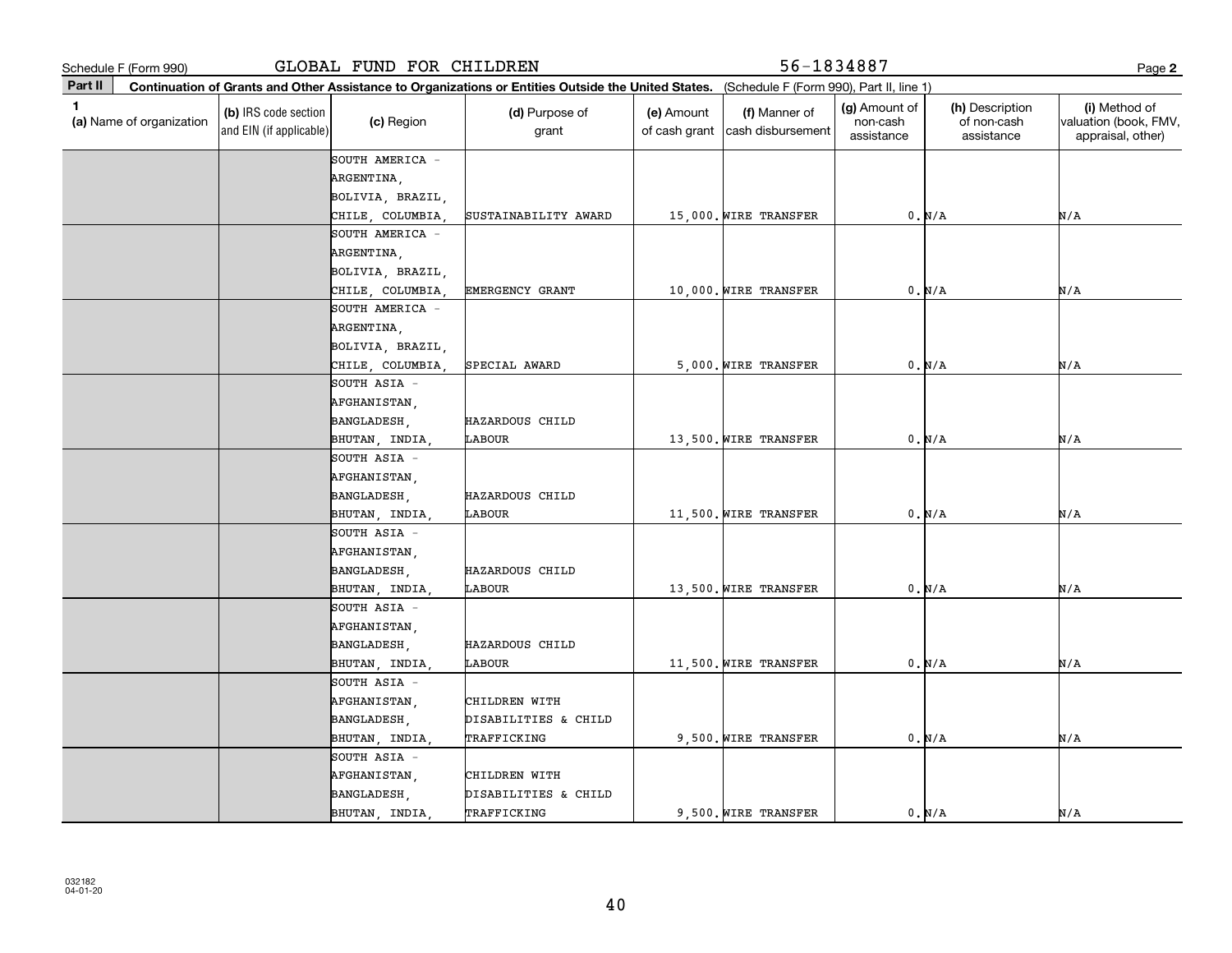Schedule F (Form 990) GLOBAL FUND FOR CHILDREN 56-1834887 Page 2

**Part II Continuation of Grants and Other Assistance to Organizations or Entities Outside the United States.** (Schedule F (Form 990), Part II, line 1)

| 1 (a) Name of organization | (b) IRS code section and EIN (if applicable) | (c) Region | (d) Purpose of grant | (e) Amount of cash grant | (f) Manner of cash disbursement | (g) Amount of non-cash assistance | (h) Description of non-cash assistance | (i) Method of valuation (book, FMV, appraisal, other) |
|---|---|---|---|---|---|---|---|---|
| | | SOUTH AMERICA - ARGENTINA, BOLIVIA, BRAZIL, CHILE, COLUMBIA, | SUSTAINABILITY AWARD | 15,000. | WIRE TRANSFER | 0. | N/A | N/A |
| | | SOUTH AMERICA - ARGENTINA, BOLIVIA, BRAZIL, CHILE, COLUMBIA, | EMERGENCY GRANT | 10,000. | WIRE TRANSFER | 0. | N/A | N/A |
| | | SOUTH AMERICA - ARGENTINA, BOLIVIA, BRAZIL, CHILE, COLUMBIA, | SPECIAL AWARD | 5,000. | WIRE TRANSFER | 0. | N/A | N/A |
| | | SOUTH ASIA - AFGHANISTAN, BANGLADESH, BHUTAN, INDIA, | HAZARDOUS CHILD LABOUR | 13,500. | WIRE TRANSFER | 0. | N/A | N/A |
| | | SOUTH ASIA - AFGHANISTAN, BANGLADESH, BHUTAN, INDIA, | HAZARDOUS CHILD LABOUR | 11,500. | WIRE TRANSFER | 0. | N/A | N/A |
| | | SOUTH ASIA - AFGHANISTAN, BANGLADESH, BHUTAN, INDIA, | HAZARDOUS CHILD LABOUR | 13,500. | WIRE TRANSFER | 0. | N/A | N/A |
| | | SOUTH ASIA - AFGHANISTAN, BANGLADESH, BHUTAN, INDIA, | HAZARDOUS CHILD LABOUR | 11,500. | WIRE TRANSFER | 0. | N/A | N/A |
| | | SOUTH ASIA - AFGHANISTAN, BANGLADESH, BHUTAN, INDIA, | CHILDREN WITH DISABILITIES & CHILD TRAFFICKING | 9,500. | WIRE TRANSFER | 0. | N/A | N/A |
| | | SOUTH ASIA - AFGHANISTAN, BANGLADESH, BHUTAN, INDIA, | CHILDREN WITH DISABILITIES & CHILD TRAFFICKING | 9,500. | WIRE TRANSFER | 0. | N/A | N/A |

032182 04-01-20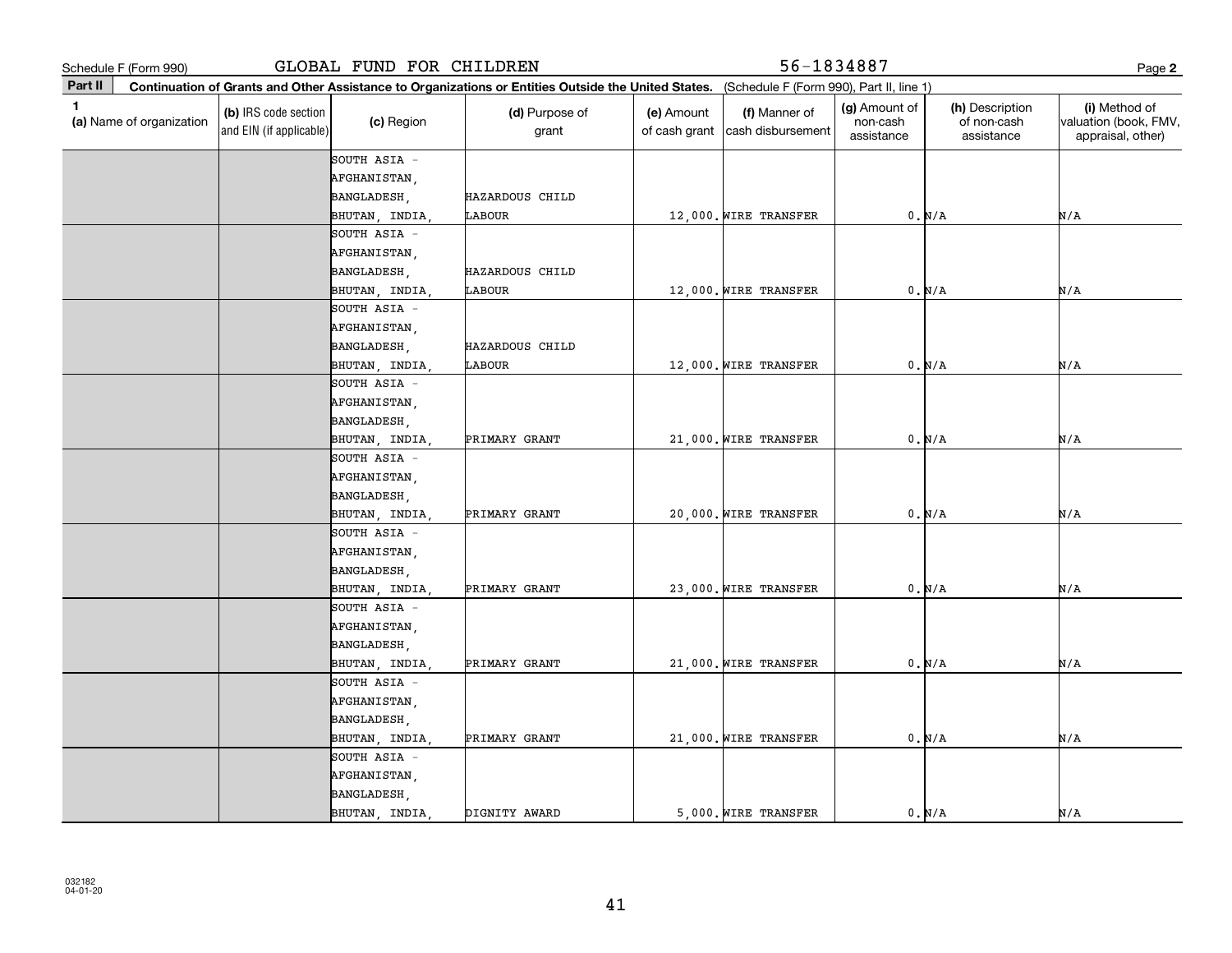Schedule F (Form 990) GLOBAL FUND FOR CHILDREN 56-1834887 Page 2

**Part II** **Continuation of Grants and Other Assistance to Organizations or Entities Outside the United States.** (Schedule F (Form 990), Part II, line 1)

| 1 (a) Name of organization | (b) IRS code section and EIN (if applicable) | (c) Region | (d) Purpose of grant | (e) Amount of cash grant | (f) Manner of cash disbursement | (g) Amount of non-cash assistance | (h) Description of non-cash assistance | (i) Method of valuation (book, FMV, appraisal, other) |
|---|---|---|---|---|---|---|---|---|
| | | SOUTH ASIA - AFGHANISTAN, BANGLADESH, BHUTAN, INDIA, | HAZARDOUS CHILD LABOUR | 12,000. | WIRE TRANSFER | 0. | N/A | N/A |
| | | SOUTH ASIA - AFGHANISTAN, BANGLADESH, BHUTAN, INDIA, | HAZARDOUS CHILD LABOUR | 12,000. | WIRE TRANSFER | 0. | N/A | N/A |
| | | SOUTH ASIA - AFGHANISTAN, BANGLADESH, BHUTAN, INDIA, | HAZARDOUS CHILD LABOUR | 12,000. | WIRE TRANSFER | 0. | N/A | N/A |
| | | SOUTH ASIA - AFGHANISTAN, BANGLADESH, BHUTAN, INDIA, | PRIMARY GRANT | 21,000. | WIRE TRANSFER | 0. | N/A | N/A |
| | | SOUTH ASIA - AFGHANISTAN, BANGLADESH, BHUTAN, INDIA, | PRIMARY GRANT | 20,000. | WIRE TRANSFER | 0. | N/A | N/A |
| | | SOUTH ASIA - AFGHANISTAN, BANGLADESH, BHUTAN, INDIA, | PRIMARY GRANT | 23,000. | WIRE TRANSFER | 0. | N/A | N/A |
| | | SOUTH ASIA - AFGHANISTAN, BANGLADESH, BHUTAN, INDIA, | PRIMARY GRANT | 21,000. | WIRE TRANSFER | 0. | N/A | N/A |
| | | SOUTH ASIA - AFGHANISTAN, BANGLADESH, BHUTAN, INDIA, | PRIMARY GRANT | 21,000. | WIRE TRANSFER | 0. | N/A | N/A |
| | | SOUTH ASIA - AFGHANISTAN, BANGLADESH, BHUTAN, INDIA, | DIGNITY AWARD | 5,000. | WIRE TRANSFER | 0. | N/A | N/A |

032182 04-01-20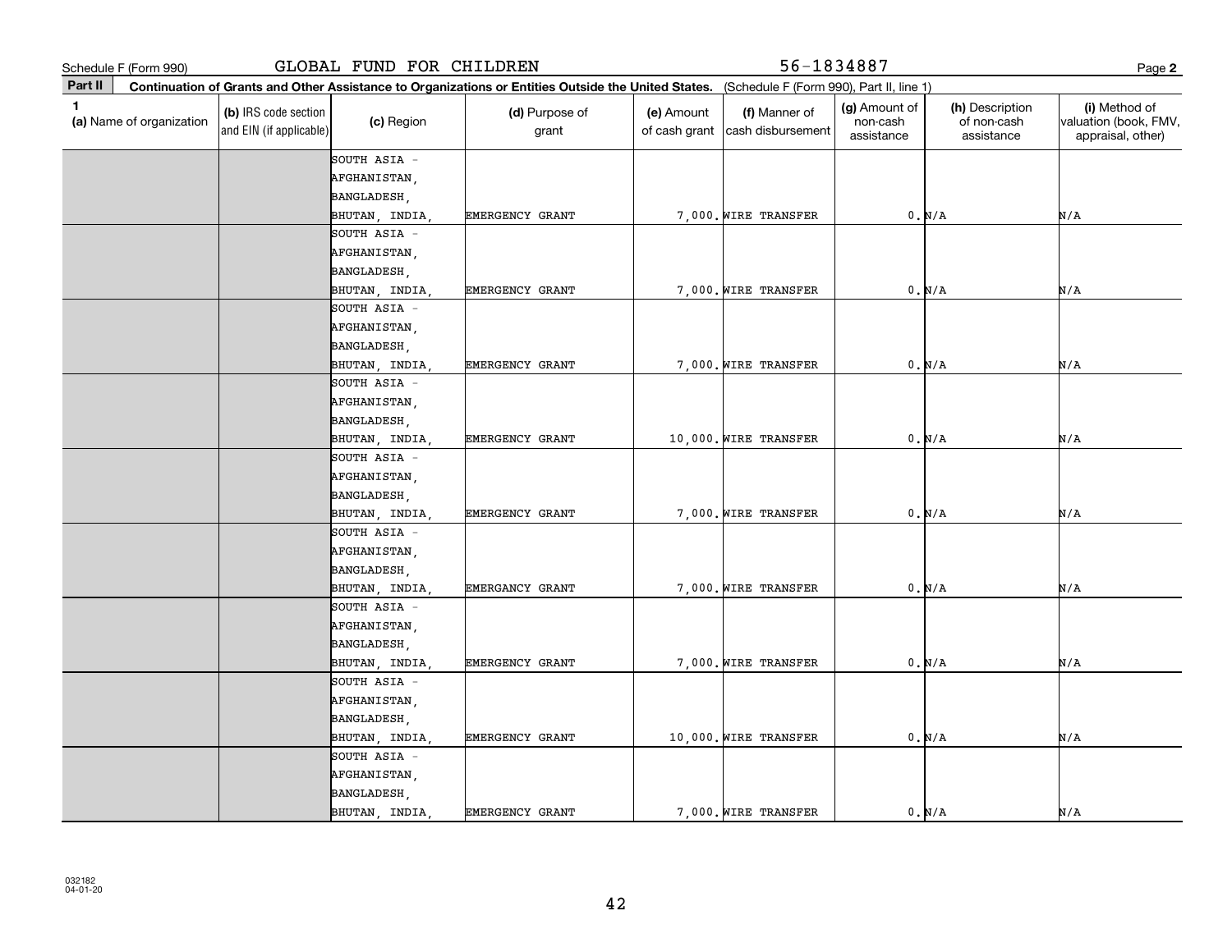Schedule F (Form 990) GLOBAL FUND FOR CHILDREN 56-1834887 Page 2

**Part II** **Continuation of Grants and Other Assistance to Organizations or Entities Outside the United States.** (Schedule F (Form 990), Part II, line 1)

| 1 (a) Name of organization | (b) IRS code section and EIN (if applicable) | (c) Region | (d) Purpose of grant | (e) Amount of cash grant | (f) Manner of cash disbursement | (g) Amount of non-cash assistance | (h) Description of non-cash assistance | (i) Method of valuation (book, FMV, appraisal, other) |
|---|---|---|---|---|---|---|---|---|
| | | SOUTH ASIA - AFGHANISTAN, BANGLADESH, BHUTAN, INDIA, | EMERGENCY GRANT | 7,000. | WIRE TRANSFER | 0. | N/A | N/A |
| | | SOUTH ASIA - AFGHANISTAN, BANGLADESH, BHUTAN, INDIA, | EMERGENCY GRANT | 7,000. | WIRE TRANSFER | 0. | N/A | N/A |
| | | SOUTH ASIA - AFGHANISTAN, BANGLADESH, BHUTAN, INDIA, | EMERGENCY GRANT | 7,000. | WIRE TRANSFER | 0. | N/A | N/A |
| | | SOUTH ASIA - AFGHANISTAN, BANGLADESH, BHUTAN, INDIA, | EMERGENCY GRANT | 10,000. | WIRE TRANSFER | 0. | N/A | N/A |
| | | SOUTH ASIA - AFGHANISTAN, BANGLADESH, BHUTAN, INDIA, | EMERGENCY GRANT | 7,000. | WIRE TRANSFER | 0. | N/A | N/A |
| | | SOUTH ASIA - AFGHANISTAN, BANGLADESH, BHUTAN, INDIA, | EMERGANCY GRANT | 7,000. | WIRE TRANSFER | 0. | N/A | N/A |
| | | SOUTH ASIA - AFGHANISTAN, BANGLADESH, BHUTAN, INDIA, | EMERGANCY GRANT | 7,000. | WIRE TRANSFER | 0. | N/A | N/A |
| | | SOUTH ASIA - AFGHANISTAN, BANGLADESH, BHUTAN, INDIA, | EMERGENCY GRANT | 10,000. | WIRE TRANSFER | 0. | N/A | N/A |
| | | SOUTH ASIA - AFGHANISTAN, BANGLADESH, BHUTAN, INDIA, | EMERGENCY GRANT | 7,000. | WIRE TRANSFER | 0. | N/A | N/A |

032182
04-01-20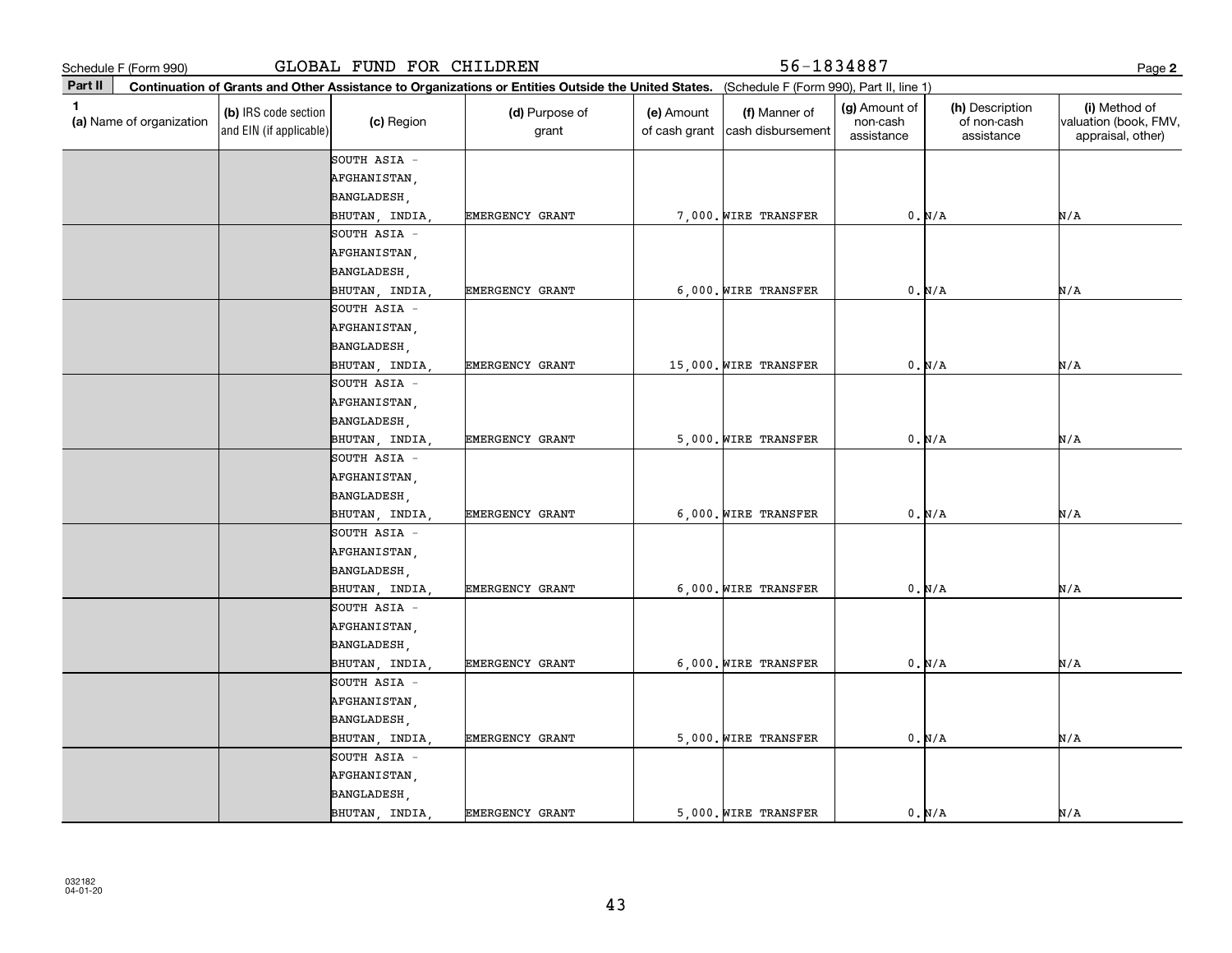Schedule F (Form 990) GLOBAL FUND FOR CHILDREN 56-1834887

**Part II** **Continuation of Grants and Other Assistance to Organizations or Entities Outside the United States.** (Schedule F (Form 990), Part II, line 1)

| 1 (a) Name of organization | (b) IRS code section and EIN (if applicable) | (c) Region | (d) Purpose of grant | (e) Amount of cash grant | (f) Manner of cash disbursement | (g) Amount of non-cash assistance | (h) Description of non-cash assistance | (i) Method of valuation (book, FMV, appraisal, other) |
|---|---|---|---|---|---|---|---|---|
| | | SOUTH ASIA - AFGHANISTAN, BANGLADESH, BHUTAN, INDIA, | EMERGENCY GRANT | 7,000. | WIRE TRANSFER | 0. | N/A | N/A |
| | | SOUTH ASIA - AFGHANISTAN, BANGLADESH, BHUTAN, INDIA, | EMERGENCY GRANT | 6,000. | WIRE TRANSFER | 0. | N/A | N/A |
| | | SOUTH ASIA - AFGHANISTAN, BANGLADESH, BHUTAN, INDIA, | EMERGENCY GRANT | 15,000. | WIRE TRANSFER | 0. | N/A | N/A |
| | | SOUTH ASIA - AFGHANISTAN, BANGLADESH, BHUTAN, INDIA, | EMERGENCY GRANT | 5,000. | WIRE TRANSFER | 0. | N/A | N/A |
| | | SOUTH ASIA - AFGHANISTAN, BANGLADESH, BHUTAN, INDIA, | EMERGENCY GRANT | 6,000. | WIRE TRANSFER | 0. | N/A | N/A |
| | | SOUTH ASIA - AFGHANISTAN, BANGLADESH, BHUTAN, INDIA, | EMERGENCY GRANT | 6,000. | WIRE TRANSFER | 0. | N/A | N/A |
| | | SOUTH ASIA - AFGHANISTAN, BANGLADESH, BHUTAN, INDIA, | EMERGENCY GRANT | 6,000. | WIRE TRANSFER | 0. | N/A | N/A |
| | | SOUTH ASIA - AFGHANISTAN, BANGLADESH, BHUTAN, INDIA, | EMERGENCY GRANT | 5,000. | WIRE TRANSFER | 0. | N/A | N/A |
| | | SOUTH ASIA - AFGHANISTAN, BANGLADESH, BHUTAN, INDIA, | EMERGENCY GRANT | 5,000. | WIRE TRANSFER | 0. | N/A | N/A |

032182 04-01-20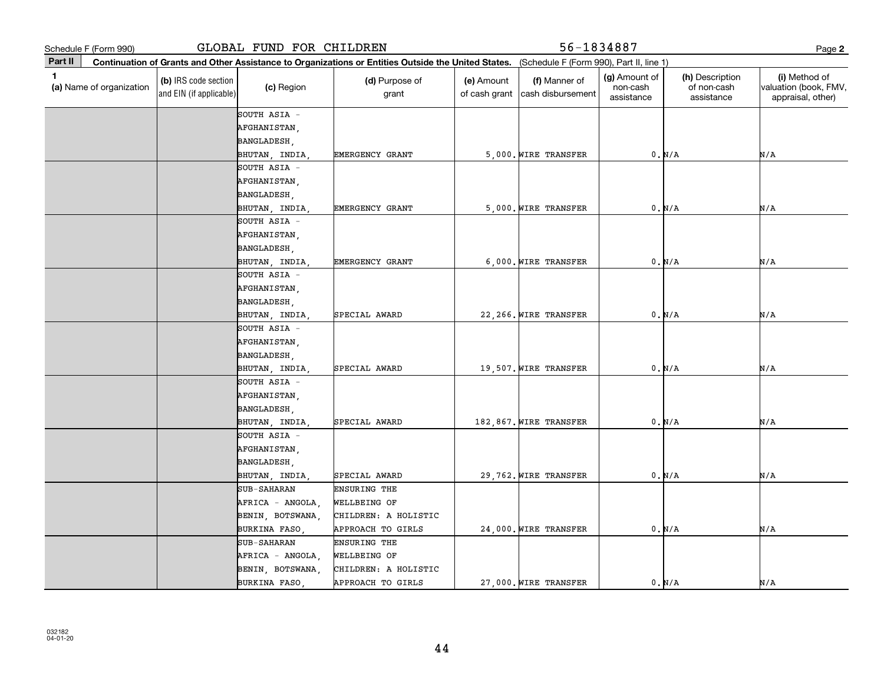Schedule F (Form 990) GLOBAL FUND FOR CHILDREN 56-1834887

**Part II** **Continuation of Grants and Other Assistance to Organizations or Entities Outside the United States.** (Schedule F (Form 990), Part II, line 1)

| 1 (a) Name of organization | (b) IRS code section and EIN (if applicable) | (c) Region | (d) Purpose of grant | (e) Amount of cash grant | (f) Manner of cash disbursement | (g) Amount of non-cash assistance | (h) Description of non-cash assistance | (i) Method of valuation (book, FMV, appraisal, other) |
|---|---|---|---|---|---|---|---|---|
| | | SOUTH ASIA - AFGHANISTAN, BANGLADESH, BHUTAN, INDIA, | EMERGENCY GRANT | 5,000. | WIRE TRANSFER | 0. | N/A | N/A |
| | | SOUTH ASIA - AFGHANISTAN, BANGLADESH, BHUTAN, INDIA, | EMERGENCY GRANT | 5,000. | WIRE TRANSFER | 0. | N/A | N/A |
| | | SOUTH ASIA - AFGHANISTAN, BANGLADESH, BHUTAN, INDIA, | EMERGENCY GRANT | 6,000. | WIRE TRANSFER | 0. | N/A | N/A |
| | | SOUTH ASIA - AFGHANISTAN, BANGLADESH, BHUTAN, INDIA, | SPECIAL AWARD | 22,266. | WIRE TRANSFER | 0. | N/A | N/A |
| | | SOUTH ASIA - AFGHANISTAN, BANGLADESH, BHUTAN, INDIA, | SPECIAL AWARD | 19,507. | WIRE TRANSFER | 0. | N/A | N/A |
| | | SOUTH ASIA - AFGHANISTAN, BANGLADESH, BHUTAN, INDIA, | SPECIAL AWARD | 182,867. | WIRE TRANSFER | 0. | N/A | N/A |
| | | SOUTH ASIA - AFGHANISTAN, BANGLADESH, BHUTAN, INDIA, | SPECIAL AWARD | 29,762. | WIRE TRANSFER | 0. | N/A | N/A |
| | | SUB-SAHARAN AFRICA - ANGOLA, BENIN, BOTSWANA, BURKINA FASO, | ENSURING THE WELLBEING OF CHILDREN: A HOLISTIC APPROACH TO GIRLS | 24,000. | WIRE TRANSFER | 0. | N/A | N/A |
| | | SUB-SAHARAN AFRICA - ANGOLA, BENIN, BOTSWANA, BURKINA FASO, | ENSURING THE WELLBEING OF CHILDREN: A HOLISTIC APPROACH TO GIRLS | 27,000. | WIRE TRANSFER | 0. | N/A | N/A |

032182 04-01-20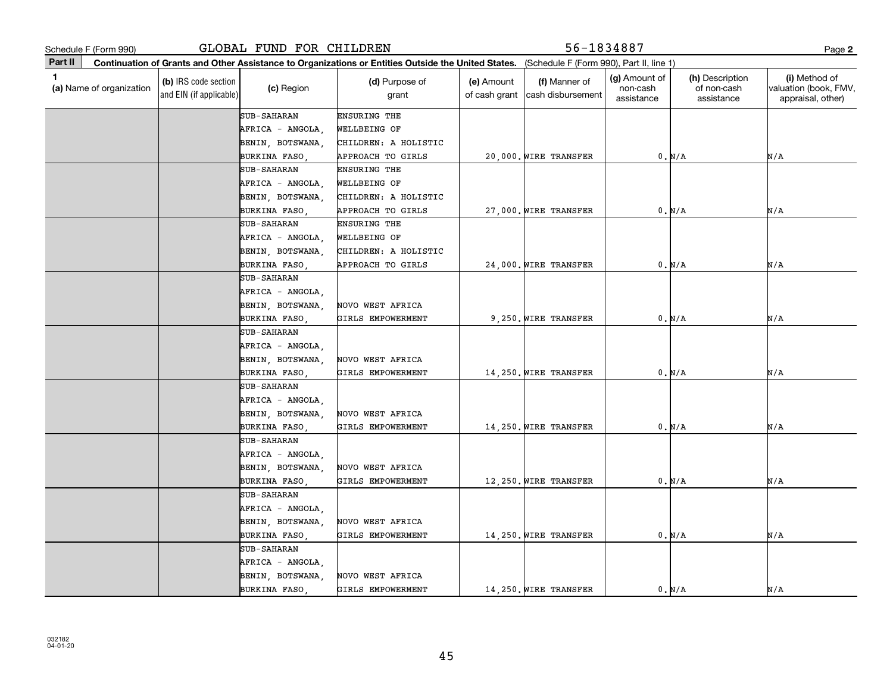Schedule F (Form 990) GLOBAL FUND FOR CHILDREN 56-1834887

**Part II Continuation of Grants and Other Assistance to Organizations or Entities Outside the United States.** (Schedule F (Form 990), Part II, line 1)

| 1 (a) Name of organization | (b) IRS code section and EIN (if applicable) | (c) Region | (d) Purpose of grant | (e) Amount of cash grant | (f) Manner of cash disbursement | (g) Amount of non-cash assistance | (h) Description of non-cash assistance | (i) Method of valuation (book, FMV, appraisal, other) |
|---|---|---|---|---|---|---|---|---|
| | | SUB-SAHARAN AFRICA - ANGOLA, BENIN, BOTSWANA, BURKINA FASO, | ENSURING THE WELLBEING OF CHILDREN: A HOLISTIC APPROACH TO GIRLS | 20,000. | WIRE TRANSFER | 0. | N/A | N/A |
| | | SUB-SAHARAN AFRICA - ANGOLA, BENIN, BOTSWANA, BURKINA FASO, | ENSURING THE WELLBEING OF CHILDREN: A HOLISTIC APPROACH TO GIRLS | 27,000. | WIRE TRANSFER | 0. | N/A | N/A |
| | | SUB-SAHARAN AFRICA - ANGOLA, BENIN, BOTSWANA, BURKINA FASO, | ENSURING THE WELLBEING OF CHILDREN: A HOLISTIC APPROACH TO GIRLS | 24,000. | WIRE TRANSFER | 0. | N/A | N/A |
| | | SUB-SAHARAN AFRICA - ANGOLA, BENIN, BOTSWANA, BURKINA FASO, | NOVO WEST AFRICA GIRLS EMPOWERMENT | 9,250. | WIRE TRANSFER | 0. | N/A | N/A |
| | | SUB-SAHARAN AFRICA - ANGOLA, BENIN, BOTSWANA, BURKINA FASO, | NOVO WEST AFRICA GIRLS EMPOWERMENT | 14,250. | WIRE TRANSFER | 0. | N/A | N/A |
| | | SUB-SAHARAN AFRICA - ANGOLA, BENIN, BOTSWANA, BURKINA FASO, | NOVO WEST AFRICA GIRLS EMPOWERMENT | 14,250. | WIRE TRANSFER | 0. | N/A | N/A |
| | | SUB-SAHARAN AFRICA - ANGOLA, BENIN, BOTSWANA, BURKINA FASO, | NOVO WEST AFRICA GIRLS EMPOWERMENT | 12,250. | WIRE TRANSFER | 0. | N/A | N/A |
| | | SUB-SAHARAN AFRICA - ANGOLA, BENIN, BOTSWANA, BURKINA FASO, | NOVO WEST AFRICA GIRLS EMPOWERMENT | 14,250. | WIRE TRANSFER | 0. | N/A | N/A |
| | | SUB-SAHARAN AFRICA - ANGOLA, BENIN, BOTSWANA, BURKINA FASO, | NOVO WEST AFRICA GIRLS EMPOWERMENT | 14,250. | WIRE TRANSFER | 0. | N/A | N/A |

032182 04-01-20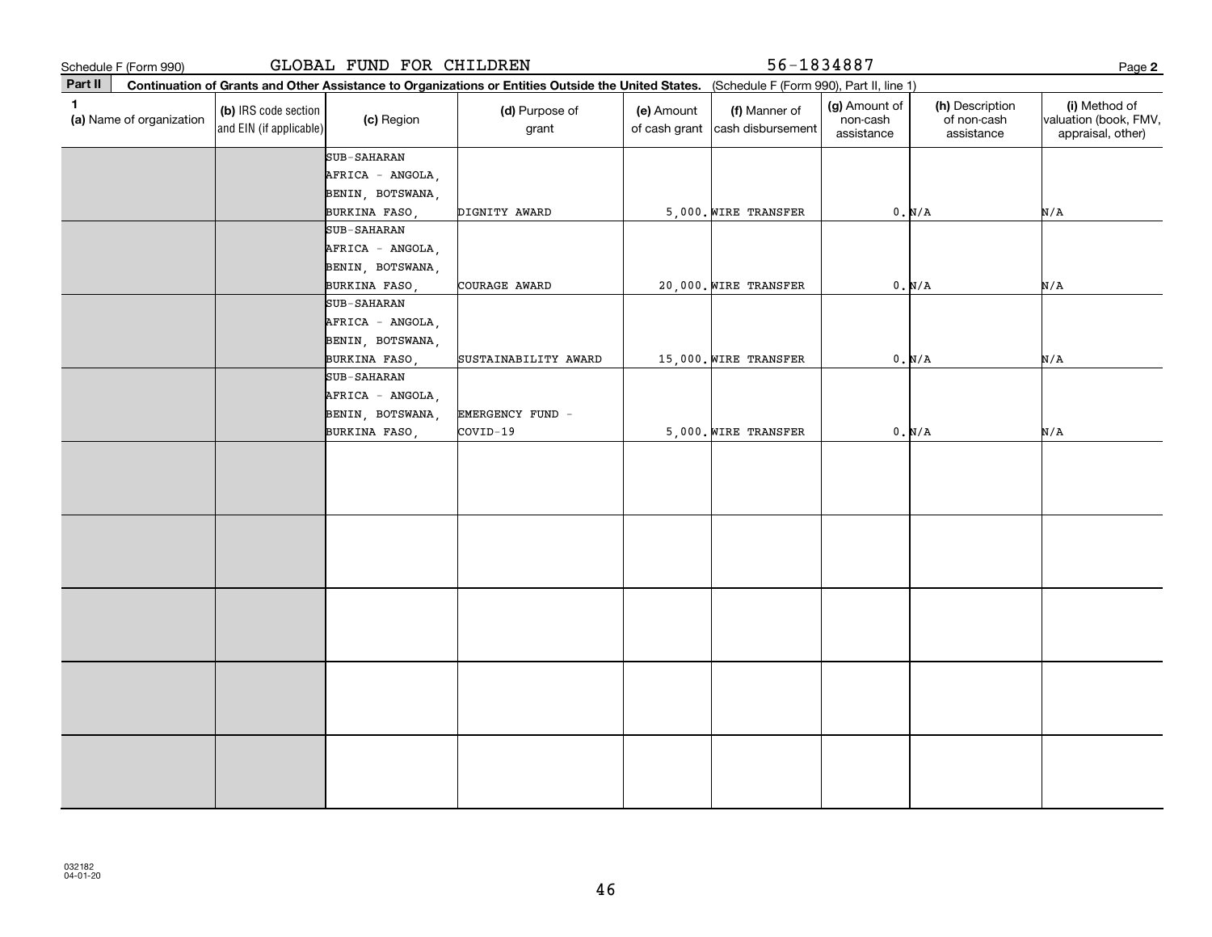Schedule F (Form 990) GLOBAL FUND FOR CHILDREN 56-1834887

**Part II** **Continuation of Grants and Other Assistance to Organizations or Entities Outside the United States.** (Schedule F (Form 990), Part II, line 1)

| 1 (a) Name of organization | (b) IRS code section and EIN (if applicable) | (c) Region | (d) Purpose of grant | (e) Amount of cash grant | (f) Manner of cash disbursement | (g) Amount of non-cash assistance | (h) Description of non-cash assistance | (i) Method of valuation (book, FMV, appraisal, other) |
|---|---|---|---|---|---|---|---|---|
| | | SUB-SAHARAN AFRICA - ANGOLA, BENIN, BOTSWANA, BURKINA FASO, | DIGNITY AWARD | 5,000. | WIRE TRANSFER | 0. | N/A | N/A |
| | | SUB-SAHARAN AFRICA - ANGOLA, BENIN, BOTSWANA, BURKINA FASO, | COURAGE AWARD | 20,000. | WIRE TRANSFER | 0. | N/A | N/A |
| | | SUB-SAHARAN AFRICA - ANGOLA, BENIN, BOTSWANA, BURKINA FASO, | SUSTAINABILITY AWARD | 15,000. | WIRE TRANSFER | 0. | N/A | N/A |
| | | SUB-SAHARAN AFRICA - ANGOLA, BENIN, BOTSWANA, BURKINA FASO, | EMERGENCY FUND - COVID-19 | 5,000. | WIRE TRANSFER | 0. | N/A | N/A |
| | | | | | | | | |
| | | | | | | | | |
| | | | | | | | | |
| | | | | | | | | |
| | | | | | | | | |

032182 04-01-20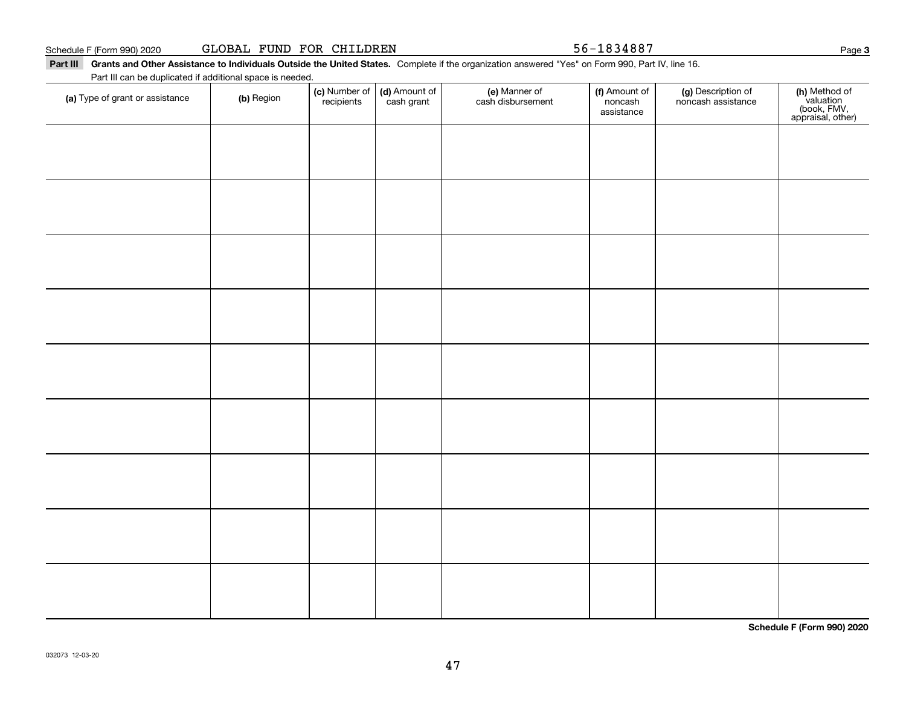Schedule F (Form 990) 2020 GLOBAL FUND FOR CHILDREN 56-1834887 Page **3**

**Part III** **Grants and Other Assistance to Individuals Outside the United States.** Complete if the organization answered "Yes" on Form 990, Part IV, line 16.

Part III can be duplicated if additional space is needed.

| **(a)** Type of grant or assistance | **(b)** Region | **(c)** Number of recipients | **(d)** Amount of cash grant | **(e)** Manner of cash disbursement | **(f)** Amount of noncash assistance | **(g)** Description of noncash assistance | **(h)** Method of valuation (book, FMV, appraisal, other) |
|---|---|---|---|---|---|---|---|
| | | | | | | | |
| | | | | | | | |
| | | | | | | | |
| | | | | | | | |
| | | | | | | | |
| | | | | | | | |
| | | | | | | | |
| | | | | | | | |
| | | | | | | | |

**Schedule F (Form 990) 2020**

032073 12-03-20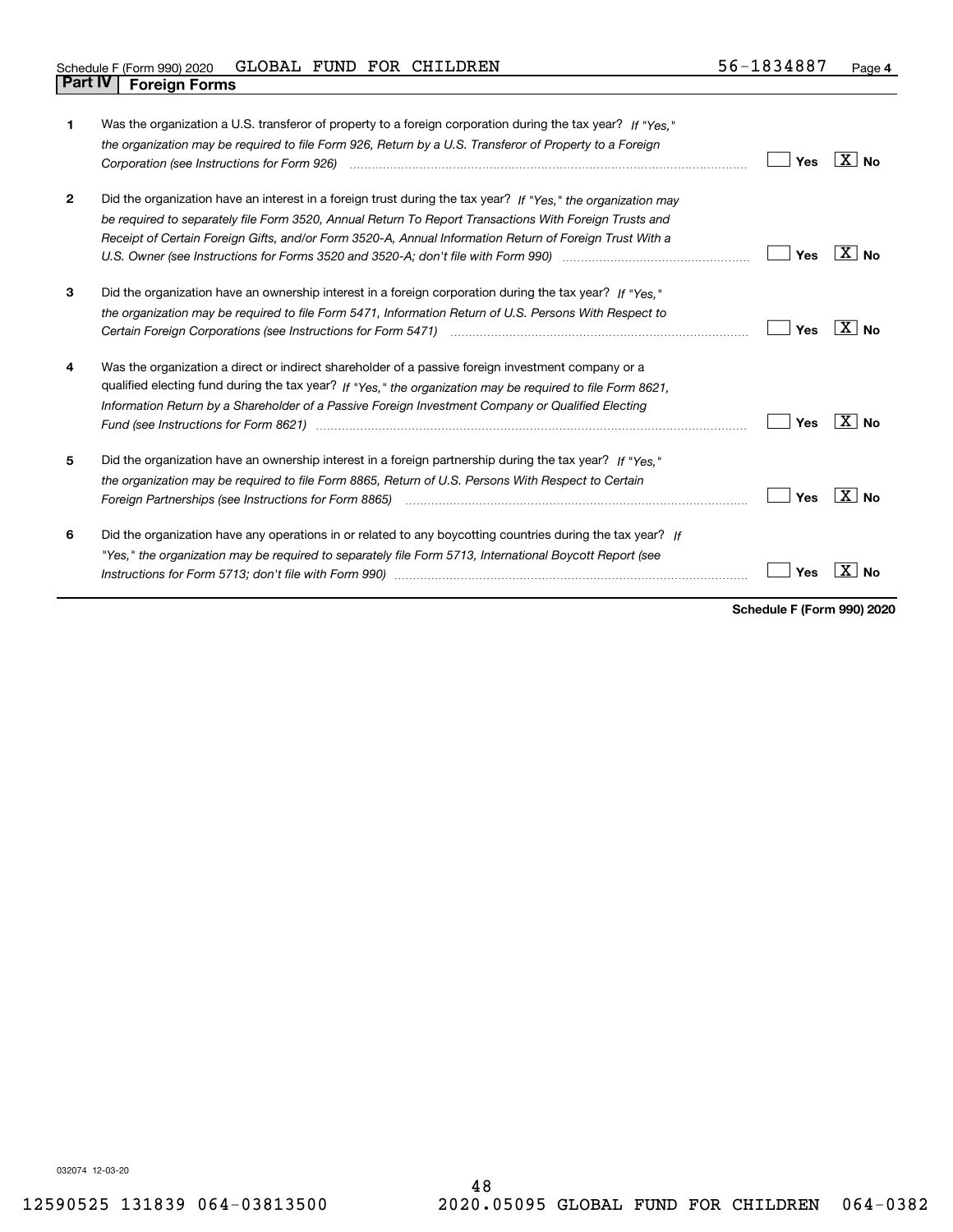## Part IV Foreign Forms

| | | Yes | No |
|---|---|---|---|
| 1 | Was the organization a U.S. transferor of property to a foreign corporation during the tax year? *If "Yes," the organization may be required to file Form 926, Return by a U.S. Transferor of Property to a Foreign Corporation (see Instructions for Form 926)* | | X |
| 2 | Did the organization have an interest in a foreign trust during the tax year? *If "Yes," the organization may be required to separately file Form 3520, Annual Return To Report Transactions With Foreign Trusts and Receipt of Certain Foreign Gifts, and/or Form 3520-A, Annual Information Return of Foreign Trust With a U.S. Owner (see Instructions for Forms 3520 and 3520-A; don't file with Form 990)* | | X |
| 3 | Did the organization have an ownership interest in a foreign corporation during the tax year? *If "Yes," the organization may be required to file Form 5471, Information Return of U.S. Persons With Respect to Certain Foreign Corporations (see Instructions for Form 5471)* | | X |
| 4 | Was the organization a direct or indirect shareholder of a passive foreign investment company or a qualified electing fund during the tax year? *If "Yes," the organization may be required to file Form 8621, Information Return by a Shareholder of a Passive Foreign Investment Company or Qualified Electing Fund (see Instructions for Form 8621)* | | X |
| 5 | Did the organization have an ownership interest in a foreign partnership during the tax year? *If "Yes," the organization may be required to file Form 8865, Return of U.S. Persons With Respect to Certain Foreign Partnerships (see Instructions for Form 8865)* | | X |
| 6 | Did the organization have any operations in or related to any boycotting countries during the tax year? *If "Yes," the organization may be required to separately file Form 5713, International Boycott Report (see Instructions for Form 5713; don't file with Form 990)* | | X |

**Schedule F (Form 990) 2020**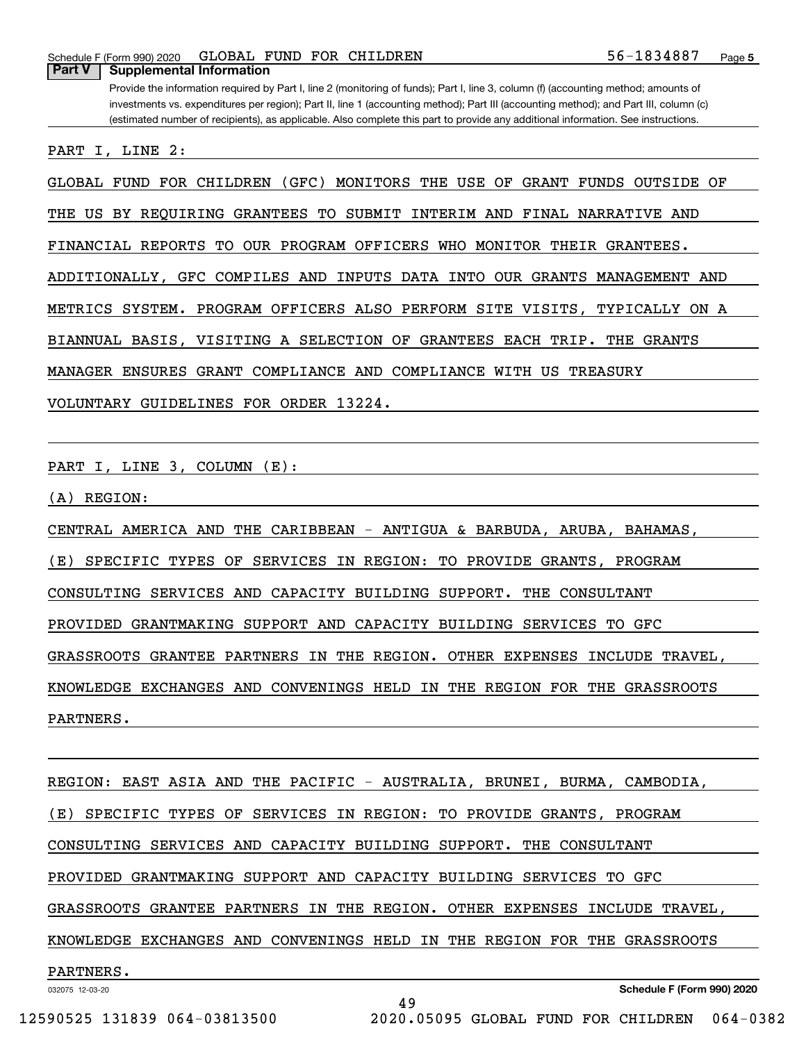## Part V Supplemental Information

Provide the information required by Part I, line 2 (monitoring of funds); Part I, line 3, column (f) (accounting method; amounts of investments vs. expenditures per region); Part II, line 1 (accounting method); Part III (accounting method); and Part III, column (c) (estimated number of recipients), as applicable. Also complete this part to provide any additional information. See instructions.

PART I, LINE 2:

GLOBAL FUND FOR CHILDREN (GFC) MONITORS THE USE OF GRANT FUNDS OUTSIDE OF THE US BY REQUIRING GRANTEES TO SUBMIT INTERIM AND FINAL NARRATIVE AND FINANCIAL REPORTS TO OUR PROGRAM OFFICERS WHO MONITOR THEIR GRANTEES. ADDITIONALLY, GFC COMPILES AND INPUTS DATA INTO OUR GRANTS MANAGEMENT AND METRICS SYSTEM. PROGRAM OFFICERS ALSO PERFORM SITE VISITS, TYPICALLY ON A BIANNUAL BASIS, VISITING A SELECTION OF GRANTEES EACH TRIP. THE GRANTS MANAGER ENSURES GRANT COMPLIANCE AND COMPLIANCE WITH US TREASURY VOLUNTARY GUIDELINES FOR ORDER 13224.

PART I, LINE 3, COLUMN (E):

(A) REGION:

CENTRAL AMERICA AND THE CARIBBEAN - ANTIGUA & BARBUDA, ARUBA, BAHAMAS,

(E) SPECIFIC TYPES OF SERVICES IN REGION: TO PROVIDE GRANTS, PROGRAM CONSULTING SERVICES AND CAPACITY BUILDING SUPPORT. THE CONSULTANT PROVIDED GRANTMAKING SUPPORT AND CAPACITY BUILDING SERVICES TO GFC GRASSROOTS GRANTEE PARTNERS IN THE REGION. OTHER EXPENSES INCLUDE TRAVEL, KNOWLEDGE EXCHANGES AND CONVENINGS HELD IN THE REGION FOR THE GRASSROOTS PARTNERS.

REGION: EAST ASIA AND THE PACIFIC - AUSTRALIA, BRUNEI, BURMA, CAMBODIA,

(E) SPECIFIC TYPES OF SERVICES IN REGION: TO PROVIDE GRANTS, PROGRAM CONSULTING SERVICES AND CAPACITY BUILDING SUPPORT. THE CONSULTANT PROVIDED GRANTMAKING SUPPORT AND CAPACITY BUILDING SERVICES TO GFC GRASSROOTS GRANTEE PARTNERS IN THE REGION. OTHER EXPENSES INCLUDE TRAVEL, KNOWLEDGE EXCHANGES AND CONVENINGS HELD IN THE REGION FOR THE GRASSROOTS PARTNERS.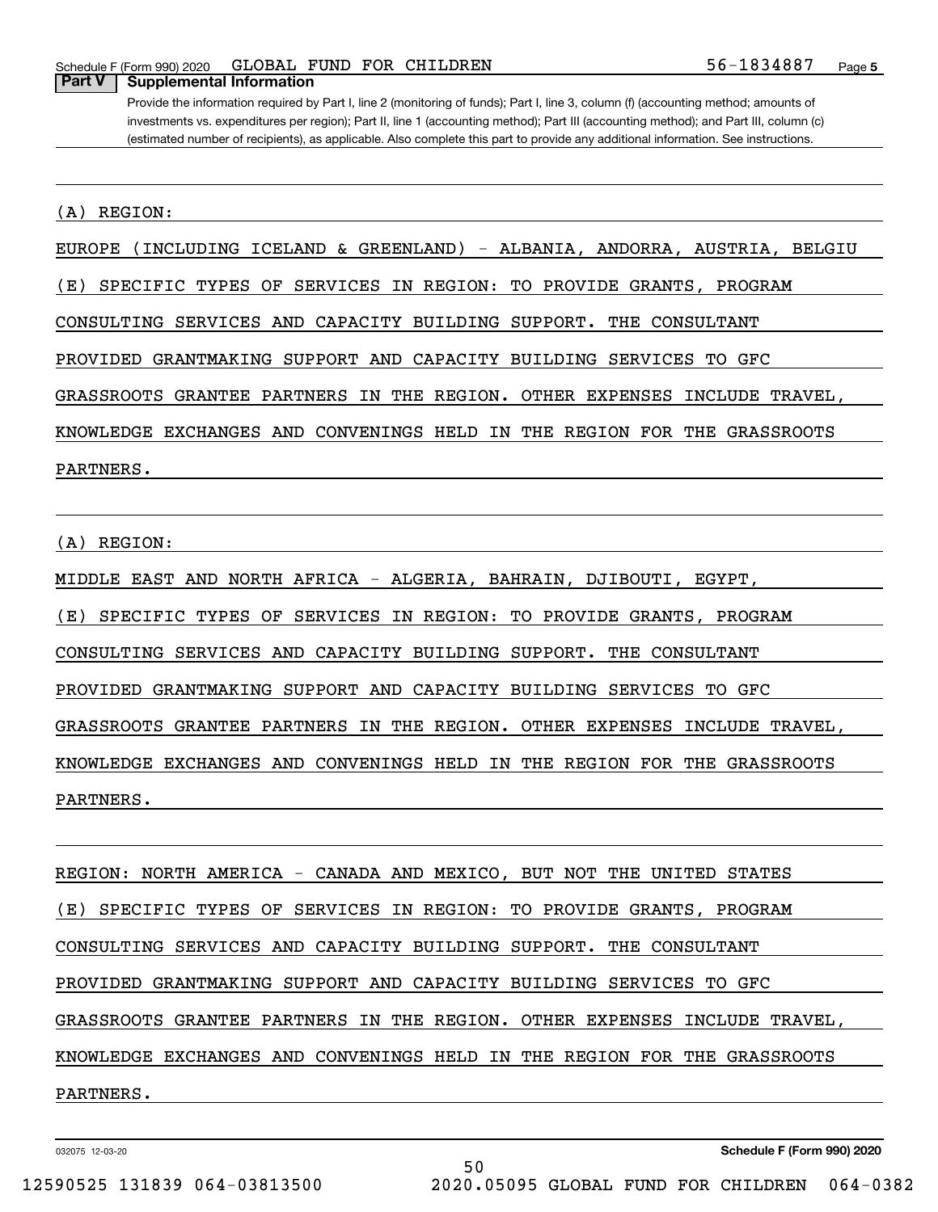## Part V Supplemental Information

Provide the information required by Part I, line 2 (monitoring of funds); Part I, line 3, column (f) (accounting method; amounts of investments vs. expenditures per region); Part II, line 1 (accounting method); Part III (accounting method); and Part III, column (c) (estimated number of recipients), as applicable. Also complete this part to provide any additional information. See instructions.

(A) REGION:

EUROPE (INCLUDING ICELAND & GREENLAND) - ALBANIA, ANDORRA, AUSTRIA, BELGIU

(E) SPECIFIC TYPES OF SERVICES IN REGION: TO PROVIDE GRANTS, PROGRAM CONSULTING SERVICES AND CAPACITY BUILDING SUPPORT. THE CONSULTANT PROVIDED GRANTMAKING SUPPORT AND CAPACITY BUILDING SERVICES TO GFC GRASSROOTS GRANTEE PARTNERS IN THE REGION. OTHER EXPENSES INCLUDE TRAVEL, KNOWLEDGE EXCHANGES AND CONVENINGS HELD IN THE REGION FOR THE GRASSROOTS PARTNERS.

(A) REGION:

MIDDLE EAST AND NORTH AFRICA - ALGERIA, BAHRAIN, DJIBOUTI, EGYPT,

(E) SPECIFIC TYPES OF SERVICES IN REGION: TO PROVIDE GRANTS, PROGRAM CONSULTING SERVICES AND CAPACITY BUILDING SUPPORT. THE CONSULTANT PROVIDED GRANTMAKING SUPPORT AND CAPACITY BUILDING SERVICES TO GFC GRASSROOTS GRANTEE PARTNERS IN THE REGION. OTHER EXPENSES INCLUDE TRAVEL, KNOWLEDGE EXCHANGES AND CONVENINGS HELD IN THE REGION FOR THE GRASSROOTS PARTNERS.

REGION: NORTH AMERICA - CANADA AND MEXICO, BUT NOT THE UNITED STATES

(E) SPECIFIC TYPES OF SERVICES IN REGION: TO PROVIDE GRANTS, PROGRAM CONSULTING SERVICES AND CAPACITY BUILDING SUPPORT. THE CONSULTANT PROVIDED GRANTMAKING SUPPORT AND CAPACITY BUILDING SERVICES TO GFC GRASSROOTS GRANTEE PARTNERS IN THE REGION. OTHER EXPENSES INCLUDE TRAVEL, KNOWLEDGE EXCHANGES AND CONVENINGS HELD IN THE REGION FOR THE GRASSROOTS PARTNERS.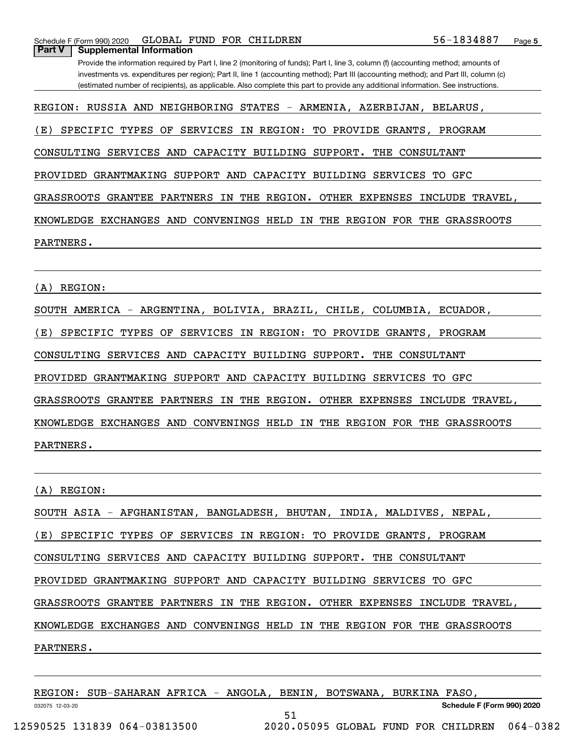Schedule F (Form 990) 2020 GLOBAL FUND FOR CHILDREN 56-1834887

## Part V Supplemental Information

Provide the information required by Part I, line 2 (monitoring of funds); Part I, line 3, column (f) (accounting method; amounts of investments vs. expenditures per region); Part II, line 1 (accounting method); Part III (accounting method); and Part III, column (c) (estimated number of recipients), as applicable. Also complete this part to provide any additional information. See instructions.

REGION: RUSSIA AND NEIGHBORING STATES - ARMENIA, AZERBIJAN, BELARUS,

(E) SPECIFIC TYPES OF SERVICES IN REGION: TO PROVIDE GRANTS, PROGRAM CONSULTING SERVICES AND CAPACITY BUILDING SUPPORT. THE CONSULTANT PROVIDED GRANTMAKING SUPPORT AND CAPACITY BUILDING SERVICES TO GFC GRASSROOTS GRANTEE PARTNERS IN THE REGION. OTHER EXPENSES INCLUDE TRAVEL, KNOWLEDGE EXCHANGES AND CONVENINGS HELD IN THE REGION FOR THE GRASSROOTS PARTNERS.

(A) REGION:

SOUTH AMERICA - ARGENTINA, BOLIVIA, BRAZIL, CHILE, COLUMBIA, ECUADOR,

(E) SPECIFIC TYPES OF SERVICES IN REGION: TO PROVIDE GRANTS, PROGRAM CONSULTING SERVICES AND CAPACITY BUILDING SUPPORT. THE CONSULTANT PROVIDED GRANTMAKING SUPPORT AND CAPACITY BUILDING SERVICES TO GFC GRASSROOTS GRANTEE PARTNERS IN THE REGION. OTHER EXPENSES INCLUDE TRAVEL, KNOWLEDGE EXCHANGES AND CONVENINGS HELD IN THE REGION FOR THE GRASSROOTS PARTNERS.

(A) REGION:

SOUTH ASIA - AFGHANISTAN, BANGLADESH, BHUTAN, INDIA, MALDIVES, NEPAL,

(E) SPECIFIC TYPES OF SERVICES IN REGION: TO PROVIDE GRANTS, PROGRAM CONSULTING SERVICES AND CAPACITY BUILDING SUPPORT. THE CONSULTANT PROVIDED GRANTMAKING SUPPORT AND CAPACITY BUILDING SERVICES TO GFC GRASSROOTS GRANTEE PARTNERS IN THE REGION. OTHER EXPENSES INCLUDE TRAVEL, KNOWLEDGE EXCHANGES AND CONVENINGS HELD IN THE REGION FOR THE GRASSROOTS PARTNERS.

REGION: SUB-SAHARAN AFRICA - ANGOLA, BENIN, BOTSWANA, BURKINA FASO,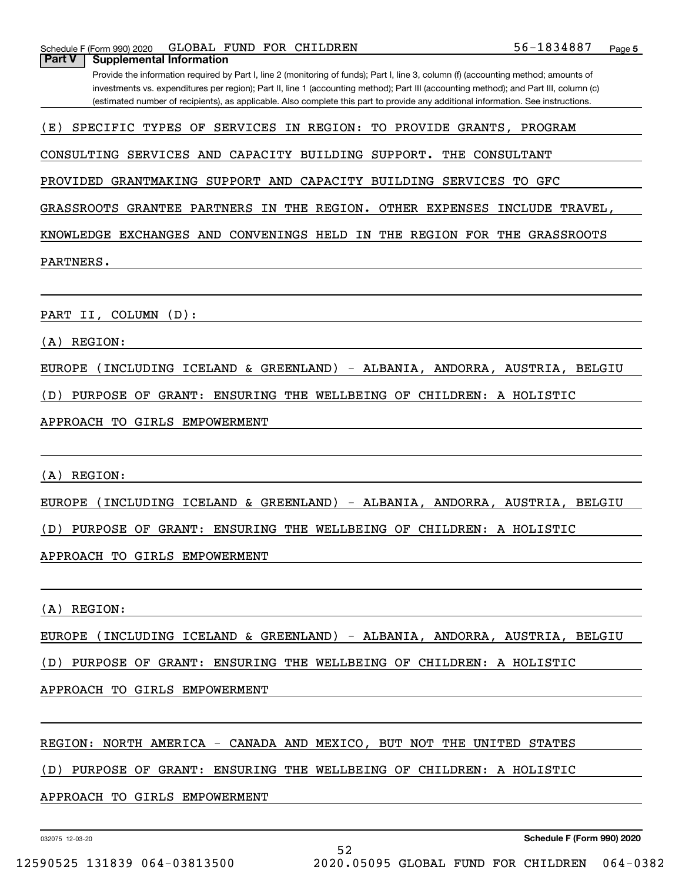## Part V Supplemental Information

Provide the information required by Part I, line 2 (monitoring of funds); Part I, line 3, column (f) (accounting method; amounts of investments vs. expenditures per region); Part II, line 1 (accounting method); Part III (accounting method); and Part III, column (c) (estimated number of recipients), as applicable. Also complete this part to provide any additional information. See instructions.

(E) SPECIFIC TYPES OF SERVICES IN REGION: TO PROVIDE GRANTS, PROGRAM CONSULTING SERVICES AND CAPACITY BUILDING SUPPORT. THE CONSULTANT PROVIDED GRANTMAKING SUPPORT AND CAPACITY BUILDING SERVICES TO GFC GRASSROOTS GRANTEE PARTNERS IN THE REGION. OTHER EXPENSES INCLUDE TRAVEL, KNOWLEDGE EXCHANGES AND CONVENINGS HELD IN THE REGION FOR THE GRASSROOTS PARTNERS.

PART II, COLUMN (D):

(A) REGION:

EUROPE (INCLUDING ICELAND & GREENLAND) - ALBANIA, ANDORRA, AUSTRIA, BELGIU

(D) PURPOSE OF GRANT: ENSURING THE WELLBEING OF CHILDREN: A HOLISTIC APPROACH TO GIRLS EMPOWERMENT

(A) REGION:

EUROPE (INCLUDING ICELAND & GREENLAND) - ALBANIA, ANDORRA, AUSTRIA, BELGIU

(D) PURPOSE OF GRANT: ENSURING THE WELLBEING OF CHILDREN: A HOLISTIC APPROACH TO GIRLS EMPOWERMENT

(A) REGION:

EUROPE (INCLUDING ICELAND & GREENLAND) - ALBANIA, ANDORRA, AUSTRIA, BELGIU

(D) PURPOSE OF GRANT: ENSURING THE WELLBEING OF CHILDREN: A HOLISTIC APPROACH TO GIRLS EMPOWERMENT

REGION: NORTH AMERICA - CANADA AND MEXICO, BUT NOT THE UNITED STATES

(D) PURPOSE OF GRANT: ENSURING THE WELLBEING OF CHILDREN: A HOLISTIC APPROACH TO GIRLS EMPOWERMENT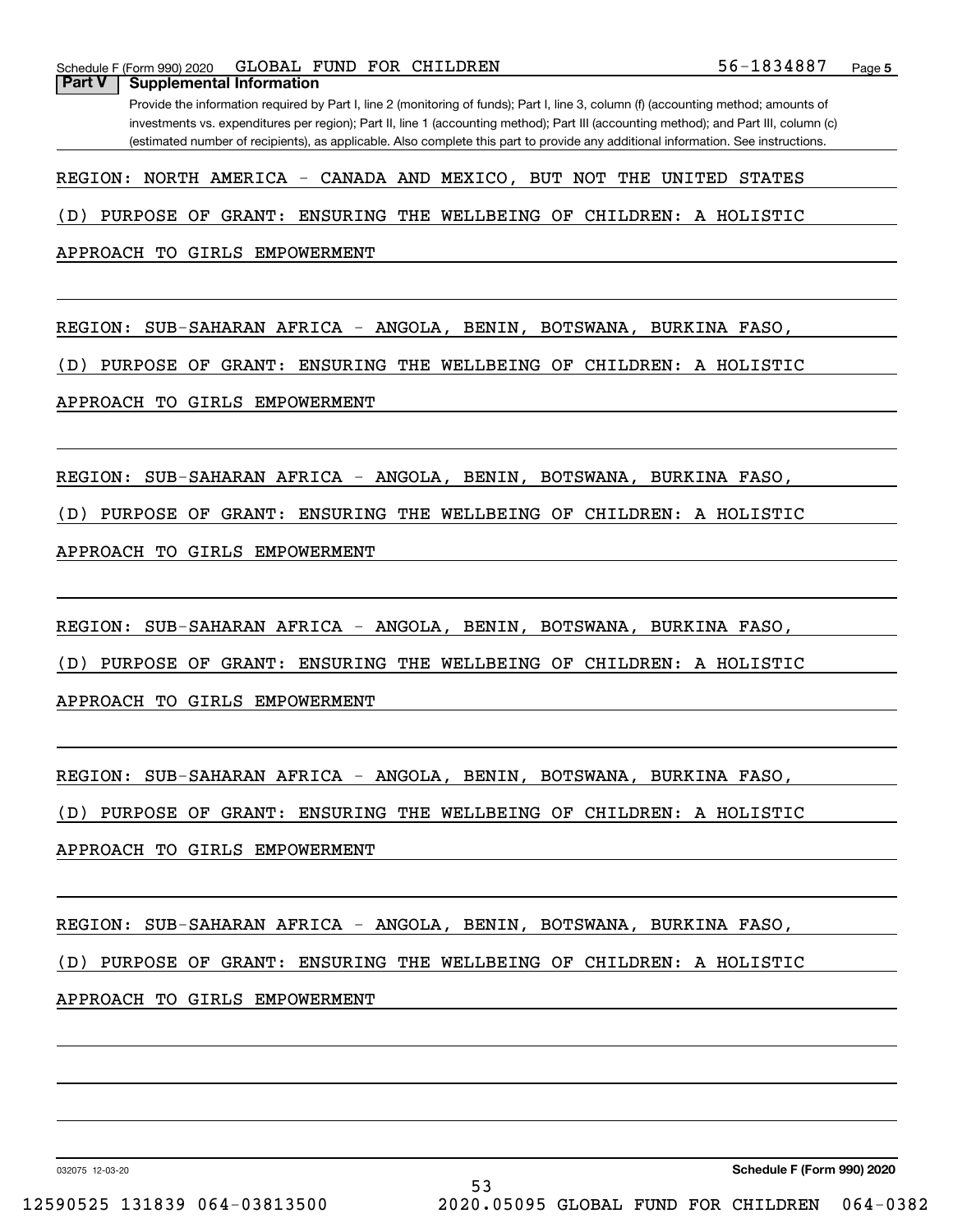Schedule F (Form 990) 2020 GLOBAL FUND FOR CHILDREN 56-1834887

**Part V Supplemental Information**

Provide the information required by Part I, line 2 (monitoring of funds); Part I, line 3, column (f) (accounting method; amounts of investments vs. expenditures per region); Part II, line 1 (accounting method); Part III (accounting method); and Part III, column (c) (estimated number of recipients), as applicable. Also complete this part to provide any additional information. See instructions.

REGION: NORTH AMERICA - CANADA AND MEXICO, BUT NOT THE UNITED STATES

(D) PURPOSE OF GRANT: ENSURING THE WELLBEING OF CHILDREN: A HOLISTIC APPROACH TO GIRLS EMPOWERMENT

REGION: SUB-SAHARAN AFRICA - ANGOLA, BENIN, BOTSWANA, BURKINA FASO,

(D) PURPOSE OF GRANT: ENSURING THE WELLBEING OF CHILDREN: A HOLISTIC APPROACH TO GIRLS EMPOWERMENT

REGION: SUB-SAHARAN AFRICA - ANGOLA, BENIN, BOTSWANA, BURKINA FASO,

(D) PURPOSE OF GRANT: ENSURING THE WELLBEING OF CHILDREN: A HOLISTIC APPROACH TO GIRLS EMPOWERMENT

REGION: SUB-SAHARAN AFRICA - ANGOLA, BENIN, BOTSWANA, BURKINA FASO,

(D) PURPOSE OF GRANT: ENSURING THE WELLBEING OF CHILDREN: A HOLISTIC APPROACH TO GIRLS EMPOWERMENT

REGION: SUB-SAHARAN AFRICA - ANGOLA, BENIN, BOTSWANA, BURKINA FASO,

(D) PURPOSE OF GRANT: ENSURING THE WELLBEING OF CHILDREN: A HOLISTIC APPROACH TO GIRLS EMPOWERMENT

REGION: SUB-SAHARAN AFRICA - ANGOLA, BENIN, BOTSWANA, BURKINA FASO,

(D) PURPOSE OF GRANT: ENSURING THE WELLBEING OF CHILDREN: A HOLISTIC APPROACH TO GIRLS EMPOWERMENT

032075 12-03-20 **Schedule F (Form 990) 2020**

12590525 131839 064-03813500 2020.05095 GLOBAL FUND FOR CHILDREN 064-0382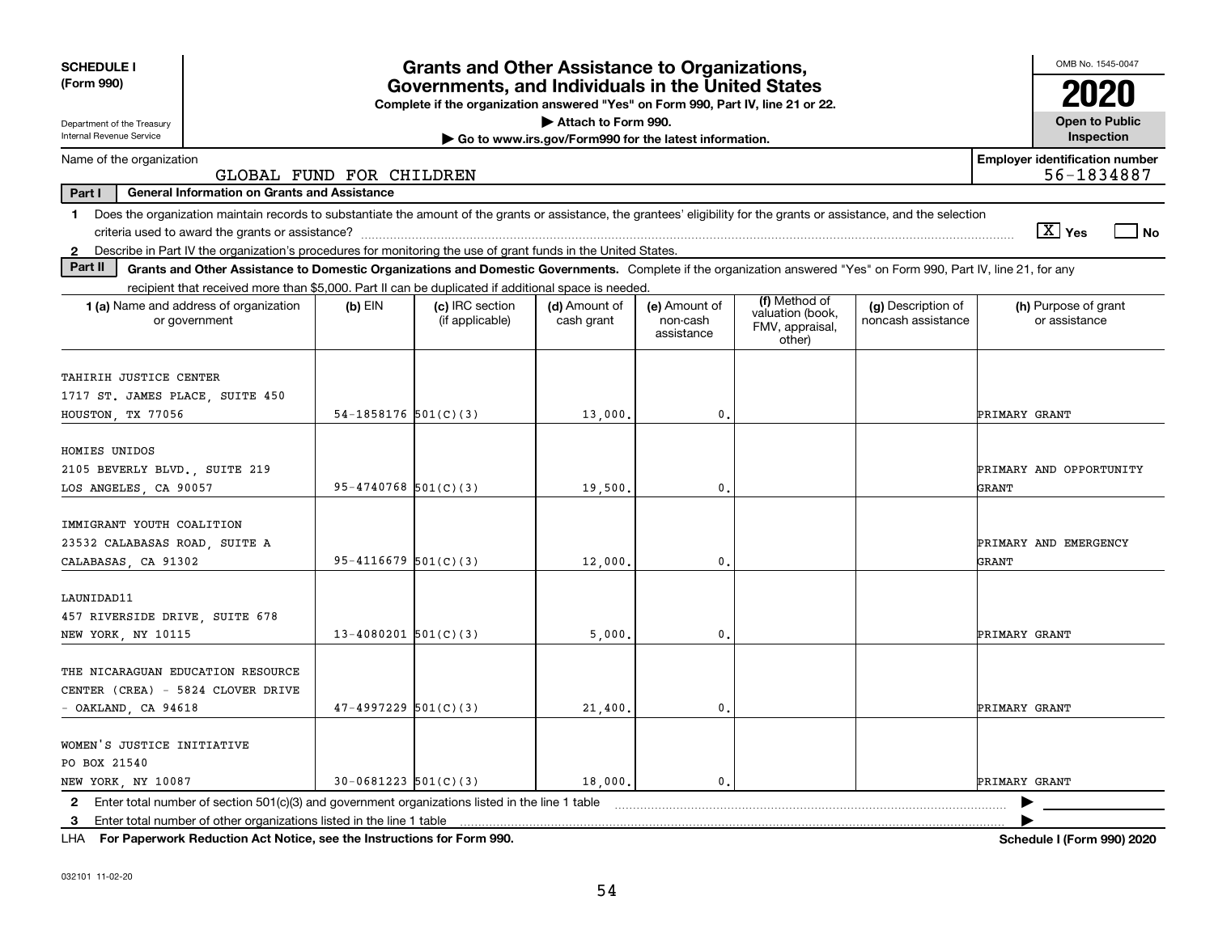**SCHEDULE I (Form 990)**

Department of the Treasury
Internal Revenue Service

# Grants and Other Assistance to Organizations, Governments, and Individuals in the United States

**Complete if the organization answered "Yes" on Form 990, Part IV, line 21 or 22.**
**▶ Attach to Form 990.**
**▶ Go to www.irs.gov/Form990 for the latest information.**

OMB No. 1545-0047
**2020**
**Open to Public Inspection**

Name of the organization: GLOBAL FUND FOR CHILDREN

**Employer identification number:** 56-1834887

**Part I — General Information on Grants and Assistance**

1 Does the organization maintain records to substantiate the amount of the grants or assistance, the grantees' eligibility for the grants or assistance, and the selection criteria used to award the grants or assistance? [X] Yes [ ] No

2 Describe in Part IV the organization's procedures for monitoring the use of grant funds in the United States.

**Part II — Grants and Other Assistance to Domestic Organizations and Domestic Governments.** Complete if the organization answered "Yes" on Form 990, Part IV, line 21, for any recipient that received more than $5,000. Part II can be duplicated if additional space is needed.

| 1 (a) Name and address of organization or government | (b) EIN | (c) IRC section (if applicable) | (d) Amount of cash grant | (e) Amount of non-cash assistance | (f) Method of valuation (book, FMV, appraisal, other) | (g) Description of noncash assistance | (h) Purpose of grant or assistance |
|---|---|---|---|---|---|---|---|
| TAHIRIH JUSTICE CENTER 1717 ST. JAMES PLACE, SUITE 450 HOUSTON, TX 77056 | 54-1858176 | 501(C)(3) | 13,000. | 0. | | | PRIMARY GRANT |
| HOMIES UNIDOS 2105 BEVERLY BLVD., SUITE 219 LOS ANGELES, CA 90057 | 95-4740768 | 501(C)(3) | 19,500. | 0. | | | PRIMARY AND OPPORTUNITY GRANT |
| IMMIGRANT YOUTH COALITION 23532 CALABASAS ROAD, SUITE A CALABASAS, CA 91302 | 95-4116679 | 501(C)(3) | 12,000. | 0. | | | PRIMARY AND EMERGENCY GRANT |
| LAUNIDAD11 457 RIVERSIDE DRIVE, SUITE 678 NEW YORK, NY 10115 | 13-4080201 | 501(C)(3) | 5,000. | 0. | | | PRIMARY GRANT |
| THE NICARAGUAN EDUCATION RESOURCE CENTER (CREA) - 5824 CLOVER DRIVE - OAKLAND, CA 94618 | 47-4997229 | 501(C)(3) | 21,400. | 0. | | | PRIMARY GRANT |
| WOMEN'S JUSTICE INITIATIVE PO BOX 21540 NEW YORK, NY 10087 | 30-0681223 | 501(C)(3) | 18,000. | 0. | | | PRIMARY GRANT |

2 Enter total number of section 501(c)(3) and government organizations listed in the line 1 table ▶

3 Enter total number of other organizations listed in the line 1 table ▶

LHA For Paperwork Reduction Act Notice, see the Instructions for Form 990. **Schedule I (Form 990) 2020**

032101 11-02-20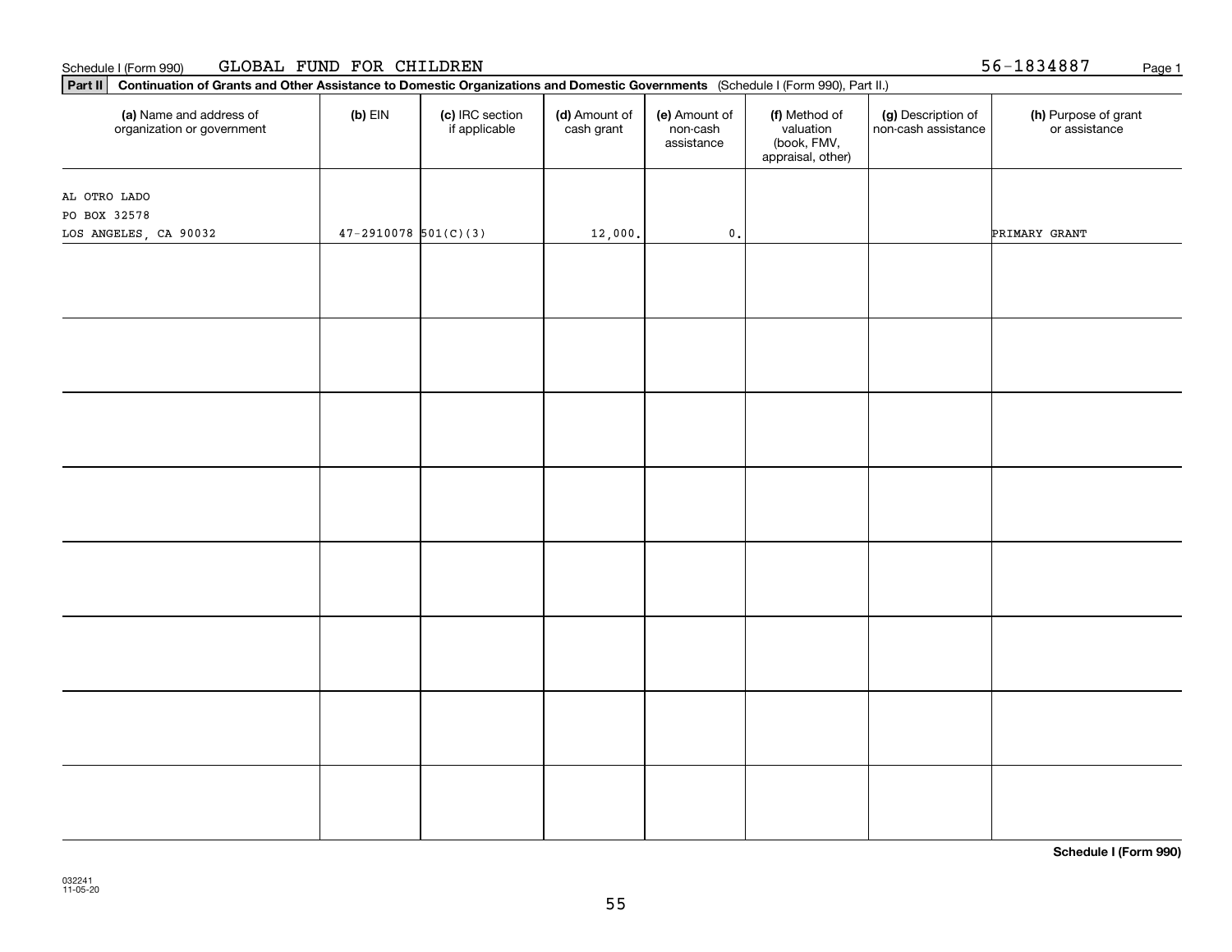Schedule I (Form 990) GLOBAL FUND FOR CHILDREN 56-1834887

**Part II** **Continuation of Grants and Other Assistance to Domestic Organizations and Domestic Governments** (Schedule I (Form 990), Part II.)

| (a) Name and address of organization or government | (b) EIN | (c) IRC section if applicable | (d) Amount of cash grant | (e) Amount of non-cash assistance | (f) Method of valuation (book, FMV, appraisal, other) | (g) Description of non-cash assistance | (h) Purpose of grant or assistance |
|---|---|---|---|---|---|---|---|
| AL OTRO LADO<br>PO BOX 32578<br>LOS ANGELES, CA 90032 | 47-2910078 | 501(C)(3) | 12,000. | 0. | | | PRIMARY GRANT |
| | | | | | | | |
| | | | | | | | |
| | | | | | | | |
| | | | | | | | |
| | | | | | | | |
| | | | | | | | |
| | | | | | | | |
| | | | | | | | |

**Schedule I (Form 990)**

032241
11-05-20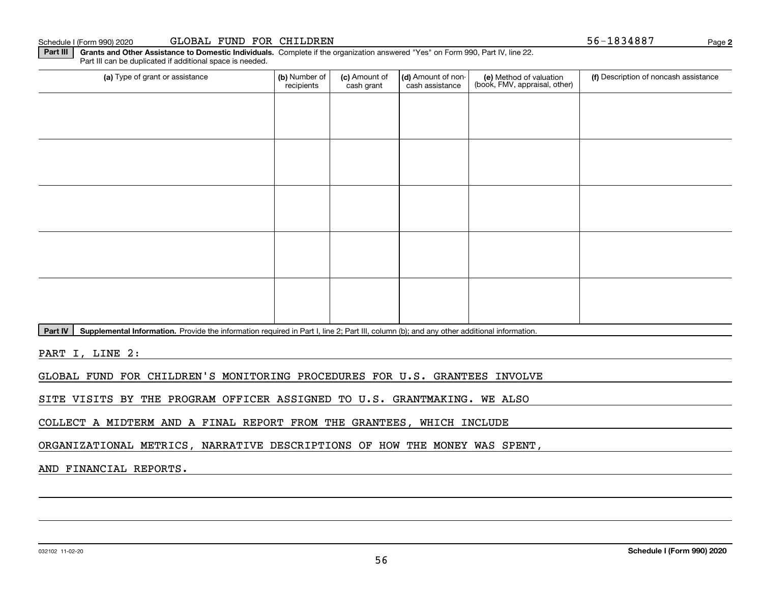Schedule I (Form 990) 2020 GLOBAL FUND FOR CHILDREN 56-1834887 Page 2

**Part III** **Grants and Other Assistance to Domestic Individuals.** Complete if the organization answered "Yes" on Form 990, Part IV, line 22. Part III can be duplicated if additional space is needed.

| (a) Type of grant or assistance | (b) Number of recipients | (c) Amount of cash grant | (d) Amount of non-cash assistance | (e) Method of valuation (book, FMV, appraisal, other) | (f) Description of noncash assistance |
|---|---|---|---|---|---|
| | | | | | |
| | | | | | |
| | | | | | |
| | | | | | |
| | | | | | |

**Part IV** **Supplemental Information.** Provide the information required in Part I, line 2; Part III, column (b); and any other additional information.

PART I, LINE 2:

GLOBAL FUND FOR CHILDREN'S MONITORING PROCEDURES FOR U.S. GRANTEES INVOLVE SITE VISITS BY THE PROGRAM OFFICER ASSIGNED TO U.S. GRANTMAKING. WE ALSO COLLECT A MIDTERM AND A FINAL REPORT FROM THE GRANTEES, WHICH INCLUDE ORGANIZATIONAL METRICS, NARRATIVE DESCRIPTIONS OF HOW THE MONEY WAS SPENT, AND FINANCIAL REPORTS.

032102 11-02-20 **Schedule I (Form 990) 2020**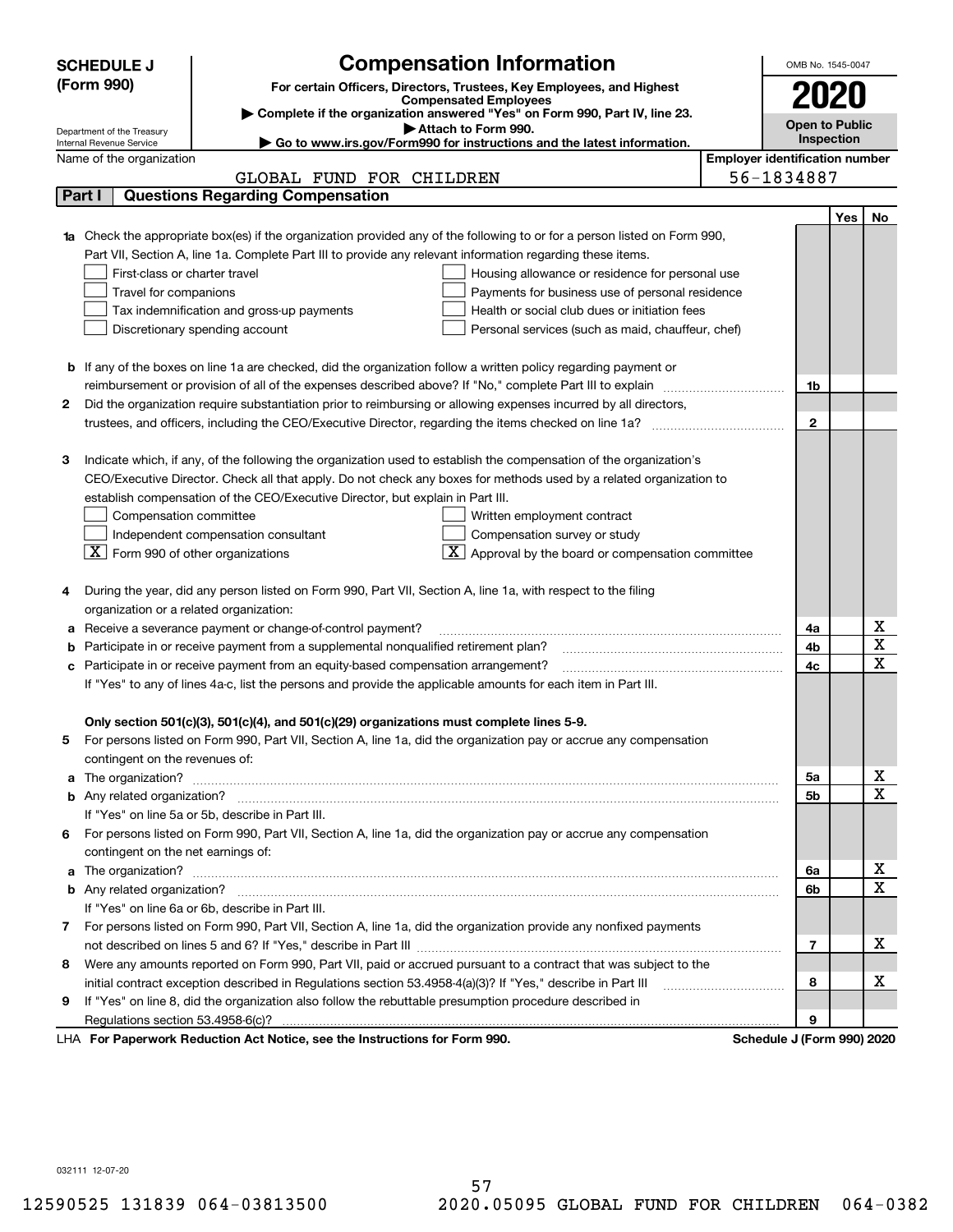**SCHEDULE J (Form 990)**

Department of the Treasury
Internal Revenue Service

# Compensation Information

**For certain Officers, Directors, Trustees, Key Employees, and Highest Compensated Employees**

▶ **Complete if the organization answered "Yes" on Form 990, Part IV, line 23.**

▶ **Attach to Form 990.**

▶ **Go to www.irs.gov/Form990 for instructions and the latest information.**

OMB No. 1545-0047

**2020**

**Open to Public Inspection**

Name of the organization: GLOBAL FUND FOR CHILDREN

Employer identification number: 56-1834887

## Part I Questions Regarding Compensation

| | | | Yes | No |
|---|---|---|---|---|
| **1a** | Check the appropriate box(es) if the organization provided any of the following to or for a person listed on Form 990, Part VII, Section A, line 1a. Complete Part III to provide any relevant information regarding these items.<br>☐ First-class or charter travel ☐ Housing allowance or residence for personal use<br>☐ Travel for companions ☐ Payments for business use of personal residence<br>☐ Tax indemnification and gross-up payments ☐ Health or social club dues or initiation fees<br>☐ Discretionary spending account ☐ Personal services (such as maid, chauffeur, chef) | | | |
| **b** | If any of the boxes on line 1a are checked, did the organization follow a written policy regarding payment or reimbursement or provision of all of the expenses described above? If "No," complete Part III to explain | 1b | | |
| **2** | Did the organization require substantiation prior to reimbursing or allowing expenses incurred by all directors, trustees, and officers, including the CEO/Executive Director, regarding the items checked on line 1a? | 2 | | |
| **3** | Indicate which, if any, of the following the organization used to establish the compensation of the organization's CEO/Executive Director. Check all that apply. Do not check any boxes for methods used by a related organization to establish compensation of the CEO/Executive Director, but explain in Part III.<br>☐ Compensation committee ☐ Written employment contract<br>☐ Independent compensation consultant ☐ Compensation survey or study<br>☒ Form 990 of other organizations ☒ Approval by the board or compensation committee | | | |
| **4** | During the year, did any person listed on Form 990, Part VII, Section A, line 1a, with respect to the filing organization or a related organization: | | | |
| **a** | Receive a severance payment or change-of-control payment? | 4a | | X |
| **b** | Participate in or receive payment from a supplemental nonqualified retirement plan? | 4b | | X |
| **c** | Participate in or receive payment from an equity-based compensation arrangement? | 4c | | X |
| | If "Yes" to any of lines 4a-c, list the persons and provide the applicable amounts for each item in Part III. | | | |
| | **Only section 501(c)(3), 501(c)(4), and 501(c)(29) organizations must complete lines 5-9.** | | | |
| **5** | For persons listed on Form 990, Part VII, Section A, line 1a, did the organization pay or accrue any compensation contingent on the revenues of: | | | |
| **a** | The organization? | 5a | | X |
| **b** | Any related organization? | 5b | | X |
| | If "Yes" on line 5a or 5b, describe in Part III. | | | |
| **6** | For persons listed on Form 990, Part VII, Section A, line 1a, did the organization pay or accrue any compensation contingent on the net earnings of: | | | |
| **a** | The organization? | 6a | | X |
| **b** | Any related organization? | 6b | | X |
| | If "Yes" on line 6a or 6b, describe in Part III. | | | |
| **7** | For persons listed on Form 990, Part VII, Section A, line 1a, did the organization provide any nonfixed payments not described on lines 5 and 6? If "Yes," describe in Part III | 7 | | X |
| **8** | Were any amounts reported on Form 990, Part VII, paid or accrued pursuant to a contract that was subject to the initial contract exception described in Regulations section 53.4958-4(a)(3)? If "Yes," describe in Part III | 8 | | X |
| **9** | If "Yes" on line 8, did the organization also follow the rebuttable presumption procedure described in Regulations section 53.4958-6(c)? | 9 | | |

LHA **For Paperwork Reduction Act Notice, see the Instructions for Form 990.** **Schedule J (Form 990) 2020**

032111 12-07-20

12590525 131839 064-03813500 2020.05095 GLOBAL FUND FOR CHILDREN 064-0382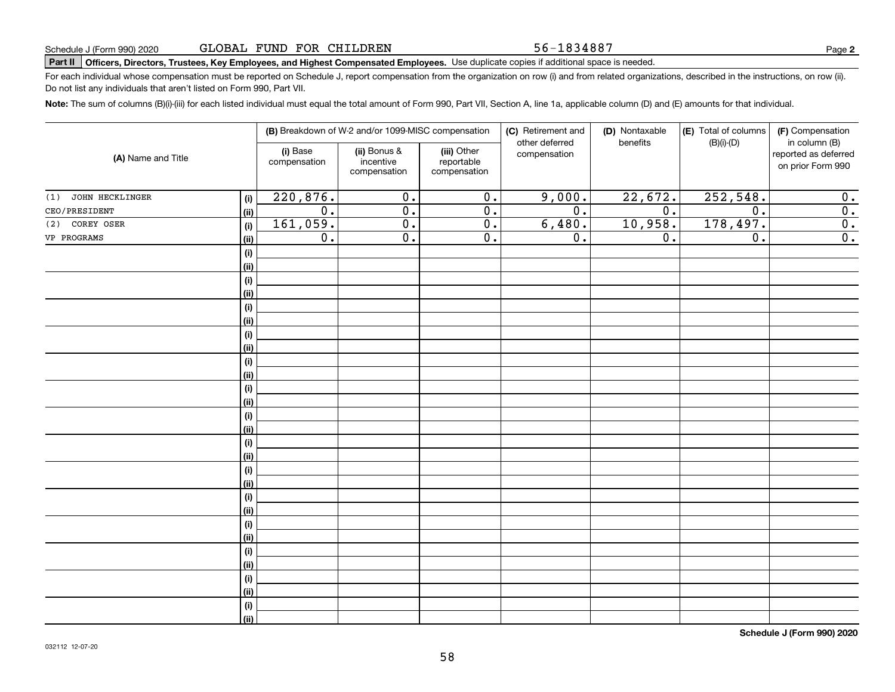Schedule J (Form 990) 2020 GLOBAL FUND FOR CHILDREN 56-1834887

## Part II Officers, Directors, Trustees, Key Employees, and Highest Compensated Employees.

Use duplicate copies if additional space is needed.

For each individual whose compensation must be reported on Schedule J, report compensation from the organization on row (i) and from related organizations, described in the instructions, on row (ii). Do not list any individuals that aren't listed on Form 990, Part VII.

**Note:** The sum of columns (B)(i)-(iii) for each listed individual must equal the total amount of Form 990, Part VII, Section A, line 1a, applicable column (D) and (E) amounts for that individual.

| (A) Name and Title | | (B) Breakdown of W-2 and/or 1099-MISC compensation | | | (C) Retirement and other deferred compensation | (D) Nontaxable benefits | (E) Total of columns (B)(i)-(D) | (F) Compensation in column (B) reported as deferred on prior Form 990 |
|---|---|---|---|---|---|---|---|---|
| | | (i) Base compensation | (ii) Bonus & incentive compensation | (iii) Other reportable compensation | | | | |
| (1) JOHN HECKLINGER | (i) | 220,876. | 0. | 0. | 9,000. | 22,672. | 252,548. | 0. |
| CEO/PRESIDENT | (ii) | 0. | 0. | 0. | 0. | 0. | 0. | 0. |
| (2) COREY OSER | (i) | 161,059. | 0. | 0. | 6,480. | 10,958. | 178,497. | 0. |
| VP PROGRAMS | (ii) | 0. | 0. | 0. | 0. | 0. | 0. | 0. |
| | (i) | | | | | | | |
| | (ii) | | | | | | | |
| | (i) | | | | | | | |
| | (ii) | | | | | | | |
| | (i) | | | | | | | |
| | (ii) | | | | | | | |
| | (i) | | | | | | | |
| | (ii) | | | | | | | |
| | (i) | | | | | | | |
| | (ii) | | | | | | | |
| | (i) | | | | | | | |
| | (ii) | | | | | | | |
| | (i) | | | | | | | |
| | (ii) | | | | | | | |
| | (i) | | | | | | | |
| | (ii) | | | | | | | |
| | (i) | | | | | | | |
| | (ii) | | | | | | | |
| | (i) | | | | | | | |
| | (ii) | | | | | | | |
| | (i) | | | | | | | |
| | (ii) | | | | | | | |
| | (i) | | | | | | | |
| | (ii) | | | | | | | |
| | (i) | | | | | | | |
| | (ii) | | | | | | | |
| | (i) | | | | | | | |
| | (ii) | | | | | | | |

**Schedule J (Form 990) 2020**

032112 12-07-20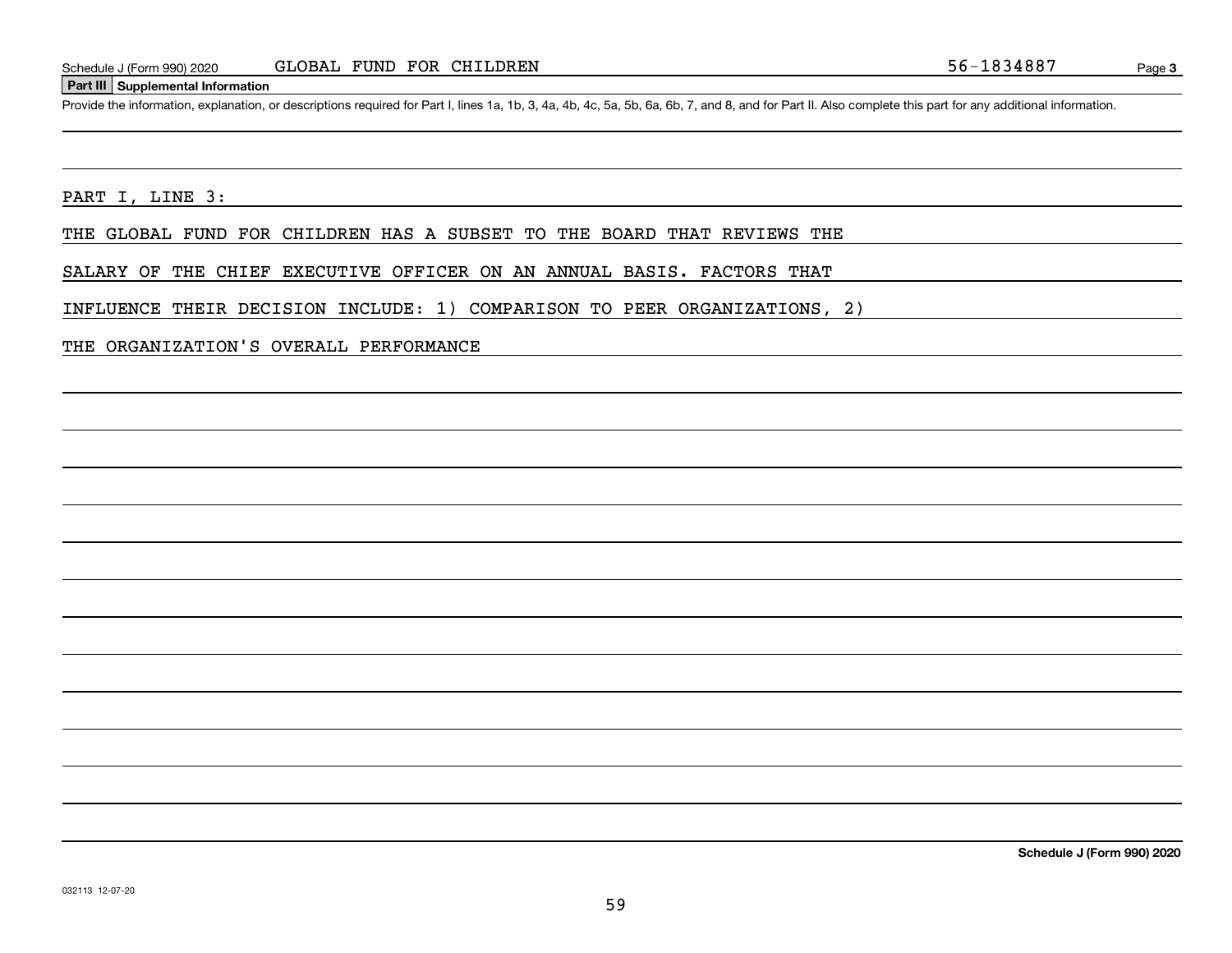**Part III Supplemental Information**

Provide the information, explanation, or descriptions required for Part I, lines 1a, 1b, 3, 4a, 4b, 4c, 5a, 5b, 6a, 6b, 7, and 8, and for Part II. Also complete this part for any additional information.

PART I, LINE 3:

THE GLOBAL FUND FOR CHILDREN HAS A SUBSET TO THE BOARD THAT REVIEWS THE SALARY OF THE CHIEF EXECUTIVE OFFICER ON AN ANNUAL BASIS. FACTORS THAT INFLUENCE THEIR DECISION INCLUDE: 1) COMPARISON TO PEER ORGANIZATIONS, 2) THE ORGANIZATION'S OVERALL PERFORMANCE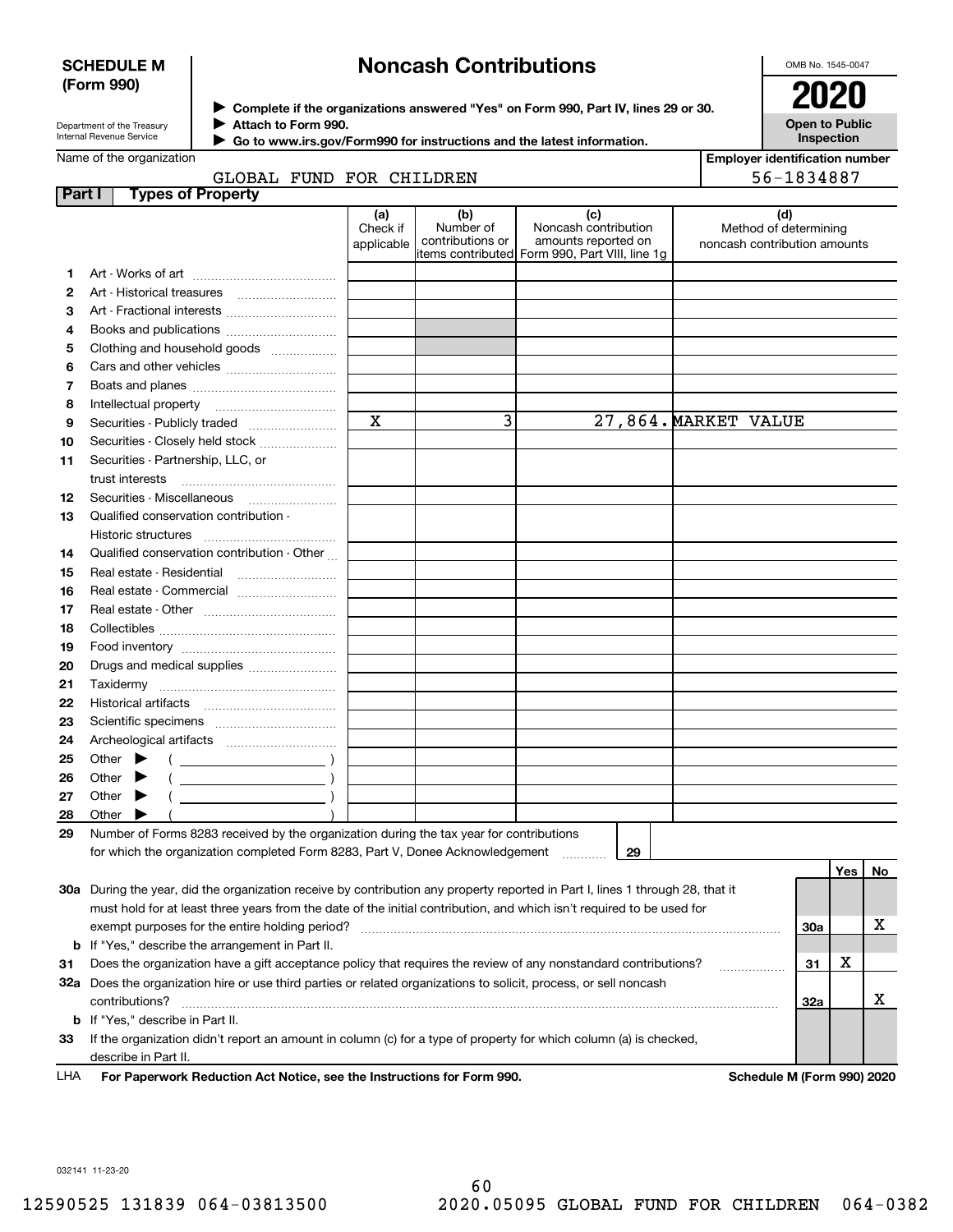**SCHEDULE M**
**(Form 990)**

Department of the Treasury
Internal Revenue Service

# Noncash Contributions

▶ Complete if the organizations answered "Yes" on Form 990, Part IV, lines 29 or 30.
▶ Attach to Form 990.
▶ Go to www.irs.gov/Form990 for instructions and the latest information.

OMB No. 1545-0047

**2020**

**Open to Public Inspection**

Name of the organization: GLOBAL FUND FOR CHILDREN

Employer identification number: 56-1834887

## Part I Types of Property

| | | (a) Check if applicable | (b) Number of contributions or items contributed | (c) Noncash contribution amounts reported on Form 990, Part VIII, line 1g | (d) Method of determining noncash contribution amounts |
|---|---|---|---|---|---|
| 1 | Art - Works of art | | | | |
| 2 | Art - Historical treasures | | | | |
| 3 | Art - Fractional interests | | | | |
| 4 | Books and publications | | | | |
| 5 | Clothing and household goods | | | | |
| 6 | Cars and other vehicles | | | | |
| 7 | Boats and planes | | | | |
| 8 | Intellectual property | | | | |
| 9 | Securities - Publicly traded | X | 3 | 27,864. | MARKET VALUE |
| 10 | Securities - Closely held stock | | | | |
| 11 | Securities - Partnership, LLC, or trust interests | | | | |
| 12 | Securities - Miscellaneous | | | | |
| 13 | Qualified conservation contribution - Historic structures | | | | |
| 14 | Qualified conservation contribution - Other | | | | |
| 15 | Real estate - Residential | | | | |
| 16 | Real estate - Commercial | | | | |
| 17 | Real estate - Other | | | | |
| 18 | Collectibles | | | | |
| 19 | Food inventory | | | | |
| 20 | Drugs and medical supplies | | | | |
| 21 | Taxidermy | | | | |
| 22 | Historical artifacts | | | | |
| 23 | Scientific specimens | | | | |
| 24 | Archeological artifacts | | | | |
| 25 | Other ▶ ( ) | | | | |
| 26 | Other ▶ ( ) | | | | |
| 27 | Other ▶ ( ) | | | | |
| 28 | Other ▶ ( ) | | | | |

29 Number of Forms 8283 received by the organization during the tax year for contributions for which the organization completed Form 8283, Part V, Donee Acknowledgement ..... **29**

| | | | Yes | No |
|---|---|---|---|---|
| 30a | During the year, did the organization receive by contribution any property reported in Part I, lines 1 through 28, that it must hold for at least three years from the date of the initial contribution, and which isn't required to be used for exempt purposes for the entire holding period? | 30a | | X |
| b | If "Yes," describe the arrangement in Part II. | | | |
| 31 | Does the organization have a gift acceptance policy that requires the review of any nonstandard contributions? | 31 | X | |
| 32a | Does the organization hire or use third parties or related organizations to solicit, process, or sell noncash contributions? | 32a | | X |
| b | If "Yes," describe in Part II. | | | |
| 33 | If the organization didn't report an amount in column (c) for a type of property for which column (a) is checked, describe in Part II. | | | |

LHA **For Paperwork Reduction Act Notice, see the Instructions for Form 990.** **Schedule M (Form 990) 2020**

032141 11-23-20

12590525 131839 064-03813500 2020.05095 GLOBAL FUND FOR CHILDREN 064-0382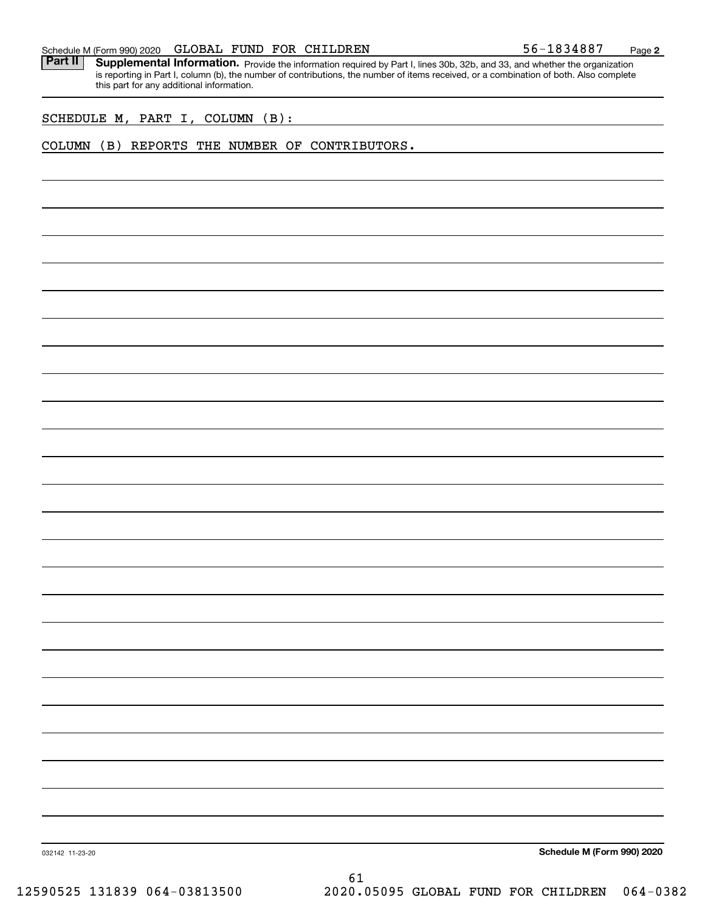Schedule M (Form 990) 2020 GLOBAL FUND FOR CHILDREN 56-1834887 Page 2

**Part II** **Supplemental Information.** Provide the information required by Part I, lines 30b, 32b, and 33, and whether the organization is reporting in Part I, column (b), the number of contributions, the number of items received, or a combination of both. Also complete this part for any additional information.

SCHEDULE M, PART I, COLUMN (B):

COLUMN (B) REPORTS THE NUMBER OF CONTRIBUTORS.

032142 11-23-20 **Schedule M (Form 990) 2020**

12590525 131839 064-03813500 2020.05095 GLOBAL FUND FOR CHILDREN 064-0382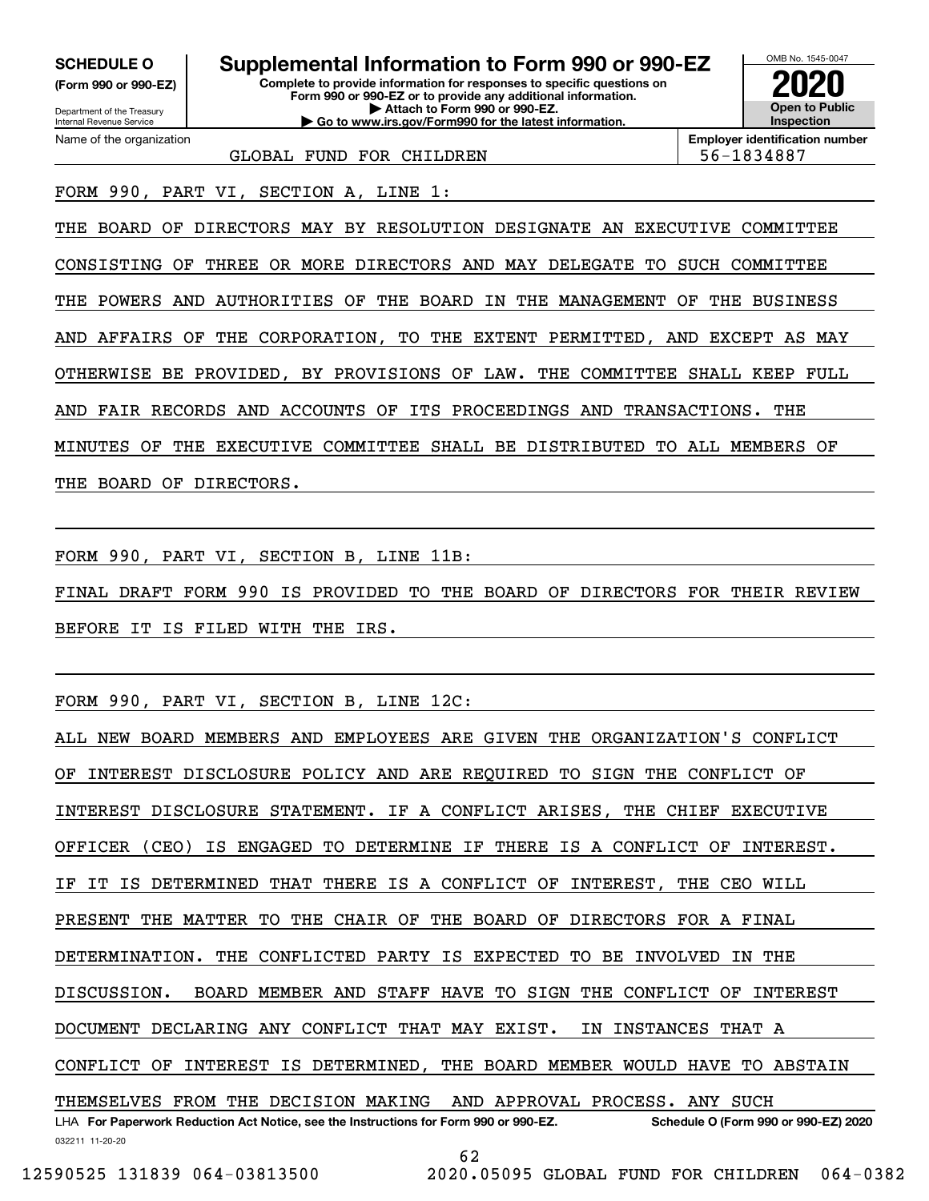**SCHEDULE O**
**(Form 990 or 990-EZ)**

Department of the Treasury
Internal Revenue Service

# Supplemental Information to Form 990 or 990-EZ

**Complete to provide information for responses to specific questions on Form 990 or 990-EZ or to provide any additional information.**
**▶ Attach to Form 990 or 990-EZ.**
**▶ Go to www.irs.gov/Form990 for the latest information.**

OMB No. 1545-0047

**2020**

**Open to Public Inspection**

| Name of the organization | Employer identification number |
| --- | --- |
| GLOBAL FUND FOR CHILDREN | 56-1834887 |

FORM 990, PART VI, SECTION A, LINE 1:

THE BOARD OF DIRECTORS MAY BY RESOLUTION DESIGNATE AN EXECUTIVE COMMITTEE CONSISTING OF THREE OR MORE DIRECTORS AND MAY DELEGATE TO SUCH COMMITTEE THE POWERS AND AUTHORITIES OF THE BOARD IN THE MANAGEMENT OF THE BUSINESS AND AFFAIRS OF THE CORPORATION, TO THE EXTENT PERMITTED, AND EXCEPT AS MAY OTHERWISE BE PROVIDED, BY PROVISIONS OF LAW. THE COMMITTEE SHALL KEEP FULL AND FAIR RECORDS AND ACCOUNTS OF ITS PROCEEDINGS AND TRANSACTIONS. THE MINUTES OF THE EXECUTIVE COMMITTEE SHALL BE DISTRIBUTED TO ALL MEMBERS OF THE BOARD OF DIRECTORS.

FORM 990, PART VI, SECTION B, LINE 11B:

FINAL DRAFT FORM 990 IS PROVIDED TO THE BOARD OF DIRECTORS FOR THEIR REVIEW BEFORE IT IS FILED WITH THE IRS.

FORM 990, PART VI, SECTION B, LINE 12C:

ALL NEW BOARD MEMBERS AND EMPLOYEES ARE GIVEN THE ORGANIZATION'S CONFLICT OF INTEREST DISCLOSURE POLICY AND ARE REQUIRED TO SIGN THE CONFLICT OF INTEREST DISCLOSURE STATEMENT. IF A CONFLICT ARISES, THE CHIEF EXECUTIVE OFFICER (CEO) IS ENGAGED TO DETERMINE IF THERE IS A CONFLICT OF INTEREST. IF IT IS DETERMINED THAT THERE IS A CONFLICT OF INTEREST, THE CEO WILL PRESENT THE MATTER TO THE CHAIR OF THE BOARD OF DIRECTORS FOR A FINAL DETERMINATION. THE CONFLICTED PARTY IS EXPECTED TO BE INVOLVED IN THE DISCUSSION. BOARD MEMBER AND STAFF HAVE TO SIGN THE CONFLICT OF INTEREST DOCUMENT DECLARING ANY CONFLICT THAT MAY EXIST. IN INSTANCES THAT A CONFLICT OF INTEREST IS DETERMINED, THE BOARD MEMBER WOULD HAVE TO ABSTAIN THEMSELVES FROM THE DECISION MAKING AND APPROVAL PROCESS. ANY SUCH

LHA **For Paperwork Reduction Act Notice, see the Instructions for Form 990 or 990-EZ.** **Schedule O (Form 990 or 990-EZ) 2020**

032211 11-20-20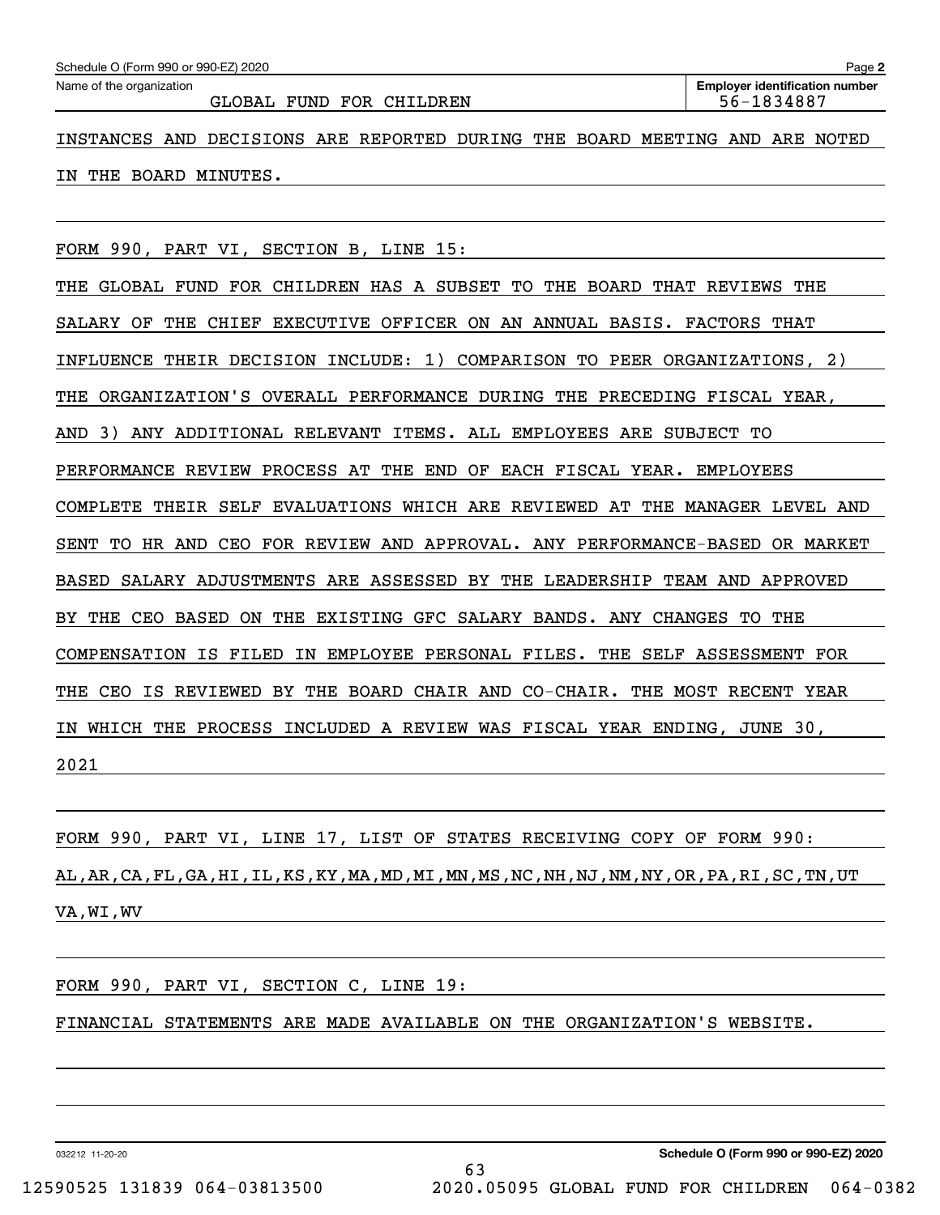Name of the organization: GLOBAL FUND FOR CHILDREN

Employer identification number: 56-1834887

INSTANCES AND DECISIONS ARE REPORTED DURING THE BOARD MEETING AND ARE NOTED IN THE BOARD MINUTES.

FORM 990, PART VI, SECTION B, LINE 15:

THE GLOBAL FUND FOR CHILDREN HAS A SUBSET TO THE BOARD THAT REVIEWS THE SALARY OF THE CHIEF EXECUTIVE OFFICER ON AN ANNUAL BASIS. FACTORS THAT INFLUENCE THEIR DECISION INCLUDE: 1) COMPARISON TO PEER ORGANIZATIONS, 2) THE ORGANIZATION'S OVERALL PERFORMANCE DURING THE PRECEDING FISCAL YEAR, AND 3) ANY ADDITIONAL RELEVANT ITEMS. ALL EMPLOYEES ARE SUBJECT TO PERFORMANCE REVIEW PROCESS AT THE END OF EACH FISCAL YEAR. EMPLOYEES COMPLETE THEIR SELF EVALUATIONS WHICH ARE REVIEWED AT THE MANAGER LEVEL AND SENT TO HR AND CEO FOR REVIEW AND APPROVAL. ANY PERFORMANCE-BASED OR MARKET BASED SALARY ADJUSTMENTS ARE ASSESSED BY THE LEADERSHIP TEAM AND APPROVED BY THE CEO BASED ON THE EXISTING GFC SALARY BANDS. ANY CHANGES TO THE COMPENSATION IS FILED IN EMPLOYEE PERSONAL FILES. THE SELF ASSESSMENT FOR THE CEO IS REVIEWED BY THE BOARD CHAIR AND CO-CHAIR. THE MOST RECENT YEAR IN WHICH THE PROCESS INCLUDED A REVIEW WAS FISCAL YEAR ENDING, JUNE 30, 2021

FORM 990, PART VI, LINE 17, LIST OF STATES RECEIVING COPY OF FORM 990:

AL,AR,CA,FL,GA,HI,IL,KS,KY,MA,MD,MI,MN,MS,NC,NH,NJ,NM,NY,OR,PA,RI,SC,TN,UT VA,WI,WV

FORM 990, PART VI, SECTION C, LINE 19:

FINANCIAL STATEMENTS ARE MADE AVAILABLE ON THE ORGANIZATION'S WEBSITE.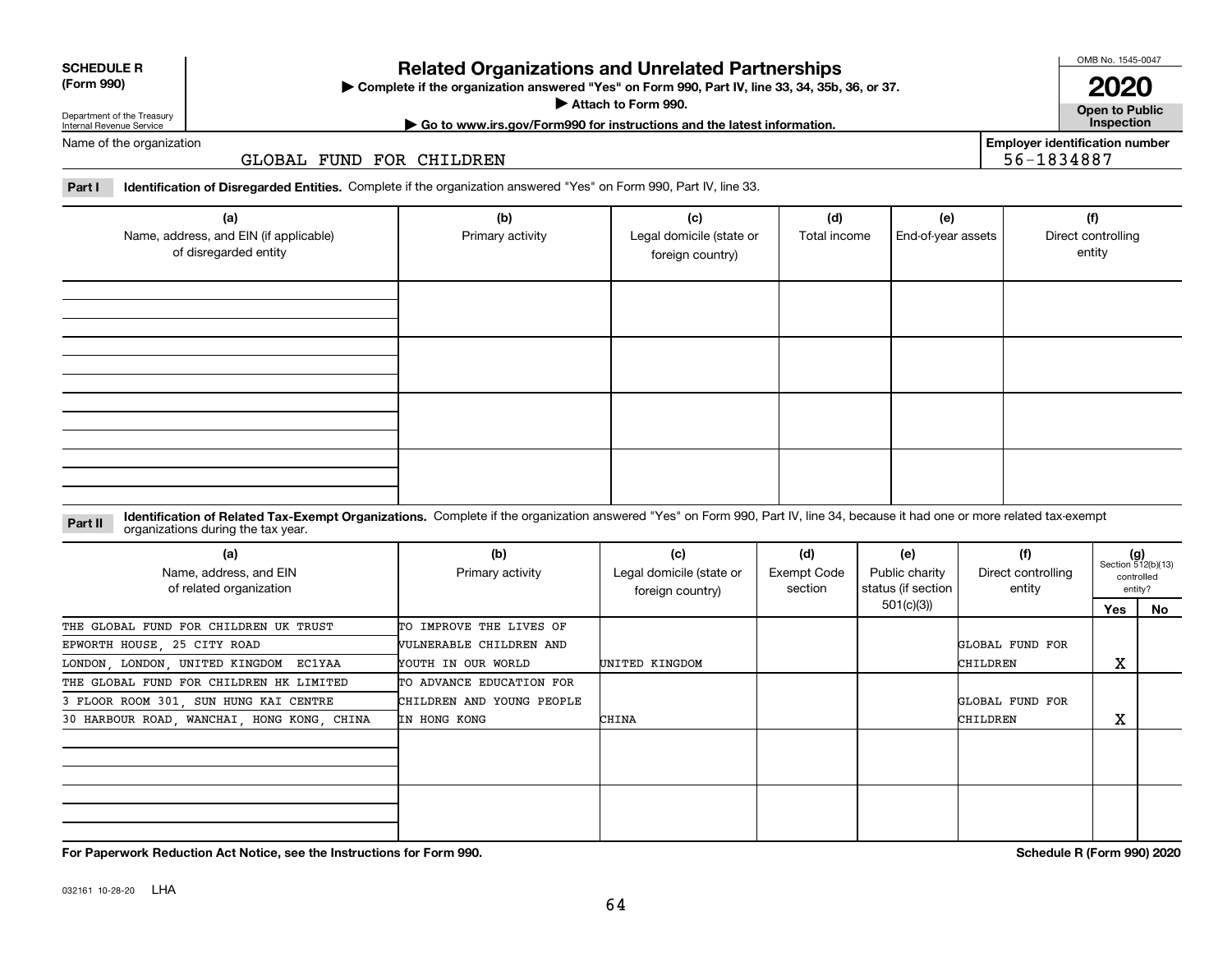**SCHEDULE R (Form 990)**

Department of the Treasury
Internal Revenue Service

# Related Organizations and Unrelated Partnerships

▶ Complete if the organization answered "Yes" on Form 990, Part IV, line 33, 34, 35b, 36, or 37.
▶ Attach to Form 990.
▶ Go to www.irs.gov/Form990 for instructions and the latest information.

OMB No. 1545-0047

**2020**

**Open to Public Inspection**

Name of the organization: GLOBAL FUND FOR CHILDREN

Employer identification number: 56-1834887

**Part I** **Identification of Disregarded Entities.** Complete if the organization answered "Yes" on Form 990, Part IV, line 33.

| (a) Name, address, and EIN (if applicable) of disregarded entity | (b) Primary activity | (c) Legal domicile (state or foreign country) | (d) Total income | (e) End-of-year assets | (f) Direct controlling entity |
|---|---|---|---|---|---|
| | | | | | |
| | | | | | |
| | | | | | |
| | | | | | |

**Part II** **Identification of Related Tax-Exempt Organizations.** Complete if the organization answered "Yes" on Form 990, Part IV, line 34, because it had one or more related tax-exempt organizations during the tax year.

| (a) Name, address, and EIN of related organization | (b) Primary activity | (c) Legal domicile (state or foreign country) | (d) Exempt Code section | (e) Public charity status (if section 501(c)(3)) | (f) Direct controlling entity | (g) Section 512(b)(13) controlled entity? Yes | No |
|---|---|---|---|---|---|---|---|
| THE GLOBAL FUND FOR CHILDREN UK TRUST<br>EPWORTH HOUSE, 25 CITY ROAD<br>LONDON, LONDON, UNITED KINGDOM EC1YAA | TO IMPROVE THE LIVES OF VULNERABLE CHILDREN AND YOUTH IN OUR WORLD | UNITED KINGDOM | | | GLOBAL FUND FOR CHILDREN | X | |
| THE GLOBAL FUND FOR CHILDREN HK LIMITED<br>3 FLOOR ROOM 301, SUN HUNG KAI CENTRE<br>30 HARBOUR ROAD, WANCHAI, HONG KONG, CHINA | TO ADVANCE EDUCATION FOR CHILDREN AND YOUNG PEOPLE IN HONG KONG | CHINA | | | GLOBAL FUND FOR CHILDREN | X | |
| | | | | | | | |
| | | | | | | | |

**For Paperwork Reduction Act Notice, see the Instructions for Form 990.**

Schedule R (Form 990) 2020

032161 10-28-20 LHA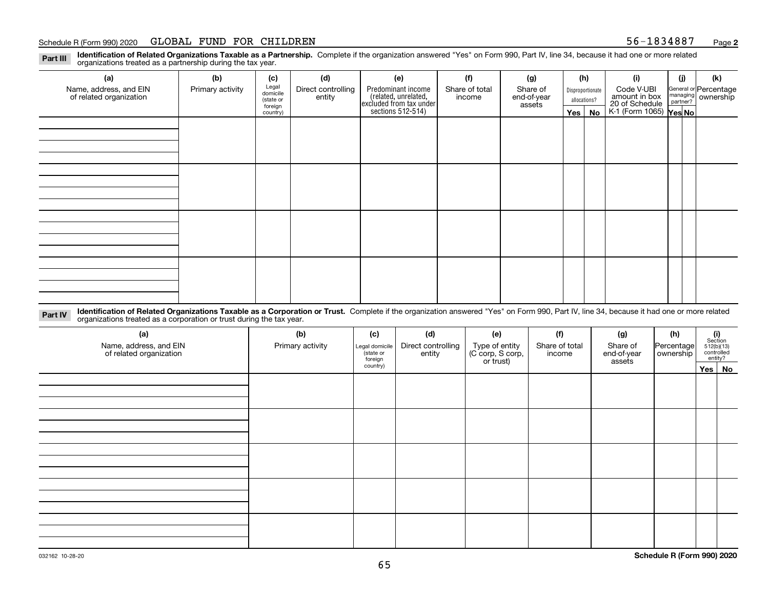Schedule R (Form 990) 2020 GLOBAL FUND FOR CHILDREN 56-1834887 Page **2**

**Part III** **Identification of Related Organizations Taxable as a Partnership.** Complete if the organization answered "Yes" on Form 990, Part IV, line 34, because it had one or more related organizations treated as a partnership during the tax year.

| (a) Name, address, and EIN of related organization | (b) Primary activity | (c) Legal domicile (state or foreign country) | (d) Direct controlling entity | (e) Predominant income (related, unrelated, excluded from tax under sections 512-514) | (f) Share of total income | (g) Share of end-of-year assets | (h) Disproportionate allocations? Yes | (h) No | (i) Code V-UBI amount in box 20 of Schedule K-1 (Form 1065) | (j) General or managing partner? Yes | (j) No | (k) Percentage ownership |
|---|---|---|---|---|---|---|---|---|---|---|---|---|
| | | | | | | | | | | | | |
| | | | | | | | | | | | | |
| | | | | | | | | | | | | |
| | | | | | | | | | | | | |

**Part IV** **Identification of Related Organizations Taxable as a Corporation or Trust.** Complete if the organization answered "Yes" on Form 990, Part IV, line 34, because it had one or more related organizations treated as a corporation or trust during the tax year.

| (a) Name, address, and EIN of related organization | (b) Primary activity | (c) Legal domicile (state or foreign country) | (d) Direct controlling entity | (e) Type of entity (C corp, S corp, or trust) | (f) Share of total income | (g) Share of end-of-year assets | (h) Percentage ownership | (i) Section 512(b)(13) controlled entity? Yes | (i) No |
|---|---|---|---|---|---|---|---|---|---|
| | | | | | | | | | |
| | | | | | | | | | |
| | | | | | | | | | |
| | | | | | | | | | |
| | | | | | | | | | |

032162 10-28-20 **Schedule R (Form 990) 2020**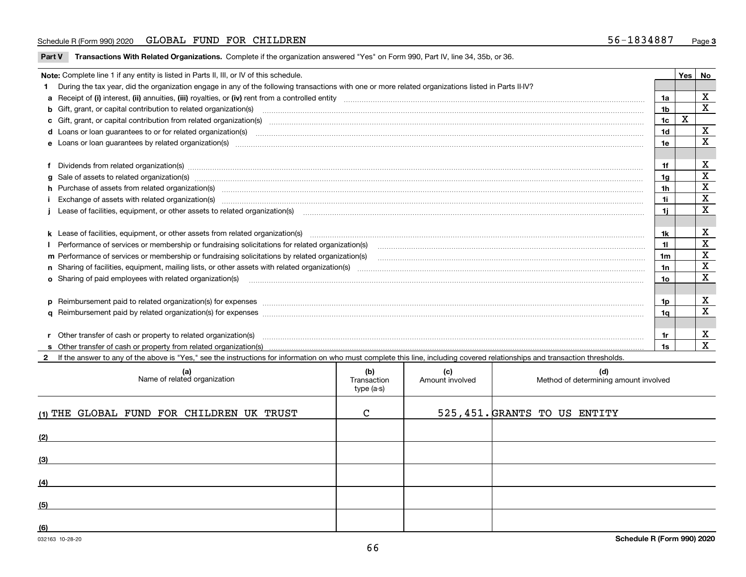Schedule R (Form 990) 2020 GLOBAL FUND FOR CHILDREN 56-1834887 Page 3

**Part V Transactions With Related Organizations.** Complete if the organization answered "Yes" on Form 990, Part IV, line 34, 35b, or 36.

| **Note:** Complete line 1 if any entity is listed in Parts II, III, or IV of this schedule. | | Yes | No |
|---|---|---|---|
| **1** During the tax year, did the organization engage in any of the following transactions with one or more related organizations listed in Parts II-IV? | | | |
| **a** Receipt of **(i)** interest, **(ii)** annuities, **(iii)** royalties, or **(iv)** rent from a controlled entity | 1a | | X |
| **b** Gift, grant, or capital contribution to related organization(s) | 1b | | X |
| **c** Gift, grant, or capital contribution from related organization(s) | 1c | X | |
| **d** Loans or loan guarantees to or for related organization(s) | 1d | | X |
| **e** Loans or loan guarantees by related organization(s) | 1e | | X |
| **f** Dividends from related organization(s) | 1f | | X |
| **g** Sale of assets to related organization(s) | 1g | | X |
| **h** Purchase of assets from related organization(s) | 1h | | X |
| **i** Exchange of assets with related organization(s) | 1i | | X |
| **j** Lease of facilities, equipment, or other assets to related organization(s) | 1j | | X |
| **k** Lease of facilities, equipment, or other assets from related organization(s) | 1k | | X |
| **l** Performance of services or membership or fundraising solicitations for related organization(s) | 1l | | X |
| **m** Performance of services or membership or fundraising solicitations by related organization(s) | 1m | | X |
| **n** Sharing of facilities, equipment, mailing lists, or other assets with related organization(s) | 1n | | X |
| **o** Sharing of paid employees with related organization(s) | 1o | | X |
| **p** Reimbursement paid to related organization(s) for expenses | 1p | | X |
| **q** Reimbursement paid by related organization(s) for expenses | 1q | | X |
| **r** Other transfer of cash or property to related organization(s) | 1r | | X |
| **s** Other transfer of cash or property from related organization(s) | 1s | | X |

**2** If the answer to any of the above is "Yes," see the instructions for information on who must complete this line, including covered relationships and transaction thresholds.

| | (a) Name of related organization | (b) Transaction type (a-s) | (c) Amount involved | (d) Method of determining amount involved |
|---|---|---|---|---|
| (1) | THE GLOBAL FUND FOR CHILDREN UK TRUST | C | 525,451. | GRANTS TO US ENTITY |
| (2) | | | | |
| (3) | | | | |
| (4) | | | | |
| (5) | | | | |
| (6) | | | | |

032163 10-28-20 Schedule R (Form 990) 2020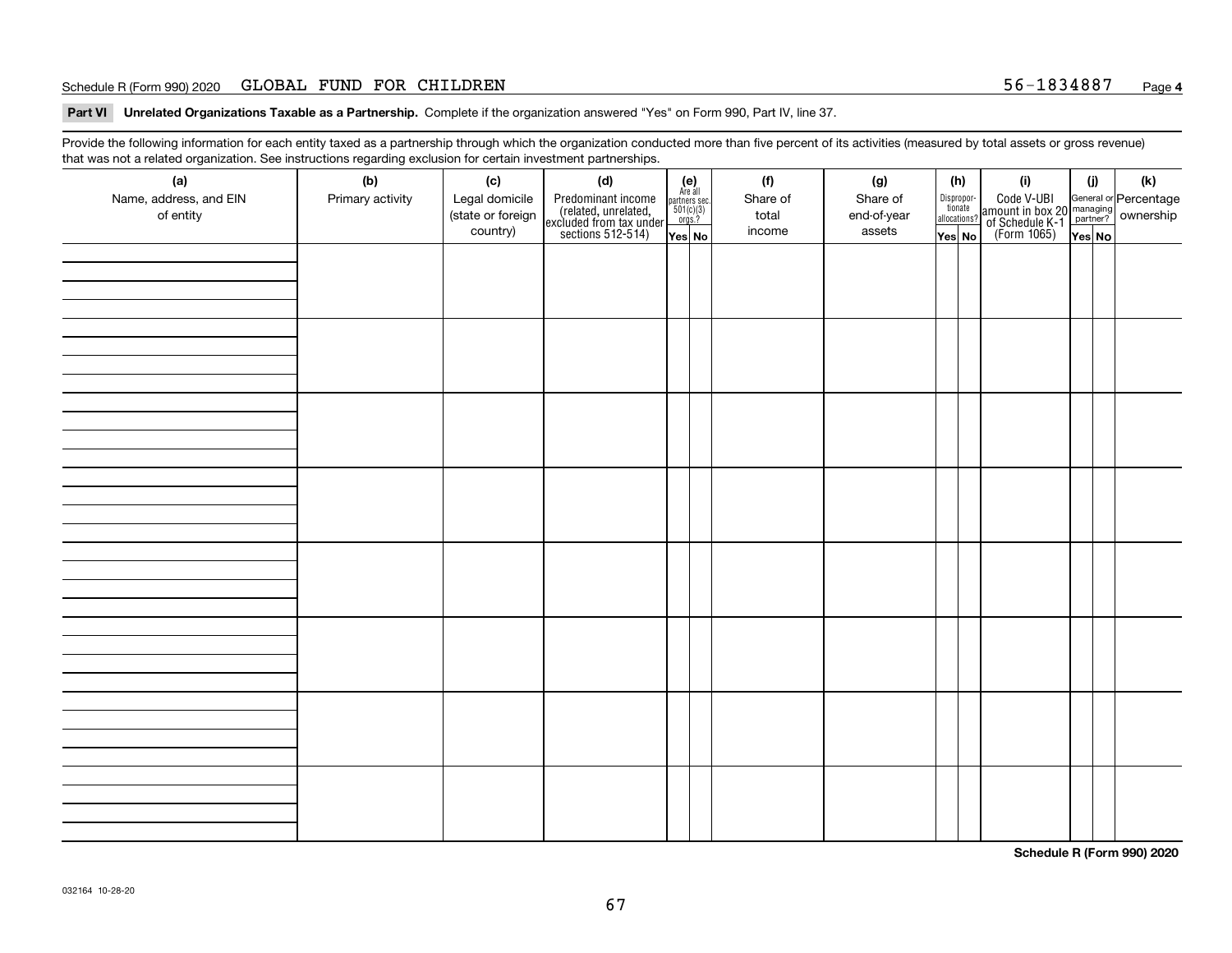Schedule R (Form 990) 2020 GLOBAL FUND FOR CHILDREN 56-1834887 Page **4**

**Part VI Unrelated Organizations Taxable as a Partnership.** Complete if the organization answered "Yes" on Form 990, Part IV, line 37.

Provide the following information for each entity taxed as a partnership through which the organization conducted more than five percent of its activities (measured by total assets or gross revenue) that was not a related organization. See instructions regarding exclusion for certain investment partnerships.

| (a) Name, address, and EIN of entity | (b) Primary activity | (c) Legal domicile (state or foreign country) | (d) Predominant income (related, unrelated, excluded from tax under sections 512-514) | (e) Are all partners sec. 501(c)(3) orgs.? | | (f) Share of total income | (g) Share of end-of-year assets | (h) Disproportionate allocations? | | (i) Code V-UBI amount in box 20 of Schedule K-1 (Form 1065) | (j) General or managing partner? | | (k) Percentage ownership |
|---|---|---|---|---|---|---|---|---|---|---|---|---|---|
| | | | | Yes | No | | | Yes | No | | Yes | No | |
| | | | | | | | | | | | | | |
| | | | | | | | | | | | | | |
| | | | | | | | | | | | | | |
| | | | | | | | | | | | | | |
| | | | | | | | | | | | | | |
| | | | | | | | | | | | | | |
| | | | | | | | | | | | | | |
| | | | | | | | | | | | | | |

**Schedule R (Form 990) 2020**

032164 10-28-20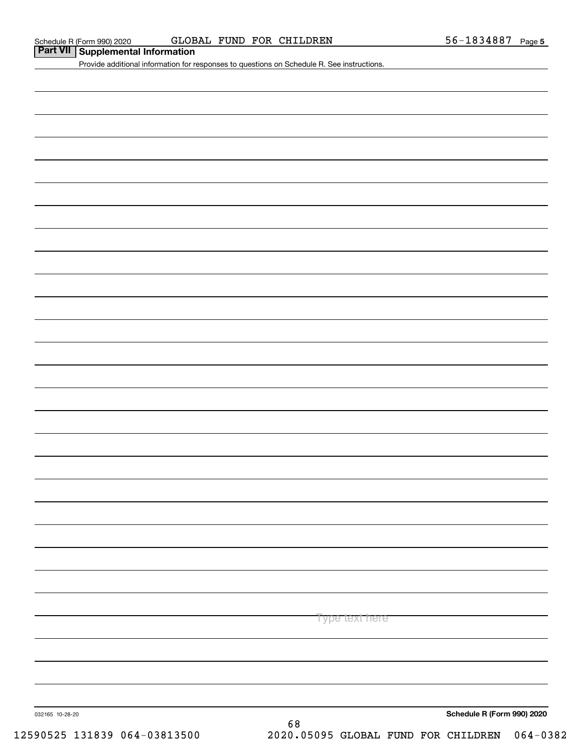Schedule R (Form 990) 2020 GLOBAL FUND FOR CHILDREN 56-1834887 Page 5

## Part VII Supplemental Information

Provide additional information for responses to questions on Schedule R. See instructions.

Type text here

032165 10-28-20

Schedule R (Form 990) 2020

12590525 131839 064-03813500 2020.05095 GLOBAL FUND FOR CHILDREN 064-0382